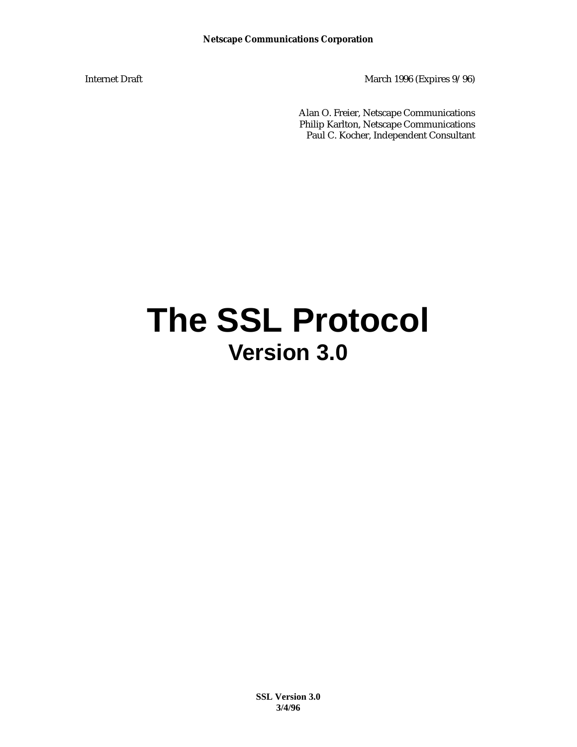**Netscape Communications Corporation**

Internet Draft — March 1996 (Expires 9/96)

Alan O. Freier, Netscape Communications
Philip Karlton, Netscape Communications
Paul C. Kocher, Independent Consultant

# The SSL Protocol

## Version 3.0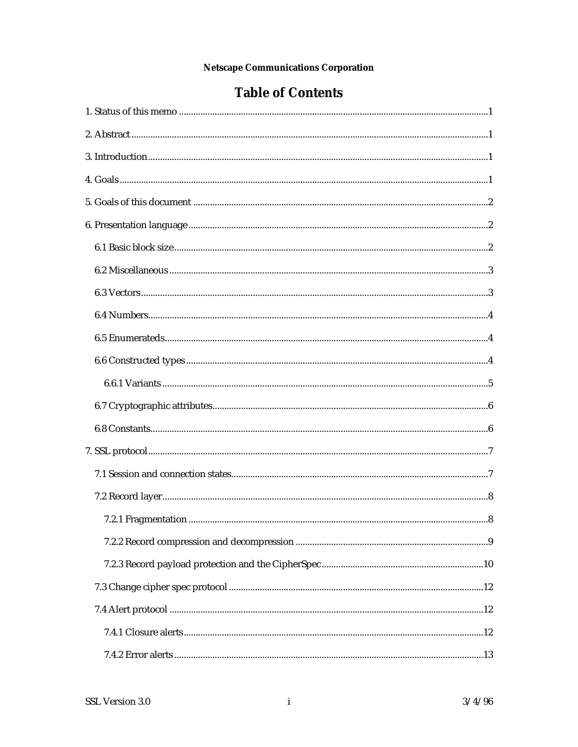# Table of Contents

1. Status of this memo ........................................................................................................................1

2. Abstract ..............................................................................................................................................1

3. Introduction ........................................................................................................................................1

4. Goals ...................................................................................................................................................1

5. Goals of this document .....................................................................................................................2

6. Presentation language ........................................................................................................................2

  6.1 Basic block size ..............................................................................................................................2

  6.2 Miscellaneous .................................................................................................................................3

  6.3 Vectors .............................................................................................................................................3

  6.4 Numbers ...........................................................................................................................................4

  6.5 Enumerateds ....................................................................................................................................4

  6.6 Constructed types ............................................................................................................................4

    6.6.1 Variants .......................................................................................................................................5

  6.7 Cryptographic attributes ..................................................................................................................6

  6.8 Constants .........................................................................................................................................6

7. SSL protocol .........................................................................................................................................7

  7.1 Session and connection states .........................................................................................................7

  7.2 Record layer .....................................................................................................................................8

    7.2.1 Fragmentation .............................................................................................................................8

    7.2.2 Record compression and decompression ...................................................................................9

    7.2.3 Record payload protection and the CipherSpec .......................................................................10

  7.3 Change cipher spec protocol ..........................................................................................................12

  7.4 Alert protocol ..................................................................................................................................12

    7.4.1 Closure alerts .............................................................................................................................12

    7.4.2 Error alerts .................................................................................................................................13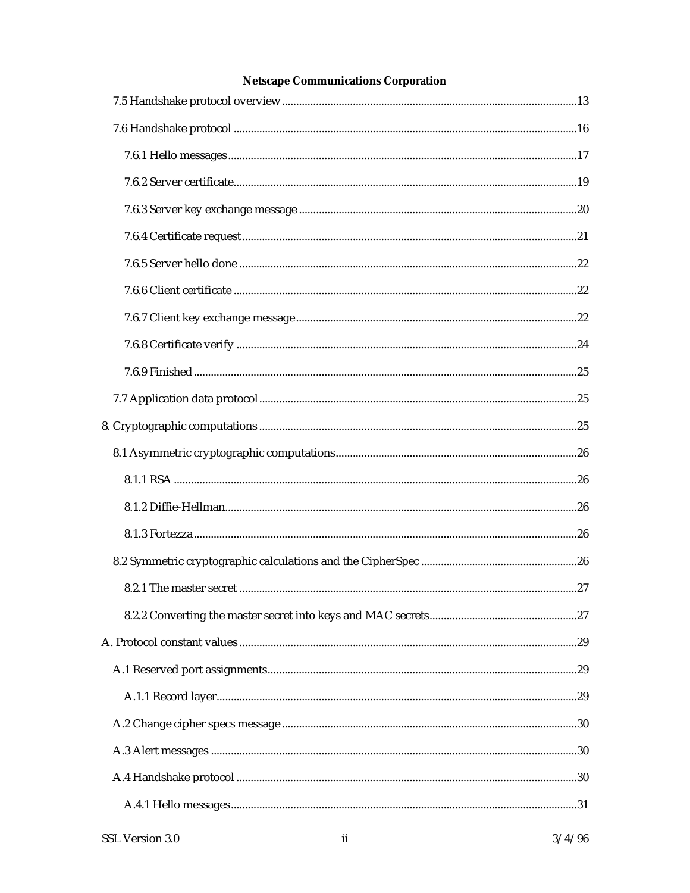7.5 Handshake protocol overview ........................................................................................................13

7.6 Handshake protocol .........................................................................................................................16

7.6.1 Hello messages..........................................................................................................................17

7.6.2 Server certificate.......................................................................................................................19

7.6.3 Server key exchange message .................................................................................................20

7.6.4 Certificate request.....................................................................................................................21

7.6.5 Server hello done ......................................................................................................................22

7.6.6 Client certificate ........................................................................................................................22

7.6.7 Client key exchange message..................................................................................................22

7.6.8 Certificate verify .......................................................................................................................24

7.6.9 Finished......................................................................................................................................25

7.7 Application data protocol...............................................................................................................25

8. Cryptographic computations ...............................................................................................................25

8.1 Asymmetric cryptographic computations....................................................................................26

8.1.1 RSA .............................................................................................................................................26

8.1.2 Diffie-Hellman...........................................................................................................................26

8.1.3 Fortezza......................................................................................................................................26

8.2 Symmetric cryptographic calculations and the CipherSpec .......................................................26

8.2.1 The master secret ......................................................................................................................27

8.2.2 Converting the master secret into keys and MAC secrets...................................................27

A. Protocol constant values ......................................................................................................................29

A.1 Reserved port assignments............................................................................................................29

A.1.1 Record layer..............................................................................................................................29

A.2 Change cipher specs message .......................................................................................................30

A.3 Alert messages ................................................................................................................................30

A.4 Handshake protocol .......................................................................................................................30

A.4.1 Hello messages.........................................................................................................................31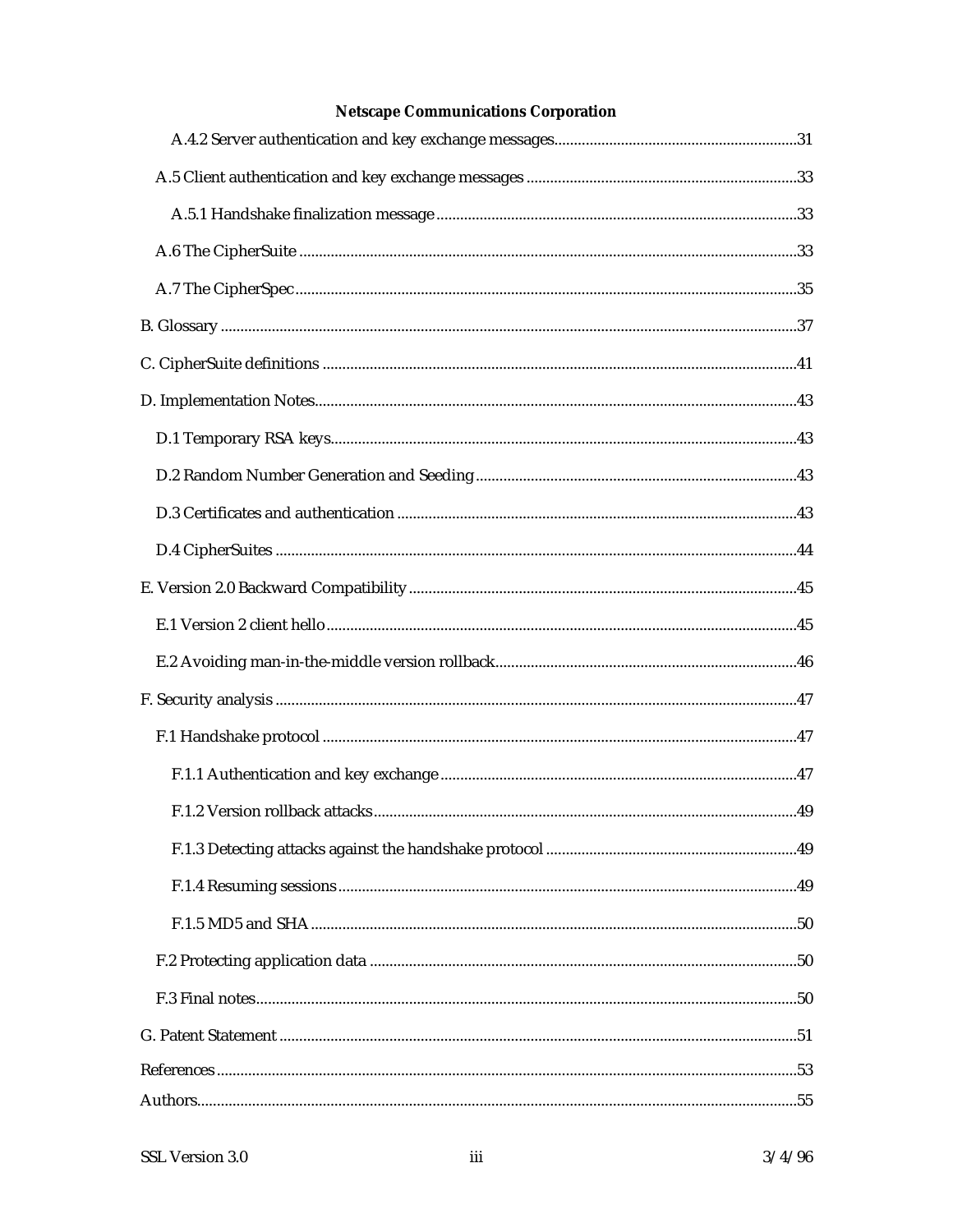A.4.2 Server authentication and key exchange messages.............................................................31

A.5 Client authentication and key exchange messages ....................................................................33

A.5.1 Handshake finalization message ...........................................................................................33

A.6 The CipherSuite ..............................................................................................................................33

A.7 The CipherSpec...............................................................................................................................35

B. Glossary ..................................................................................................................................................37

C. CipherSuite definitions ........................................................................................................................41

D. Implementation Notes..........................................................................................................................43

D.1 Temporary RSA keys.....................................................................................................................43

D.2 Random Number Generation and Seeding.................................................................................43

D.3 Certificates and authentication .....................................................................................................43

D.4 CipherSuites ....................................................................................................................................44

E. Version 2.0 Backward Compatibility..................................................................................................45

E.1 Version 2 client hello.......................................................................................................................45

E.2 Avoiding man-in-the-middle version rollback............................................................................46

F. Security analysis ....................................................................................................................................47

F.1 Handshake protocol ........................................................................................................................47

F.1.1 Authentication and key exchange..........................................................................................47

F.1.2 Version rollback attacks...........................................................................................................49

F.1.3 Detecting attacks against the handshake protocol ...............................................................49

F.1.4 Resuming sessions....................................................................................................................49

F.1.5 MD5 and SHA ...........................................................................................................................50

F.2 Protecting application data ............................................................................................................50

F.3 Final notes........................................................................................................................................50

G. Patent Statement ...................................................................................................................................51

References ..................................................................................................................................................53

Authors.......................................................................................................................................................55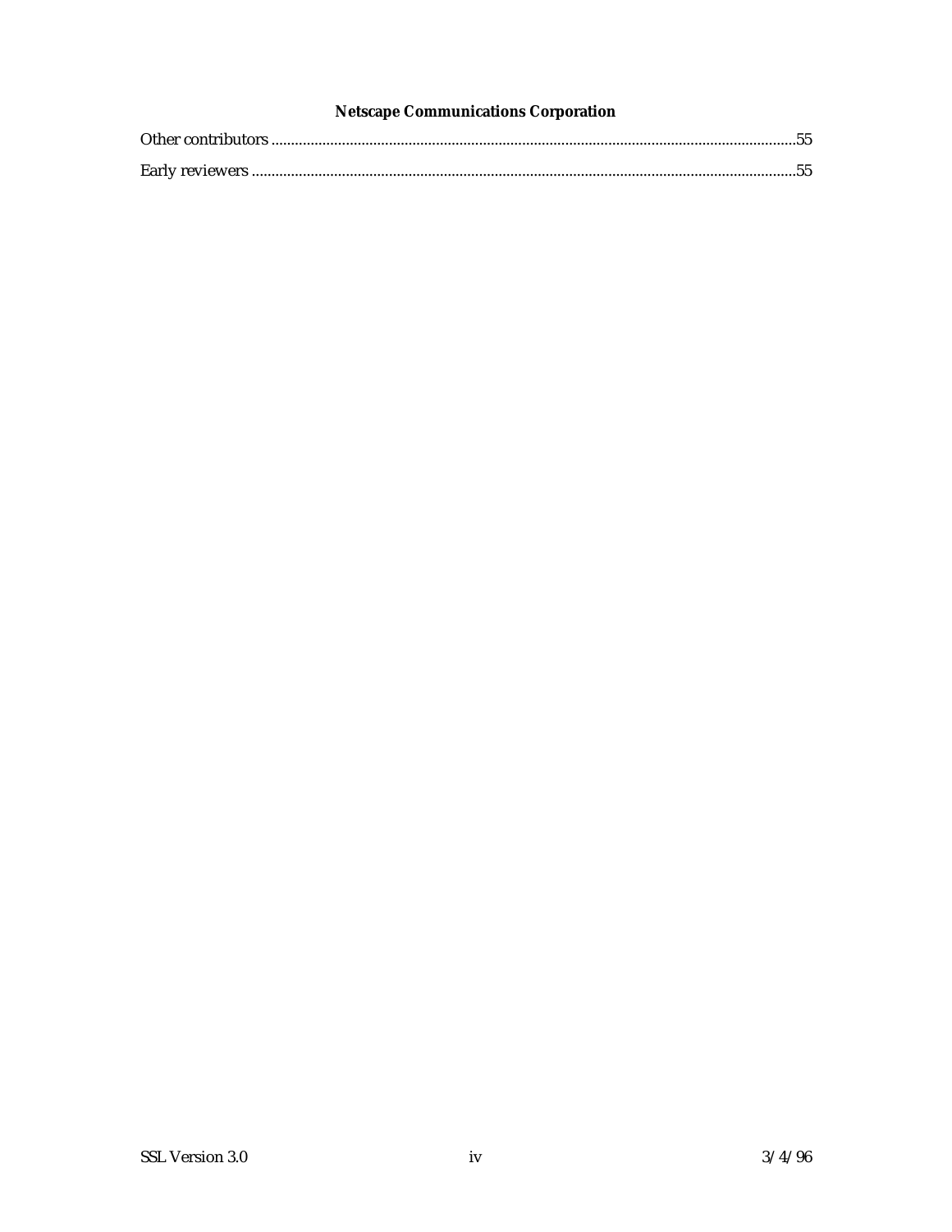Other contributors ....................................................................................................................................55

Early reviewers ..........................................................................................................................................55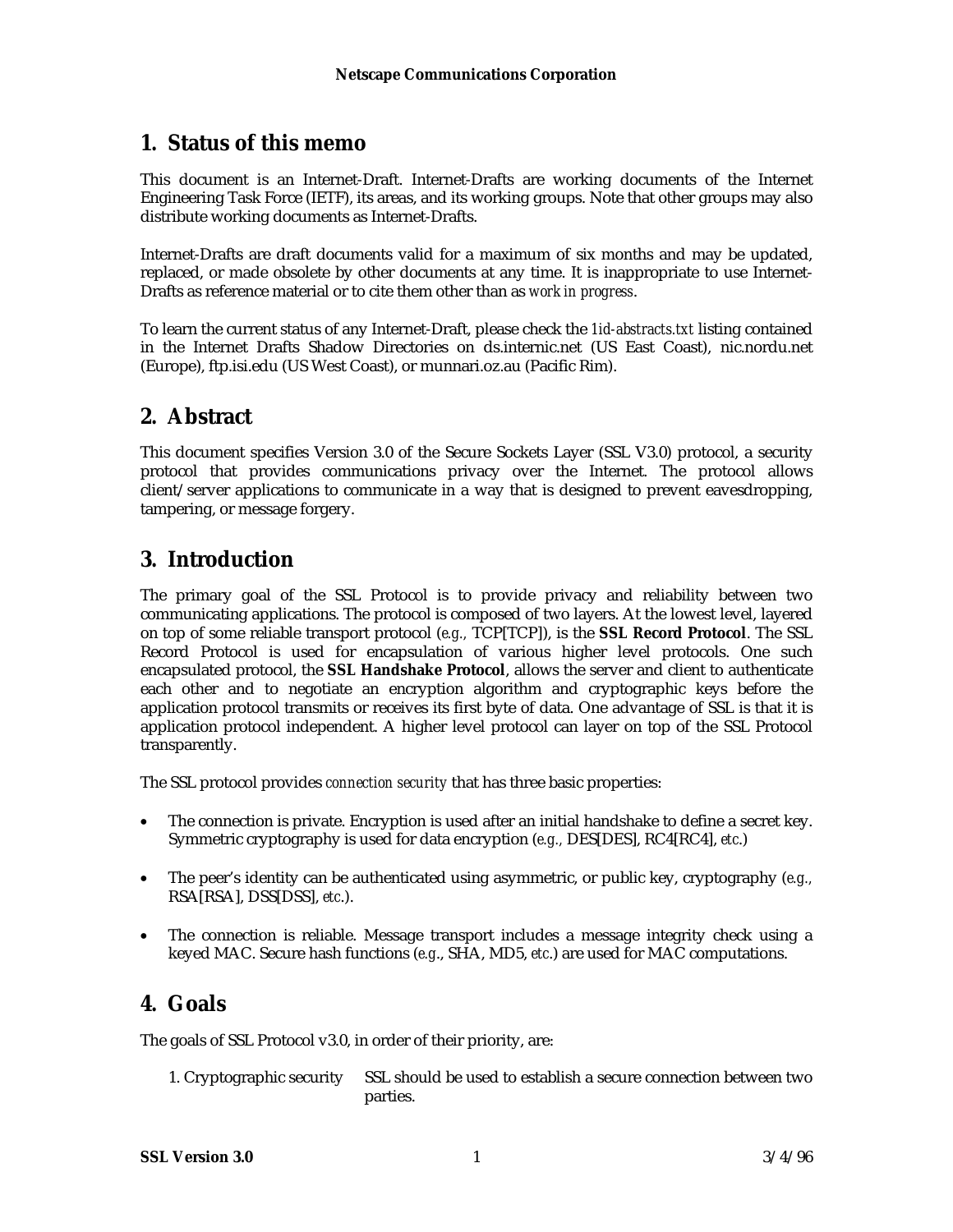## 1. Status of this memo

This document is an Internet-Draft. Internet-Drafts are working documents of the Internet Engineering Task Force (IETF), its areas, and its working groups. Note that other groups may also distribute working documents as Internet-Drafts.

Internet-Drafts are draft documents valid for a maximum of six months and may be updated, replaced, or made obsolete by other documents at any time. It is inappropriate to use Internet-Drafts as reference material or to cite them other than as *work in progress*.

To learn the current status of any Internet-Draft, please check the *1id-abstracts.txt* listing contained in the Internet Drafts Shadow Directories on ds.internic.net (US East Coast), nic.nordu.net (Europe), ftp.isi.edu (US West Coast), or munnari.oz.au (Pacific Rim).

## 2. Abstract

This document specifies Version 3.0 of the Secure Sockets Layer (SSL V3.0) protocol, a security protocol that provides communications privacy over the Internet. The protocol allows client/server applications to communicate in a way that is designed to prevent eavesdropping, tampering, or message forgery.

## 3. Introduction

The primary goal of the SSL Protocol is to provide privacy and reliability between two communicating applications. The protocol is composed of two layers. At the lowest level, layered on top of some reliable transport protocol (*e.g.,* TCP[TCP]), is the **SSL Record Protocol**. The SSL Record Protocol is used for encapsulation of various higher level protocols. One such encapsulated protocol, the **SSL Handshake Protocol**, allows the server and client to authenticate each other and to negotiate an encryption algorithm and cryptographic keys before the application protocol transmits or receives its first byte of data. One advantage of SSL is that it is application protocol independent. A higher level protocol can layer on top of the SSL Protocol transparently.

The SSL protocol provides *connection security* that has three basic properties:

- The connection is private. Encryption is used after an initial handshake to define a secret key. Symmetric cryptography is used for data encryption (*e.g.,* DES[DES], RC4[RC4], *etc.*)
- The peer's identity can be authenticated using asymmetric, or public key, cryptography (*e.g.,* RSA[RSA], DSS[DSS], *etc.*).
- The connection is reliable. Message transport includes a message integrity check using a keyed MAC. Secure hash functions (*e.g.*, SHA, MD5, *etc.*) are used for MAC computations.

## 4. Goals

The goals of SSL Protocol v3.0, in order of their priority, are:

1. Cryptographic security — SSL should be used to establish a secure connection between two parties.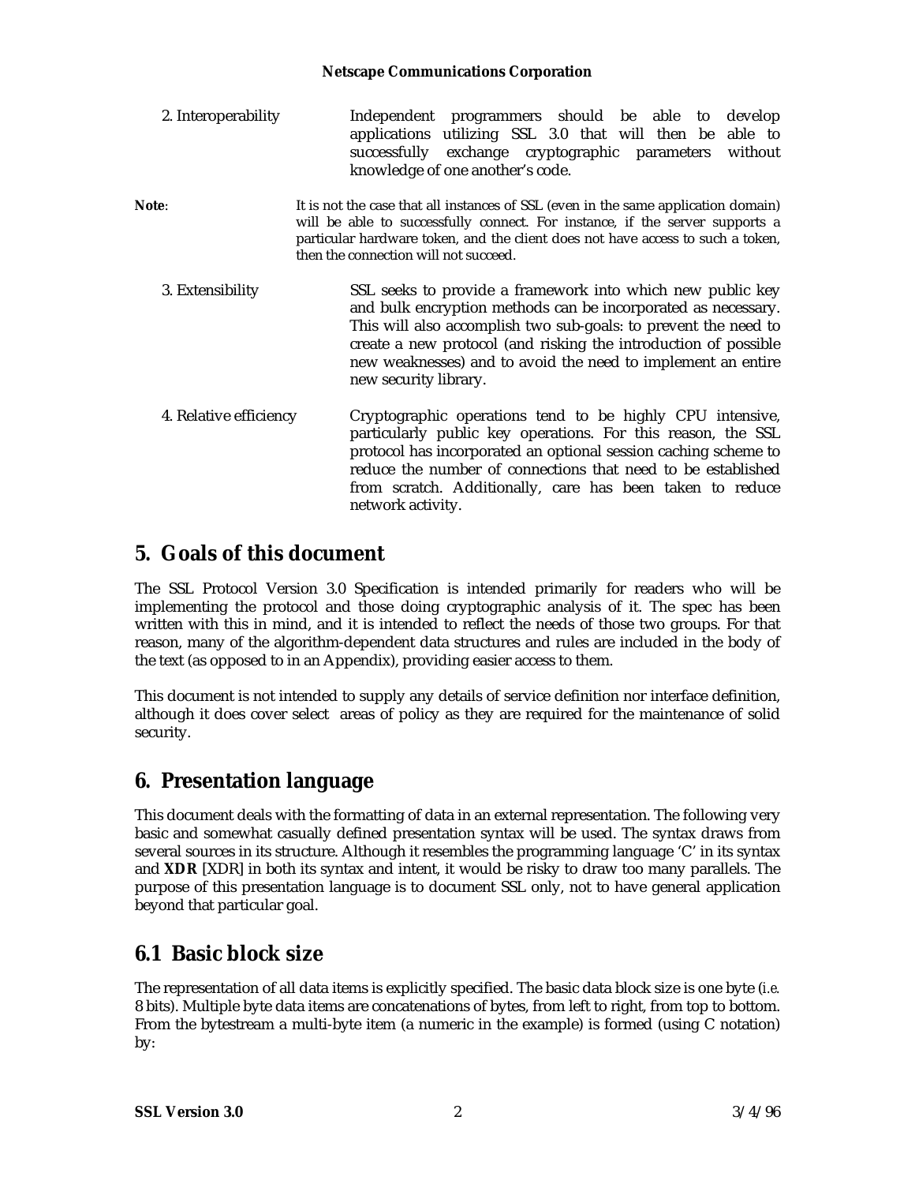2. Interoperability — Independent programmers should be able to develop applications utilizing SSL 3.0 that will then be able to successfully exchange cryptographic parameters without knowledge of one another's code.

**Note**: It is not the case that all instances of SSL (even in the same application domain) will be able to successfully connect. For instance, if the server supports a particular hardware token, and the client does not have access to such a token, then the connection will not succeed.

3. Extensibility — SSL seeks to provide a framework into which new public key and bulk encryption methods can be incorporated as necessary. This will also accomplish two sub-goals: to prevent the need to create a new protocol (and risking the introduction of possible new weaknesses) and to avoid the need to implement an entire new security library.

4. Relative efficiency — Cryptographic operations tend to be highly CPU intensive, particularly public key operations. For this reason, the SSL protocol has incorporated an optional session caching scheme to reduce the number of connections that need to be established from scratch. Additionally, care has been taken to reduce network activity.

## 5. Goals of this document

The SSL Protocol Version 3.0 Specification is intended primarily for readers who will be implementing the protocol and those doing cryptographic analysis of it. The spec has been written with this in mind, and it is intended to reflect the needs of those two groups. For that reason, many of the algorithm-dependent data structures and rules are included in the body of the text (as opposed to in an Appendix), providing easier access to them.

This document is not intended to supply any details of service definition nor interface definition, although it does cover select areas of policy as they are required for the maintenance of solid security.

## 6. Presentation language

This document deals with the formatting of data in an external representation. The following very basic and somewhat casually defined presentation syntax will be used. The syntax draws from several sources in its structure. Although it resembles the programming language 'C' in its syntax and **XDR** [XDR] in both its syntax and intent, it would be risky to draw too many parallels. The purpose of this presentation language is to document SSL only, not to have general application beyond that particular goal.

## 6.1 Basic block size

The representation of all data items is explicitly specified. The basic data block size is one byte (*i.e.* 8 bits). Multiple byte data items are concatenations of bytes, from left to right, from top to bottom. From the bytestream a multi-byte item (a numeric in the example) is formed (using C notation) by: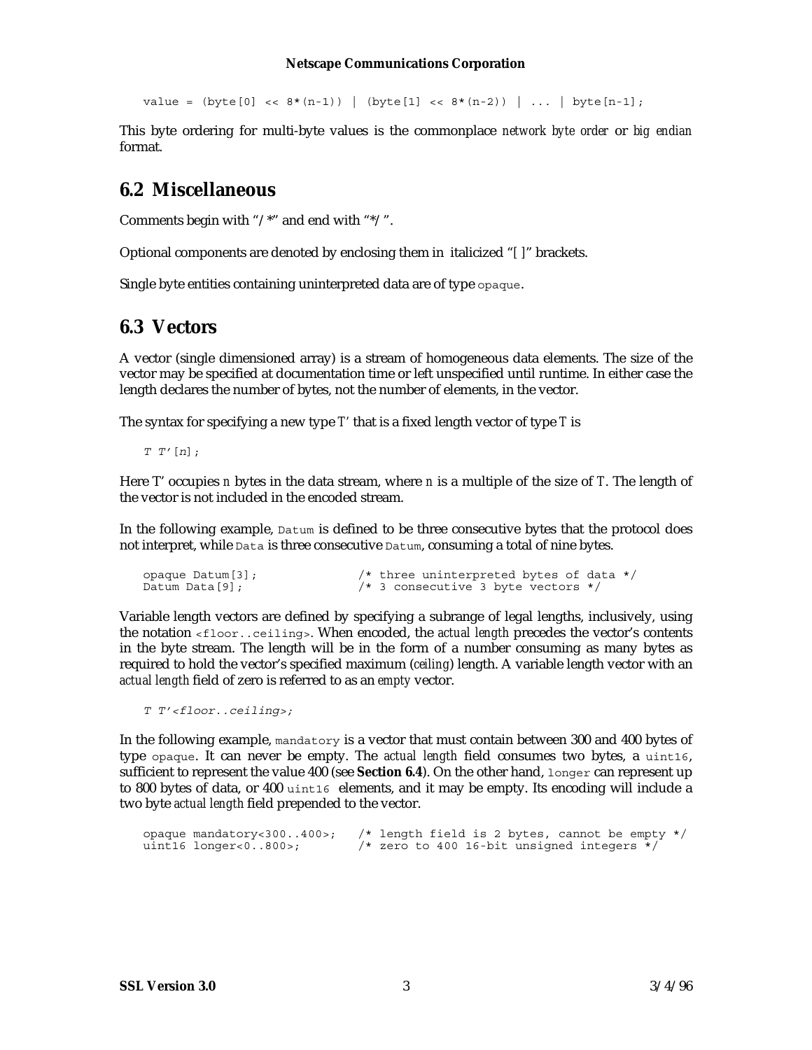```
value = (byte[0] << 8*(n-1)) | (byte[1] << 8*(n-2)) | ... | byte[n-1];
```

This byte ordering for multi-byte values is the commonplace *network byte order* or *big endian* format.

## 6.2 Miscellaneous

Comments begin with "/*" and end with "*/".

Optional components are denoted by enclosing them in italicized "*[ ]*" brackets.

Single byte entities containing uninterpreted data are of type `opaque`.

## 6.3 Vectors

A vector (single dimensioned array) is a stream of homogeneous data elements. The size of the vector may be specified at documentation time or left unspecified until runtime. In either case the length declares the number of bytes, not the number of elements, in the vector.

The syntax for specifying a new type *T'* that is a fixed length vector of type *T* is

```
T T'[n];
```

Here T' occupies *n* bytes in the data stream, where *n* is a multiple of the size of *T*. The length of the vector is not included in the encoded stream.

In the following example, `Datum` is defined to be three consecutive bytes that the protocol does not interpret, while `Data` is three consecutive `Datum`, consuming a total of nine bytes.

```
opaque Datum[3];            /* three uninterpreted bytes of data */
Datum Data[9];              /* 3 consecutive 3 byte vectors */
```

Variable length vectors are defined by specifying a subrange of legal lengths, inclusively, using the notation `<floor..ceiling>`. When encoded, the *actual length* precedes the vector's contents in the byte stream. The length will be in the form of a number consuming as many bytes as required to hold the vector's specified maximum (*ceiling*) length. A variable length vector with an *actual length* field of zero is referred to as an *empty* vector.

```
T T'<floor..ceiling>;
```

In the following example, `mandatory` is a vector that must contain between 300 and 400 bytes of type `opaque`. It can never be empty. The *actual length* field consumes two bytes, a `uint16`, sufficient to represent the value 400 (see **Section 6.4**). On the other hand, `longer` can represent up to 800 bytes of data, or 400 `uint16` elements, and it may be empty. Its encoding will include a two byte *actual length* field prepended to the vector.

```
opaque mandatory<300..400>;   /* length field is 2 bytes, cannot be empty */
uint16 longer<0..800>;        /* zero to 400 16-bit unsigned integers */
```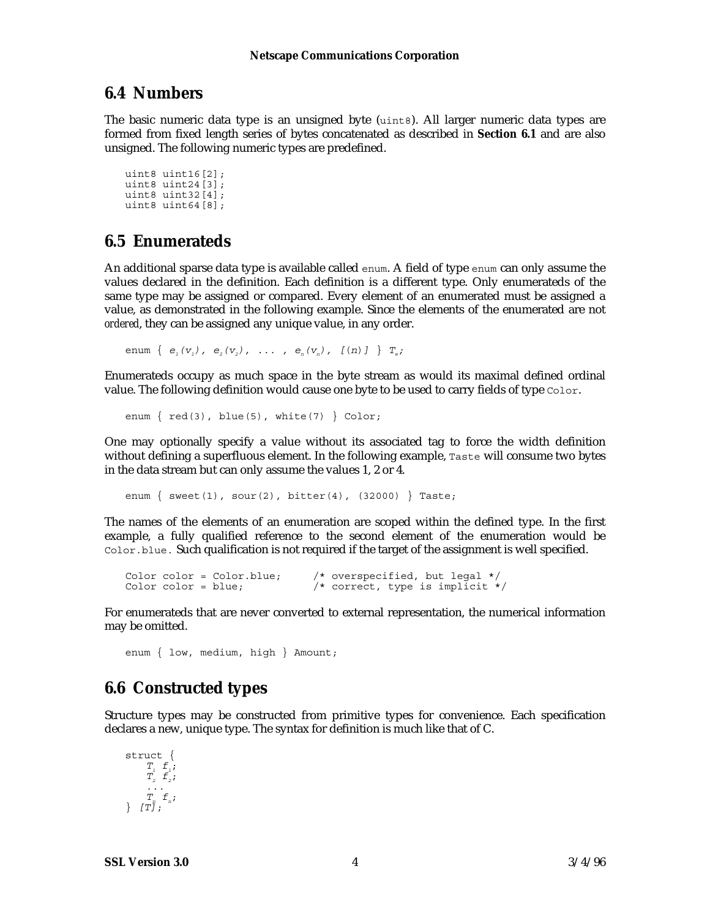## 6.4 Numbers

The basic numeric data type is an unsigned byte (`uint8`). All larger numeric data types are formed from fixed length series of bytes concatenated as described in **Section 6.1** and are also unsigned. The following numeric types are predefined.

```
uint8 uint16[2];
uint8 uint24[3];
uint8 uint32[4];
uint8 uint64[8];
```

## 6.5 Enumerateds

An additional sparse data type is available called `enum`. A field of type `enum` can only assume the values declared in the definition. Each definition is a different type. Only enumerateds of the same type may be assigned or compared. Every element of an enumerated must be assigned a value, as demonstrated in the following example. Since the elements of the enumerated are not *ordered*, they can be assigned any unique value, in any order.

```
enum { e1(v1), e2(v2), ... , en(vn), [(n)] } Te;
```

Enumerateds occupy as much space in the byte stream as would its maximal defined ordinal value. The following definition would cause one byte to be used to carry fields of type `Color`.

```
enum { red(3), blue(5), white(7) } Color;
```

One may optionally specify a value without its associated tag to force the width definition without defining a superfluous element. In the following example, `Taste` will consume two bytes in the data stream but can only assume the values 1, 2 or 4.

```
enum { sweet(1), sour(2), bitter(4), (32000) } Taste;
```

The names of the elements of an enumeration are scoped within the defined type. In the first example, a fully qualified reference to the second element of the enumeration would be `Color.blue`. Such qualification is not required if the target of the assignment is well specified.

```
Color color = Color.blue;     /* overspecified, but legal */
Color color = blue;           /* correct, type is implicit */
```

For enumerateds that are never converted to external representation, the numerical information may be omitted.

```
enum { low, medium, high } Amount;
```

## 6.6 Constructed types

Structure types may be constructed from primitive types for convenience. Each specification declares a new, unique type. The syntax for definition is much like that of C.

```
struct {
    T1 f1;
    T2 f2;
    ...
    Tn fn;
} [T];
```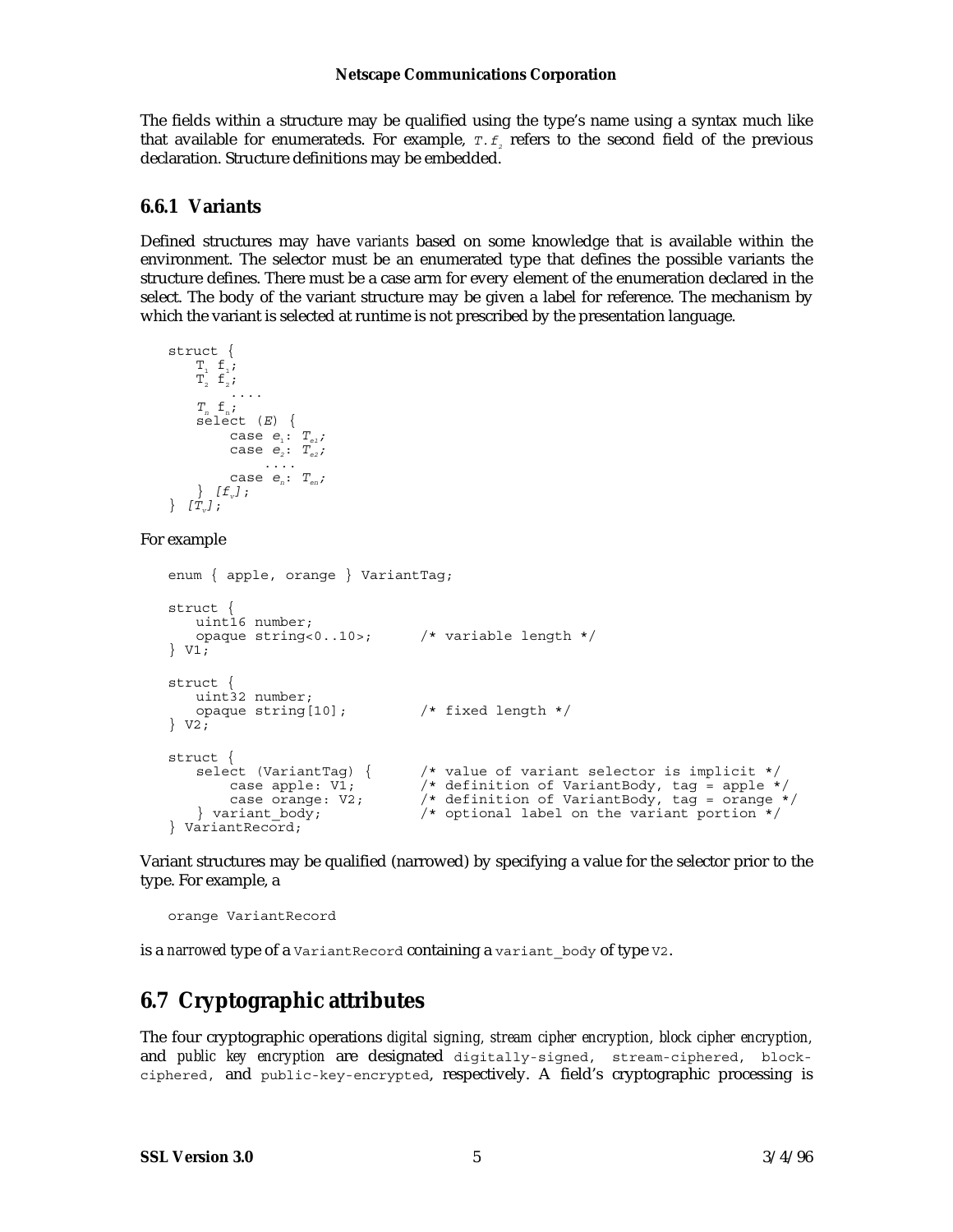The fields within a structure may be qualified using the type's name using a syntax much like that available for enumerateds. For example, $T.f_2$ refers to the second field of the previous declaration. Structure definitions may be embedded.

### 6.6.1 Variants

Defined structures may have *variants* based on some knowledge that is available within the environment. The selector must be an enumerated type that defines the possible variants the structure defines. There must be a case arm for every element of the enumeration declared in the select. The body of the variant structure may be given a label for reference. The mechanism by which the variant is selected at runtime is not prescribed by the presentation language.

```
struct {
    T1 f1;
    T2 f2;
        ....
    Tn fn;
    select (E) {
        case e1: Te1;
        case e2: Te2;
            ....
        case en: Ten;
    } [fv];
} [Tv];
```

For example

```
enum { apple, orange } VariantTag;

struct {
    uint16 number;
    opaque string<0..10>;      /* variable length */
} V1;

struct {
    uint32 number;
    opaque string[10];         /* fixed length */
} V2;

struct {
    select (VariantTag) {      /* value of variant selector is implicit */
        case apple: V1;        /* definition of VariantBody, tag = apple */
        case orange: V2;       /* definition of VariantBody, tag = orange */
    } variant_body;            /* optional label on the variant portion */
} VariantRecord;
```

Variant structures may be qualified (narrowed) by specifying a value for the selector prior to the type. For example, a

```
orange VariantRecord
```

is a *narrowed* type of a `VariantRecord` containing a `variant_body` of type `V2`.

## 6.7 Cryptographic attributes

The four cryptographic operations *digital signing*, *stream cipher encryption*, *block cipher encryption*, and *public key encryption* are designated `digitally-signed`, `stream-ciphered`, `block-ciphered`, and `public-key-encrypted`, respectively. A field's cryptographic processing is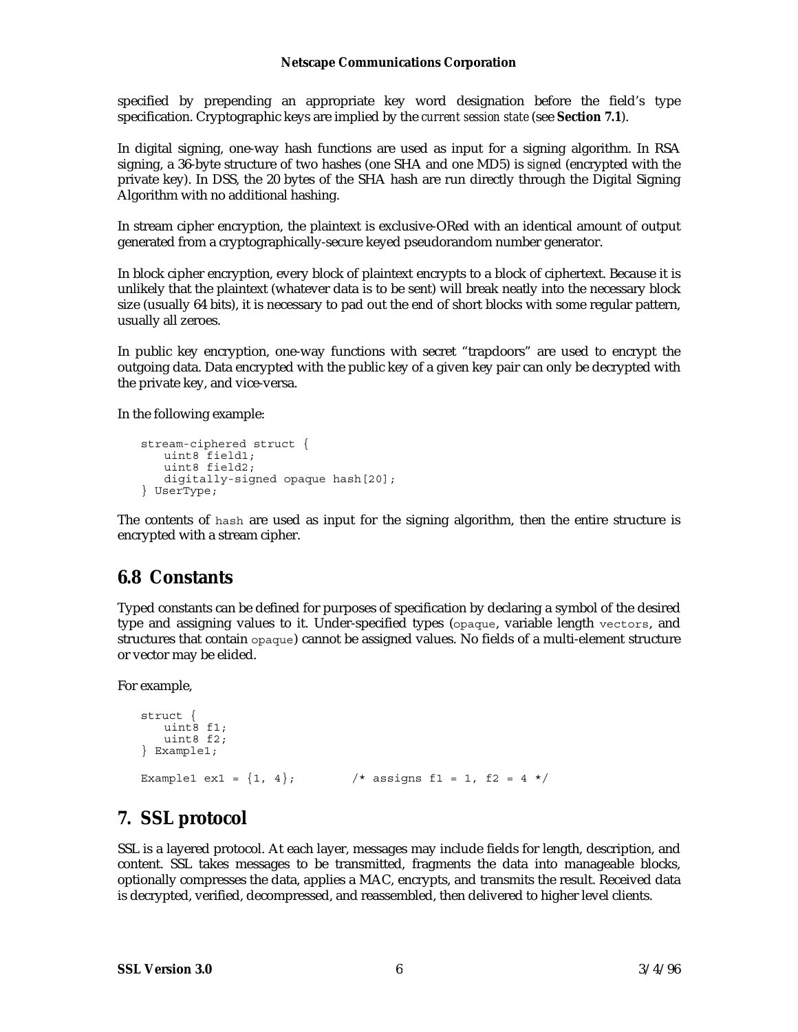specified by prepending an appropriate key word designation before the field's type specification. Cryptographic keys are implied by the *current session state* (see **Section 7.1**).

In digital signing, one-way hash functions are used as input for a signing algorithm. In RSA signing, a 36-byte structure of two hashes (one SHA and one MD5) is *signed* (encrypted with the private key). In DSS, the 20 bytes of the SHA hash are run directly through the Digital Signing Algorithm with no additional hashing.

In stream cipher encryption, the plaintext is exclusive-ORed with an identical amount of output generated from a cryptographically-secure keyed pseudorandom number generator.

In block cipher encryption, every block of plaintext encrypts to a block of ciphertext. Because it is unlikely that the plaintext (whatever data is to be sent) will break neatly into the necessary block size (usually 64 bits), it is necessary to pad out the end of short blocks with some regular pattern, usually all zeroes.

In public key encryption, one-way functions with secret "trapdoors" are used to encrypt the outgoing data. Data encrypted with the public key of a given key pair can only be decrypted with the private key, and vice-versa.

In the following example:

```
stream-ciphered struct {
   uint8 field1;
   uint8 field2;
   digitally-signed opaque hash[20];
} UserType;
```

The contents of `hash` are used as input for the signing algorithm, then the entire structure is encrypted with a stream cipher.

## 6.8 Constants

Typed constants can be defined for purposes of specification by declaring a symbol of the desired type and assigning values to it. Under-specified types (`opaque`, variable length `vectors`, and structures that contain `opaque`) cannot be assigned values. No fields of a multi-element structure or vector may be elided.

For example,

```
struct {
   uint8 f1;
   uint8 f2;
} Example1;

Example1 ex1 = {1, 4};        /* assigns f1 = 1, f2 = 4 */
```

# 7. SSL protocol

SSL is a layered protocol. At each layer, messages may include fields for length, description, and content. SSL takes messages to be transmitted, fragments the data into manageable blocks, optionally compresses the data, applies a MAC, encrypts, and transmits the result. Received data is decrypted, verified, decompressed, and reassembled, then delivered to higher level clients.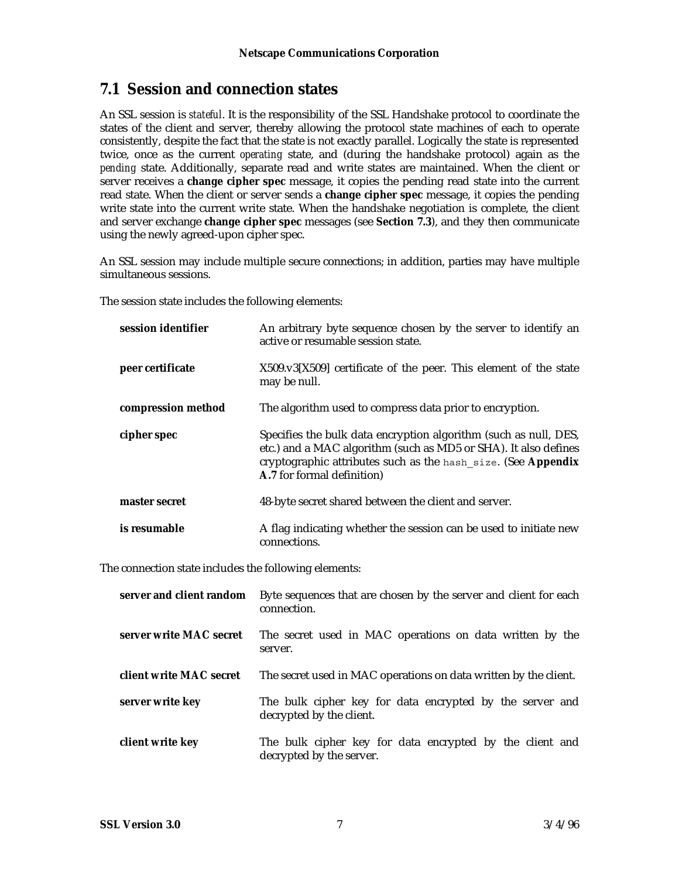## 7.1 Session and connection states

An SSL session is *stateful*. It is the responsibility of the SSL Handshake protocol to coordinate the states of the client and server, thereby allowing the protocol state machines of each to operate consistently, despite the fact that the state is not exactly parallel. Logically the state is represented twice, once as the current *operating* state, and (during the handshake protocol) again as the *pending* state. Additionally, separate read and write states are maintained. When the client or server receives a **change cipher spec** message, it copies the pending read state into the current read state. When the client or server sends a **change cipher spec** message, it copies the pending write state into the current write state. When the handshake negotiation is complete, the client and server exchange **change cipher spec** messages (see **Section 7.3**), and they then communicate using the newly agreed-upon cipher spec.

An SSL session may include multiple secure connections; in addition, parties may have multiple simultaneous sessions.

The session state includes the following elements:

**session identifier** — An arbitrary byte sequence chosen by the server to identify an active or resumable session state.

**peer certificate** — X509.v3[X509] certificate of the peer. This element of the state may be null.

**compression method** — The algorithm used to compress data prior to encryption.

**cipher spec** — Specifies the bulk data encryption algorithm (such as null, DES, etc.) and a MAC algorithm (such as MD5 or SHA). It also defines cryptographic attributes such as the `hash_size`. (See **Appendix A.7** for formal definition)

**master secret** — 48-byte secret shared between the client and server.

**is resumable** — A flag indicating whether the session can be used to initiate new connections.

The connection state includes the following elements:

**server and client random** — Byte sequences that are chosen by the server and client for each connection.

**server write MAC secret** — The secret used in MAC operations on data written by the server.

**client write MAC secret** — The secret used in MAC operations on data written by the client.

**server write key** — The bulk cipher key for data encrypted by the server and decrypted by the client.

**client write key** — The bulk cipher key for data encrypted by the client and decrypted by the server.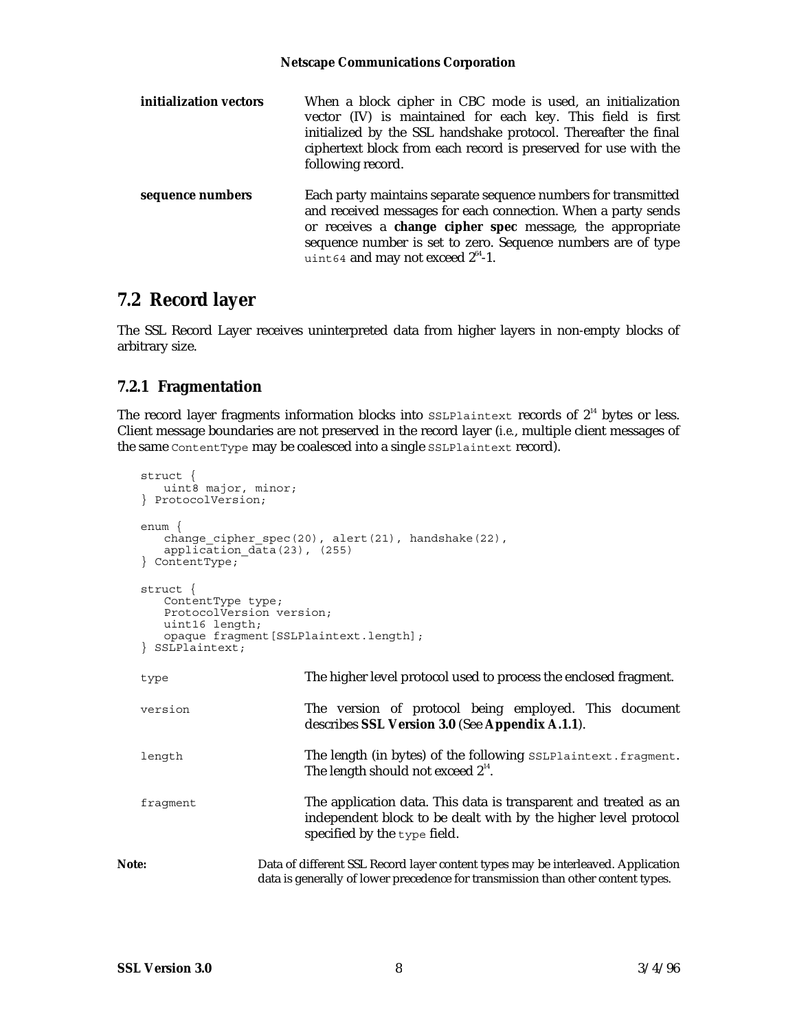**initialization vectors** When a block cipher in CBC mode is used, an initialization vector (IV) is maintained for each key. This field is first initialized by the SSL handshake protocol. Thereafter the final ciphertext block from each record is preserved for use with the following record.

**sequence numbers** Each party maintains separate sequence numbers for transmitted and received messages for each connection. When a party sends or receives a **change cipher spec** message, the appropriate sequence number is set to zero. Sequence numbers are of type `uint64` and may not exceed $2^{64}$-1.

## 7.2 Record layer

The SSL Record Layer receives uninterpreted data from higher layers in non-empty blocks of arbitrary size.

### 7.2.1 Fragmentation

The record layer fragments information blocks into `SSLPlaintext` records of $2^{14}$ bytes or less. Client message boundaries are not preserved in the record layer (i.e., multiple client messages of the same `ContentType` may be coalesced into a single `SSLPlaintext` record).

```
struct {
   uint8 major, minor;
} ProtocolVersion;

enum {
   change_cipher_spec(20), alert(21), handshake(22),
   application_data(23), (255)
} ContentType;

struct {
   ContentType type;
   ProtocolVersion version;
   uint16 length;
   opaque fragment[SSLPlaintext.length];
} SSLPlaintext;
```

`type` The higher level protocol used to process the enclosed fragment.

`version` The version of protocol being employed. This document describes **SSL Version 3.0** (See **Appendix A.1.1**).

`length` The length (in bytes) of the following `SSLPlaintext.fragment`. The length should not exceed $2^{14}$.

`fragment` The application data. This data is transparent and treated as an independent block to be dealt with by the higher level protocol specified by the `type` field.

**Note:** Data of different SSL Record layer content types may be interleaved. Application data is generally of lower precedence for transmission than other content types.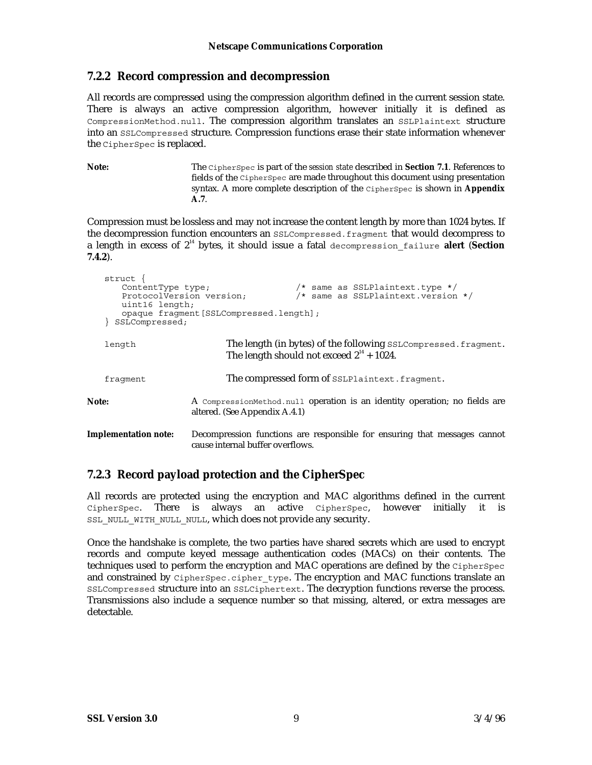### 7.2.2 Record compression and decompression

All records are compressed using the compression algorithm defined in the current session state. There is always an active compression algorithm, however initially it is defined as `CompressionMethod.null`. The compression algorithm translates an `SSLPlaintext` structure into an `SSLCompressed` structure. Compression functions erase their state information whenever the `CipherSpec` is replaced.

**Note:** The `CipherSpec` is part of the *session state* described in **Section 7.1**. References to fields of the `CipherSpec` are made throughout this document using presentation syntax. A more complete description of the `CipherSpec` is shown in **Appendix A.7**.

Compression must be lossless and may not increase the content length by more than 1024 bytes. If the decompression function encounters an `SSLCompressed.fragment` that would decompress to a length in excess of $2^{14}$ bytes, it should issue a fatal `decompression_failure` **alert** (**Section 7.4.2**).

```
struct {
    ContentType type;                /* same as SSLPlaintext.type */
    ProtocolVersion version;         /* same as SSLPlaintext.version */
    uint16 length;
    opaque fragment[SSLCompressed.length];
} SSLCompressed;
```

`length` The length (in bytes) of the following `SSLCompressed.fragment`. The length should not exceed $2^{14} + 1024$.

`fragment` The compressed form of `SSLPlaintext.fragment`.

**Note:** A `CompressionMethod.null` operation is an identity operation; no fields are altered. (See Appendix A.4.1)

**Implementation note:** Decompression functions are responsible for ensuring that messages cannot cause internal buffer overflows.

### 7.2.3 Record payload protection and the CipherSpec

All records are protected using the encryption and MAC algorithms defined in the current `CipherSpec`. There is always an active `CipherSpec`, however initially it is `SSL_NULL_WITH_NULL_NULL`, which does not provide any security.

Once the handshake is complete, the two parties have shared secrets which are used to encrypt records and compute keyed message authentication codes (MACs) on their contents. The techniques used to perform the encryption and MAC operations are defined by the `CipherSpec` and constrained by `CipherSpec.cipher_type`. The encryption and MAC functions translate an `SSLCompressed` structure into an `SSLCiphertext`. The decryption functions reverse the process. Transmissions also include a sequence number so that missing, altered, or extra messages are detectable.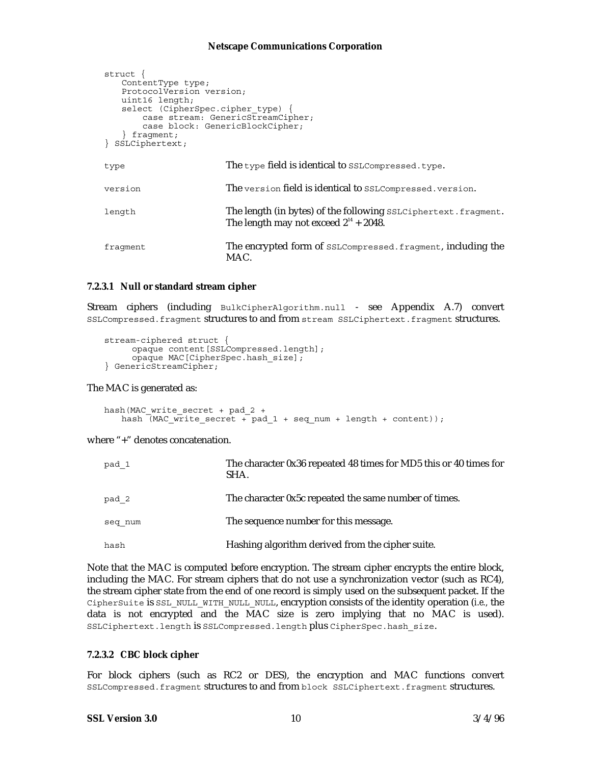```
struct {
    ContentType type;
    ProtocolVersion version;
    uint16 length;
    select (CipherSpec.cipher_type) {
        case stream: GenericStreamCipher;
        case block: GenericBlockCipher;
    } fragment;
} SSLCiphertext;
```

| | |
|---|---|
| `type` | The `type` field is identical to `SSLCompressed.type`. |
| `version` | The `version` field is identical to `SSLCompressed.version`. |
| `length` | The length (in bytes) of the following `SSLCiphertext.fragment`. The length may not exceed $2^{14} + 2048$. |
| `fragment` | The encrypted form of `SSLCompressed.fragment`, including the MAC. |

#### 7.2.3.1 Null or standard stream cipher

Stream ciphers (including `BulkCipherAlgorithm.null` - see Appendix A.7) convert `SSLCompressed.fragment` structures to and from `stream SSLCiphertext.fragment` structures.

```
stream-ciphered struct {
    opaque content[SSLCompressed.length];
    opaque MAC[CipherSpec.hash_size];
} GenericStreamCipher;
```

The MAC is generated as:

```
hash(MAC_write_secret + pad_2 +
    hash (MAC_write_secret + pad_1 + seq_num + length + content));
```

where "+" denotes concatenation.

| | |
|---|---|
| `pad_1` | The character 0x36 repeated 48 times for MD5 this or 40 times for SHA. |
| `pad_2` | The character 0x5c repeated the same number of times. |
| `seq_num` | The sequence number for this message. |
| `hash` | Hashing algorithm derived from the cipher suite. |

Note that the MAC is computed before encryption. The stream cipher encrypts the entire block, including the MAC. For stream ciphers that do not use a synchronization vector (such as RC4), the stream cipher state from the end of one record is simply used on the subsequent packet. If the `CipherSuite` is `SSL_NULL_WITH_NULL_NULL`, encryption consists of the identity operation (i.e., the data is not encrypted and the MAC size is zero implying that no MAC is used). `SSLCiphertext.length` is `SSLCompressed.length` plus `CipherSpec.hash_size`.

#### 7.2.3.2 CBC block cipher

For block ciphers (such as RC2 or DES), the encryption and MAC functions convert `SSLCompressed.fragment` structures to and from `block SSLCiphertext.fragment` structures.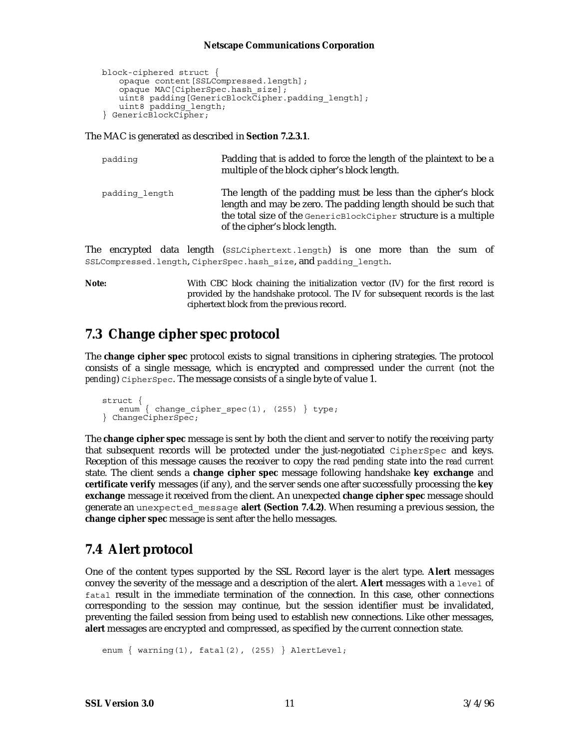```
block-ciphered struct {
    opaque content[SSLCompressed.length];
    opaque MAC[CipherSpec.hash_size];
    uint8 padding[GenericBlockCipher.padding_length];
    uint8 padding_length;
} GenericBlockCipher;
```

The MAC is generated as described in **Section 7.2.3.1**.

`padding` — Padding that is added to force the length of the plaintext to be a multiple of the block cipher's block length.

`padding_length` — The length of the padding must be less than the cipher's block length and may be zero. The padding length should be such that the total size of the `GenericBlockCipher` structure is a multiple of the cipher's block length.

The encrypted data length (`SSLCiphertext.length`) is one more than the sum of `SSLCompressed.length`, `CipherSpec.hash_size`, and `padding_length`.

**Note:** With CBC block chaining the initialization vector (IV) for the first record is provided by the handshake protocol. The IV for subsequent records is the last ciphertext block from the previous record.

## 7.3 Change cipher spec protocol

The **change cipher spec** protocol exists to signal transitions in ciphering strategies. The protocol consists of a single message, which is encrypted and compressed under the *current* (not the *pending*) `CipherSpec`. The message consists of a single byte of value 1.

```
struct {
    enum { change_cipher_spec(1), (255) } type;
} ChangeCipherSpec;
```

The **change cipher spec** message is sent by both the client and server to notify the receiving party that subsequent records will be protected under the just-negotiated `CipherSpec` and keys. Reception of this message causes the receiver to copy the *read pending* state into the *read current* state. The client sends a **change cipher spec** message following handshake **key exchange** and **certificate verify** messages (if any), and the server sends one after successfully processing the **key exchange** message it received from the client. An unexpected **change cipher spec** message should generate an `unexpected_message` **alert (Section 7.4.2)**. When resuming a previous session, the **change cipher spec** message is sent after the hello messages.

## 7.4 Alert protocol

One of the content types supported by the SSL Record layer is the *alert* type. **Alert** messages convey the severity of the message and a description of the alert. **Alert** messages with a `level` of `fatal` result in the immediate termination of the connection. In this case, other connections corresponding to the session may continue, but the session identifier must be invalidated, preventing the failed session from being used to establish new connections. Like other messages, **alert** messages are encrypted and compressed, as specified by the current connection state.

```
enum { warning(1), fatal(2), (255) } AlertLevel;
```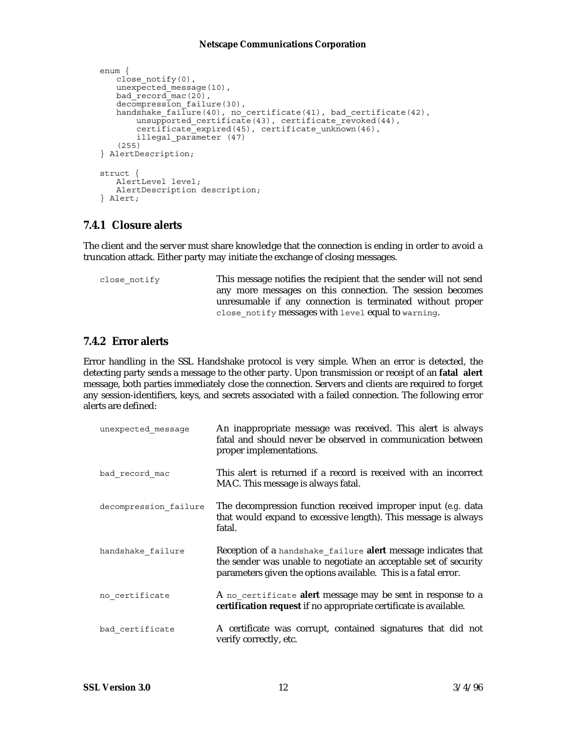```
enum {
    close_notify(0),
    unexpected_message(10),
    bad_record_mac(20),
    decompression_failure(30),
    handshake_failure(40), no_certificate(41), bad_certificate(42),
        unsupported_certificate(43), certificate_revoked(44),
        certificate_expired(45), certificate_unknown(46),
        illegal_parameter (47)
    (255)
} AlertDescription;

struct {
    AlertLevel level;
    AlertDescription description;
} Alert;
```

### 7.4.1 Closure alerts

The client and the server must share knowledge that the connection is ending in order to avoid a truncation attack. Either party may initiate the exchange of closing messages.

`close_notify` — This message notifies the recipient that the sender will not send any more messages on this connection. The session becomes unresumable if any connection is terminated without proper `close_notify` messages with `level` equal to `warning`.

### 7.4.2 Error alerts

Error handling in the SSL Handshake protocol is very simple. When an error is detected, the detecting party sends a message to the other party. Upon transmission or receipt of an **fatal alert** message, both parties immediately close the connection. Servers and clients are required to forget any session-identifiers, keys, and secrets associated with a failed connection. The following error alerts are defined:

`unexpected_message` — An inappropriate message was received. This alert is always fatal and should never be observed in communication between proper implementations.

`bad_record_mac` — This alert is returned if a record is received with an incorrect MAC. This message is always fatal.

`decompression_failure` — The decompression function received improper input (*e.g.* data that would expand to excessive length). This message is always fatal.

`handshake_failure` — Reception of a `handshake_failure` **alert** message indicates that the sender was unable to negotiate an acceptable set of security parameters given the options available. This is a fatal error.

`no_certificate` — A `no_certificate` **alert** message may be sent in response to a **certification request** if no appropriate certificate is available.

`bad_certificate` — A certificate was corrupt, contained signatures that did not verify correctly, etc.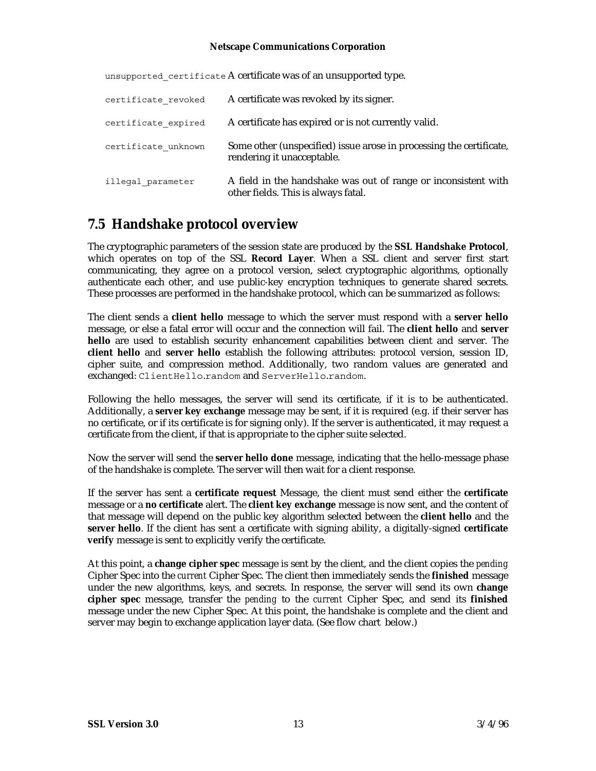| | |
|---|---|
| `unsupported_certificate` | A certificate was of an unsupported type. |
| `certificate_revoked` | A certificate was revoked by its signer. |
| `certificate_expired` | A certificate has expired or is not currently valid. |
| `certificate_unknown` | Some other (unspecified) issue arose in processing the certificate, rendering it unacceptable. |
| `illegal_parameter` | A field in the handshake was out of range or inconsistent with other fields. This is always fatal. |

## 7.5 Handshake protocol overview

The cryptographic parameters of the session state are produced by the **SSL Handshake Protocol**, which operates on top of the SSL **Record Layer**. When a SSL client and server first start communicating, they agree on a protocol version, select cryptographic algorithms, optionally authenticate each other, and use public-key encryption techniques to generate shared secrets. These processes are performed in the handshake protocol, which can be summarized as follows:

The client sends a **client hello** message to which the server must respond with a **server hello** message, or else a fatal error will occur and the connection will fail. The **client hello** and **server hello** are used to establish security enhancement capabilities between client and server. The **client hello** and **server hello** establish the following attributes: protocol version, session ID, cipher suite, and compression method. Additionally, two random values are generated and exchanged: `ClientHello.random` and `ServerHello.random`.

Following the hello messages, the server will send its certificate, if it is to be authenticated. Additionally, a **server key exchange** message may be sent, if it is required (e.g. if their server has no certificate, or if its certificate is for signing only). If the server is authenticated, it may request a certificate from the client, if that is appropriate to the cipher suite selected.

Now the server will send the **server hello done** message, indicating that the hello-message phase of the handshake is complete. The server will then wait for a client response.

If the server has sent a **certificate request** Message, the client must send either the **certificate** message or a **no certificate** alert. The **client key exchange** message is now sent, and the content of that message will depend on the public key algorithm selected between the **client hello** and the **server hello**. If the client has sent a certificate with signing ability, a digitally-signed **certificate verify** message is sent to explicitly verify the certificate.

At this point, a **change cipher spec** message is sent by the client, and the client copies the *pending* Cipher Spec into the *current* Cipher Spec. The client then immediately sends the **finished** message under the new algorithms, keys, and secrets. In response, the server will send its own **change cipher spec** message, transfer the *pending* to the *current* Cipher Spec, and send its **finished** message under the new Cipher Spec. At this point, the handshake is complete and the client and server may begin to exchange application layer data. (See flow chart below.)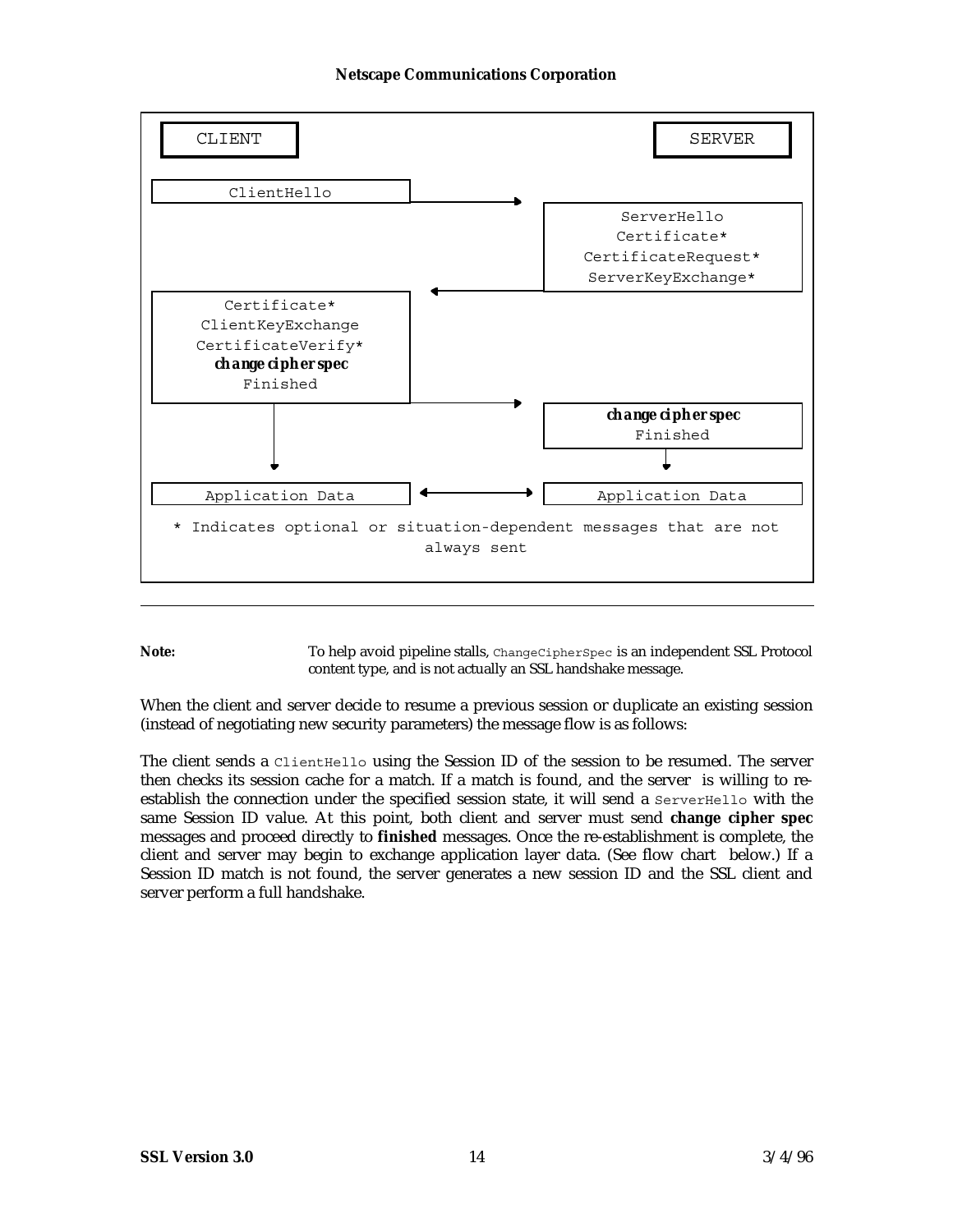```
      CLIENT                                                  SERVER

   ClientHello           -------->
                                                         ServerHello
                                                        Certificate*
                                                 CertificateRequest*
                         <--------                ServerKeyExchange*
   Certificate*
   ClientKeyExchange
   CertificateVerify*
   change cipher spec
   Finished              -------->
                                                  change cipher spec
                                                            Finished
        |                                                      |
        v                                                      v
   Application Data      <------->                  Application Data

   * Indicates optional or situation-dependent messages that are not
     always sent
```

**Note:** To help avoid pipeline stalls, `ChangeCipherSpec` is an independent SSL Protocol content type, and is not actually an SSL handshake message.

When the client and server decide to resume a previous session or duplicate an existing session (instead of negotiating new security parameters) the message flow is as follows:

The client sends a `ClientHello` using the Session ID of the session to be resumed. The server then checks its session cache for a match. If a match is found, and the server is willing to re-establish the connection under the specified session state, it will send a `ServerHello` with the same Session ID value. At this point, both client and server must send **change cipher spec** messages and proceed directly to **finished** messages. Once the re-establishment is complete, the client and server may begin to exchange application layer data. (See flow chart below.) If a Session ID match is not found, the server generates a new session ID and the SSL client and server perform a full handshake.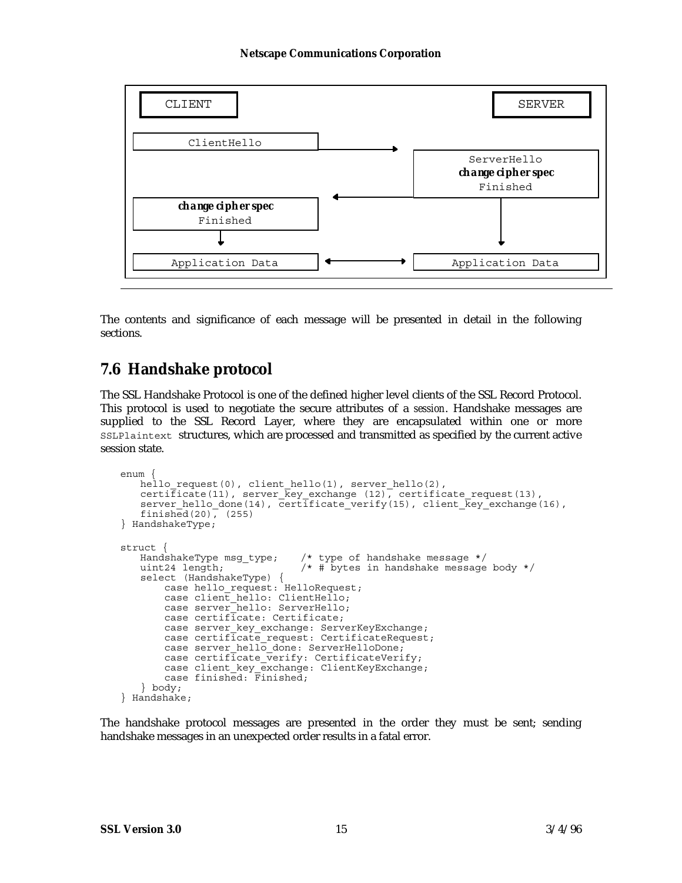```
CLIENT                                                    SERVER

ClientHello          -------->
                                                     ServerHello
                                              change cipher spec
                                                        Finished
                     <--------
change cipher spec
Finished
     |                                                      |
     v                                                      v
Application Data     <------->                  Application Data
```

The contents and significance of each message will be presented in detail in the following sections.

## 7.6 Handshake protocol

The SSL Handshake Protocol is one of the defined higher level clients of the SSL Record Protocol. This protocol is used to negotiate the secure attributes of a *session*. Handshake messages are supplied to the SSL Record Layer, where they are encapsulated within one or more `SSLPlaintext` structures, which are processed and transmitted as specified by the current active session state.

```
enum {
    hello_request(0), client_hello(1), server_hello(2),
    certificate(11), server_key_exchange (12), certificate_request(13),
    server_hello_done(14), certificate_verify(15), client_key_exchange(16),
    finished(20), (255)
} HandshakeType;

struct {
    HandshakeType msg_type;    /* type of handshake message */
    uint24 length;             /* # bytes in handshake message body */
    select (HandshakeType) {
        case hello_request: HelloRequest;
        case client_hello: ClientHello;
        case server_hello: ServerHello;
        case certificate: Certificate;
        case server_key_exchange: ServerKeyExchange;
        case certificate_request: CertificateRequest;
        case server_hello_done: ServerHelloDone;
        case certificate_verify: CertificateVerify;
        case client_key_exchange: ClientKeyExchange;
        case finished: Finished;
    } body;
} Handshake;
```

The handshake protocol messages are presented in the order they must be sent; sending handshake messages in an unexpected order results in a fatal error.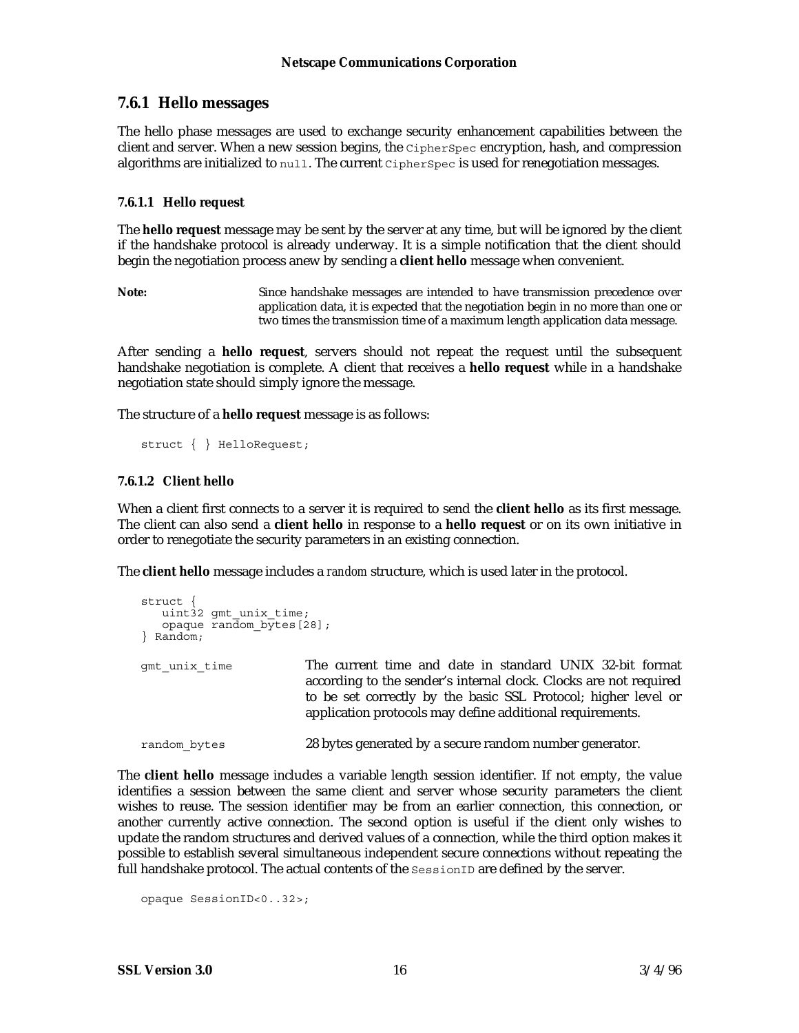### 7.6.1 Hello messages

The hello phase messages are used to exchange security enhancement capabilities between the client and server. When a new session begins, the `CipherSpec` encryption, hash, and compression algorithms are initialized to `null`. The current `CipherSpec` is used for renegotiation messages.

#### 7.6.1.1 Hello request

The **hello request** message may be sent by the server at any time, but will be ignored by the client if the handshake protocol is already underway. It is a simple notification that the client should begin the negotiation process anew by sending a **client hello** message when convenient.

**Note:** Since handshake messages are intended to have transmission precedence over application data, it is expected that the negotiation begin in no more than one or two times the transmission time of a maximum length application data message.

After sending a **hello request**, servers should not repeat the request until the subsequent handshake negotiation is complete. A client that receives a **hello request** while in a handshake negotiation state should simply ignore the message.

The structure of a **hello request** message is as follows:

```
struct { } HelloRequest;
```

#### 7.6.1.2 Client hello

When a client first connects to a server it is required to send the **client hello** as its first message. The client can also send a **client hello** in response to a **hello request** or on its own initiative in order to renegotiate the security parameters in an existing connection.

The **client hello** message includes a *random* structure, which is used later in the protocol.

```
struct {
   uint32 gmt_unix_time;
   opaque random_bytes[28];
} Random;
```

`gmt_unix_time` — The current time and date in standard UNIX 32-bit format according to the sender's internal clock. Clocks are not required to be set correctly by the basic SSL Protocol; higher level or application protocols may define additional requirements.

`random_bytes` — 28 bytes generated by a secure random number generator.

The **client hello** message includes a variable length session identifier. If not empty, the value identifies a session between the same client and server whose security parameters the client wishes to reuse. The session identifier may be from an earlier connection, this connection, or another currently active connection. The second option is useful if the client only wishes to update the random structures and derived values of a connection, while the third option makes it possible to establish several simultaneous independent secure connections without repeating the full handshake protocol. The actual contents of the `SessionID` are defined by the server.

```
opaque SessionID<0..32>;
```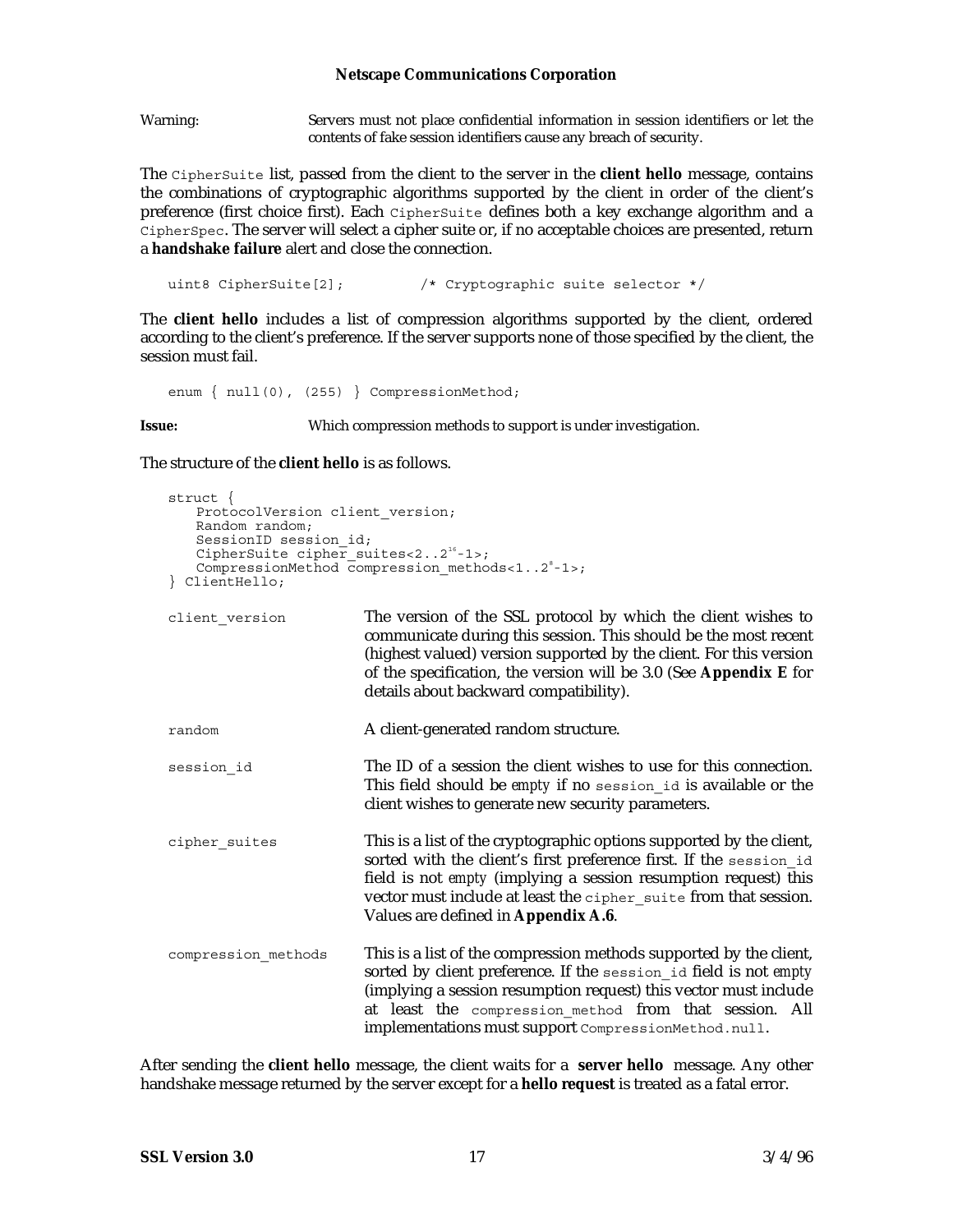Warning: Servers must not place confidential information in session identifiers or let the contents of fake session identifiers cause any breach of security.

The `CipherSuite` list, passed from the client to the server in the **client hello** message, contains the combinations of cryptographic algorithms supported by the client in order of the client's preference (first choice first). Each `CipherSuite` defines both a key exchange algorithm and a `CipherSpec`. The server will select a cipher suite or, if no acceptable choices are presented, return a **handshake failure** alert and close the connection.

```
uint8 CipherSuite[2];         /* Cryptographic suite selector */
```

The **client hello** includes a list of compression algorithms supported by the client, ordered according to the client's preference. If the server supports none of those specified by the client, the session must fail.

```
enum { null(0), (255) } CompressionMethod;
```

**Issue:** Which compression methods to support is under investigation.

The structure of the **client hello** is as follows.

```
struct {
    ProtocolVersion client_version;
    Random random;
    SessionID session_id;
    CipherSuite cipher_suites<2..2^16-1>;
    CompressionMethod compression_methods<1..2^8-1>;
} ClientHello;
```

`client_version` The version of the SSL protocol by which the client wishes to communicate during this session. This should be the most recent (highest valued) version supported by the client. For this version of the specification, the version will be 3.0 (See **Appendix E** for details about backward compatibility).

`random` A client-generated random structure.

`session_id` The ID of a session the client wishes to use for this connection. This field should be *empty* if no `session_id` is available or the client wishes to generate new security parameters.

`cipher_suites` This is a list of the cryptographic options supported by the client, sorted with the client's first preference first. If the `session_id` field is not *empty* (implying a session resumption request) this vector must include at least the `cipher_suite` from that session. Values are defined in **Appendix A.6**.

`compression_methods` This is a list of the compression methods supported by the client, sorted by client preference. If the `session_id` field is not *empty* (implying a session resumption request) this vector must include at least the `compression_method` from that session. All implementations must support `CompressionMethod.null`.

After sending the **client hello** message, the client waits for a **server hello** message. Any other handshake message returned by the server except for a **hello request** is treated as a fatal error.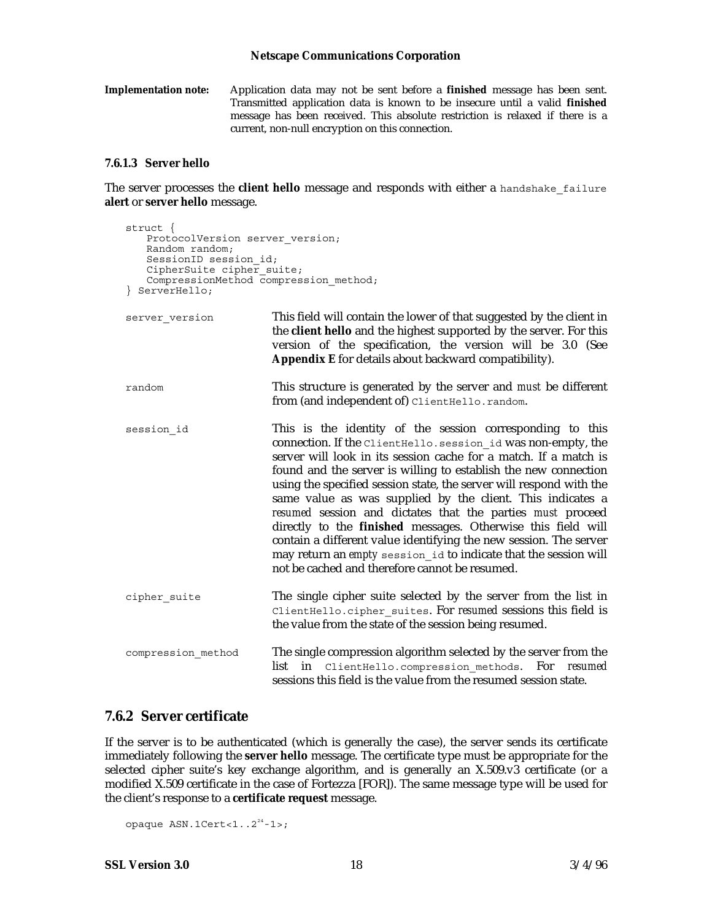**Implementation note:** Application data may not be sent before a **finished** message has been sent. Transmitted application data is known to be insecure until a valid **finished** message has been received. This absolute restriction is relaxed if there is a current, non-null encryption on this connection.

#### 7.6.1.3 Server hello

The server processes the **client hello** message and responds with either a `handshake_failure` **alert** or **server hello** message.

```
struct {
   ProtocolVersion server_version;
   Random random;
   SessionID session_id;
   CipherSuite cipher_suite;
   CompressionMethod compression_method;
} ServerHello;
```

`server_version` — This field will contain the lower of that suggested by the client in the **client hello** and the highest supported by the server. For this version of the specification, the version will be 3.0 (See **Appendix E** for details about backward compatibility).

`random` — This structure is generated by the server and *must* be different from (and independent of) `ClientHello.random`.

`session_id` — This is the identity of the session corresponding to this connection. If the `ClientHello.session_id` was non-empty, the server will look in its session cache for a match. If a match is found and the server is willing to establish the new connection using the specified session state, the server will respond with the same value as was supplied by the client. This indicates a *resumed* session and dictates that the parties *must* proceed directly to the **finished** messages. Otherwise this field will contain a different value identifying the new session. The server may return an *empty* `session_id` to indicate that the session will not be cached and therefore cannot be resumed.

`cipher_suite` — The single cipher suite selected by the server from the list in `ClientHello.cipher_suites`. For *resumed* sessions this field is the value from the state of the session being resumed.

`compression_method` — The single compression algorithm selected by the server from the list in `ClientHello.compression_methods`. For *resumed* sessions this field is the value from the resumed session state.

### 7.6.2 Server certificate

If the server is to be authenticated (which is generally the case), the server sends its certificate immediately following the **server hello** message. The certificate type must be appropriate for the selected cipher suite's key exchange algorithm, and is generally an X.509.v3 certificate (or a modified X.509 certificate in the case of Fortezza [FOR]). The same message type will be used for the client's response to a **certificate request** message.

```
opaque ASN.1Cert<1..2^24-1>;
```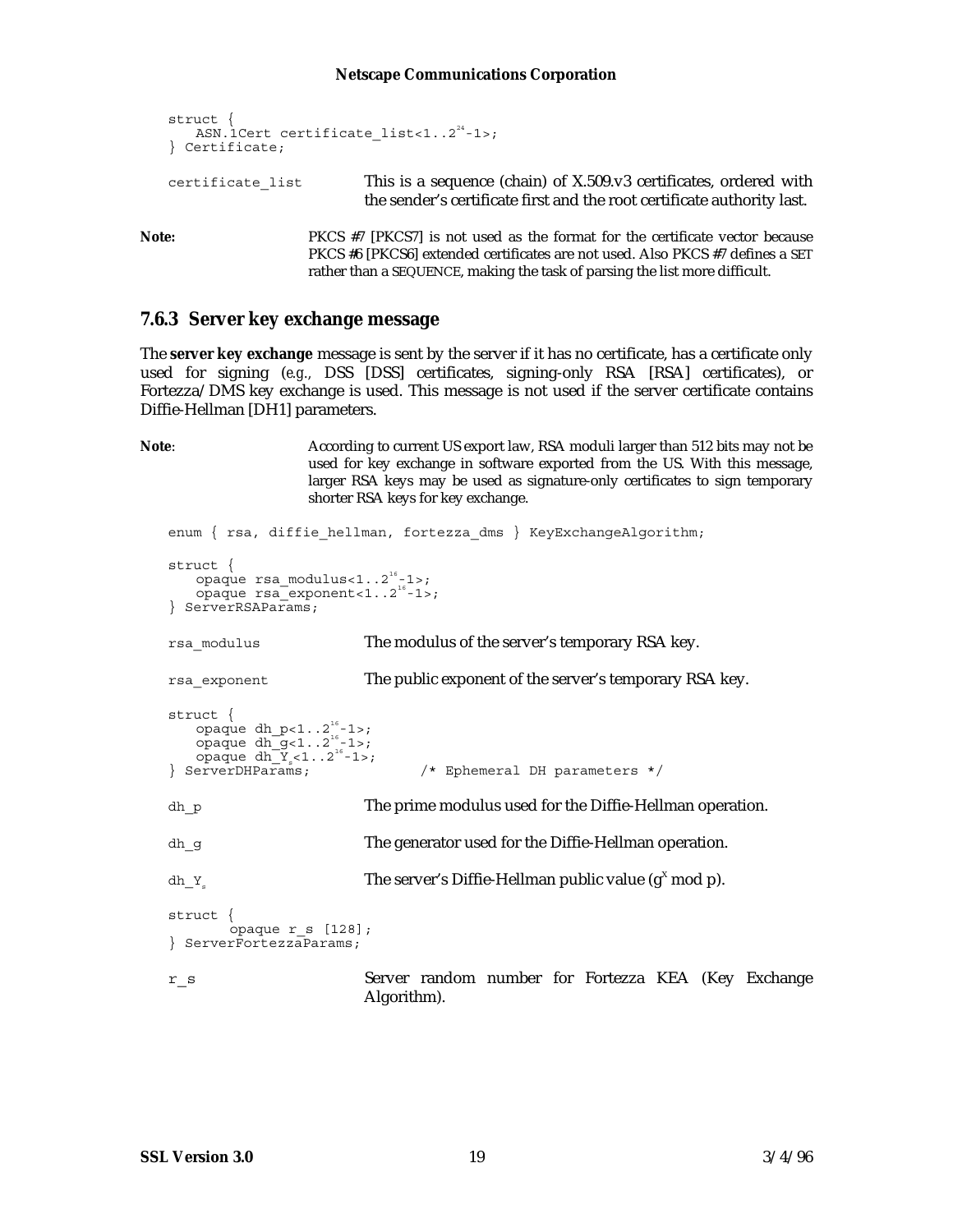```
struct {
    ASN.1Cert certificate_list<1..2^24-1>;
} Certificate;
```

`certificate_list` This is a sequence (chain) of X.509.v3 certificates, ordered with the sender's certificate first and the root certificate authority last.

**Note:** PKCS #7 [PKCS7] is not used as the format for the certificate vector because PKCS #6 [PKCS6] extended certificates are not used. Also PKCS #7 defines a SET rather than a SEQUENCE, making the task of parsing the list more difficult.

### 7.6.3 Server key exchange message

The **server key exchange** message is sent by the server if it has no certificate, has a certificate only used for signing (*e.g.*, DSS [DSS] certificates, signing-only RSA [RSA] certificates), or Fortezza/DMS key exchange is used. This message is not used if the server certificate contains Diffie-Hellman [DH1] parameters.

**Note**: According to current US export law, RSA moduli larger than 512 bits may not be used for key exchange in software exported from the US. With this message, larger RSA keys may be used as signature-only certificates to sign temporary shorter RSA keys for key exchange.

```
enum { rsa, diffie_hellman, fortezza_dms } KeyExchangeAlgorithm;

struct {
    opaque rsa_modulus<1..2^16-1>;
    opaque rsa_exponent<1..2^16-1>;
} ServerRSAParams;
```

`rsa_modulus` The modulus of the server's temporary RSA key.

`rsa_exponent` The public exponent of the server's temporary RSA key.

```
struct {
    opaque dh_p<1..2^16-1>;
    opaque dh_g<1..2^16-1>;
    opaque dh_Ys<1..2^16-1>;
} ServerDHParams;            /* Ephemeral DH parameters */
```

`dh_p` The prime modulus used for the Diffie-Hellman operation.

`dh_g` The generator used for the Diffie-Hellman operation.

`dh_Ys` The server's Diffie-Hellman public value ($g^X$ mod p).

```
struct {
        opaque r_s [128];
} ServerFortezzaParams;
```

`r_s` Server random number for Fortezza KEA (Key Exchange Algorithm).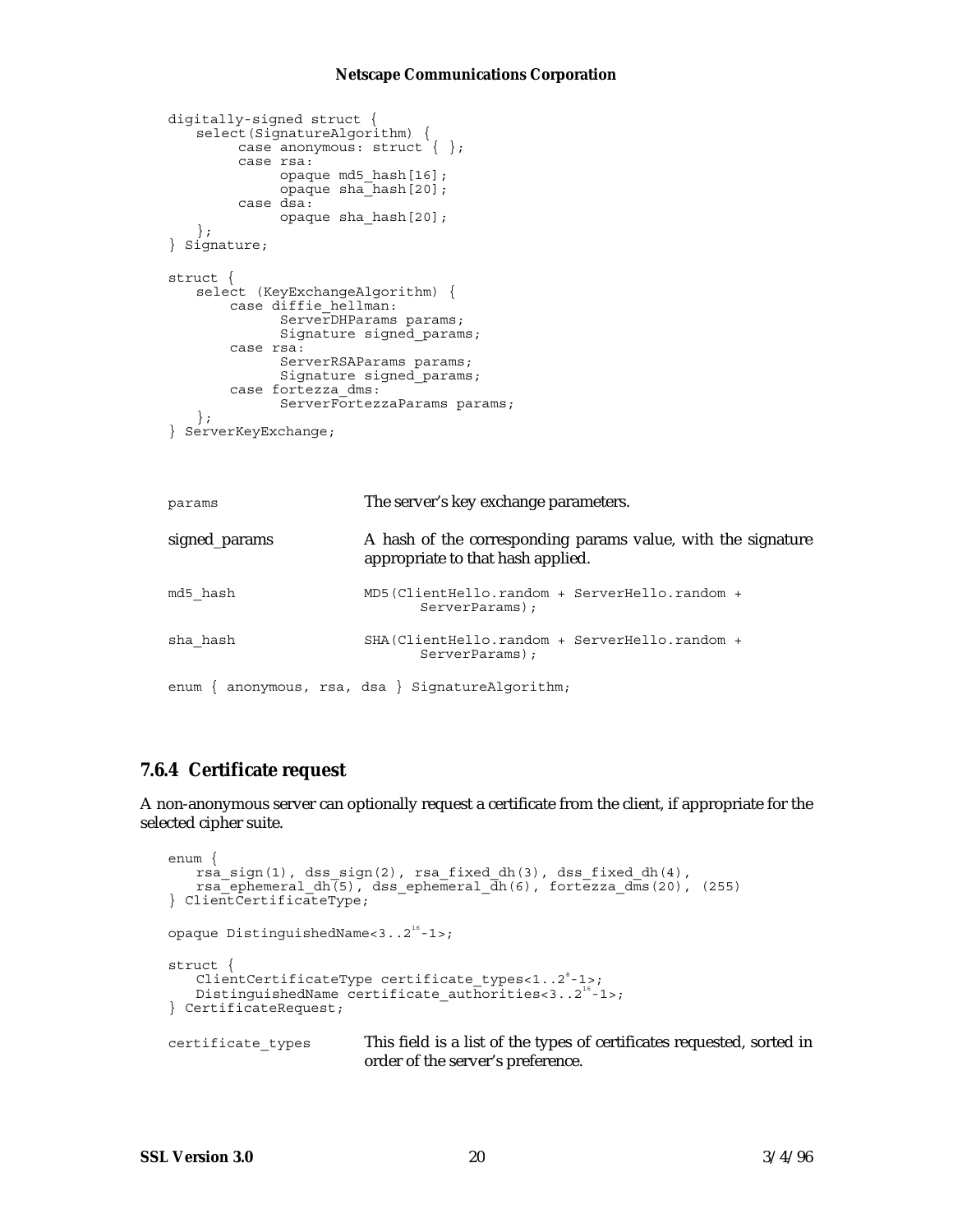```
digitally-signed struct {
   select(SignatureAlgorithm) {
        case anonymous: struct { };
        case rsa:
             opaque md5_hash[16];
             opaque sha_hash[20];
        case dsa:
             opaque sha_hash[20];
   };
} Signature;

struct {
   select (KeyExchangeAlgorithm) {
       case diffie_hellman:
             ServerDHParams params;
             Signature signed_params;
       case rsa:
             ServerRSAParams params;
             Signature signed_params;
       case fortezza_dms:
             ServerFortezzaParams params;
   };
} ServerKeyExchange;
```

| | |
|---|---|
| params | The server's key exchange parameters. |
| signed_params | A hash of the corresponding params value, with the signature appropriate to that hash applied. |
| md5_hash | `MD5(ClientHello.random + ServerHello.random + ServerParams);` |
| sha_hash | `SHA(ClientHello.random + ServerHello.random + ServerParams);` |

```
enum { anonymous, rsa, dsa } SignatureAlgorithm;
```

### 7.6.4 Certificate request

A non-anonymous server can optionally request a certificate from the client, if appropriate for the selected cipher suite.

```
enum {
   rsa_sign(1), dss_sign(2), rsa_fixed_dh(3), dss_fixed_dh(4),
   rsa_ephemeral_dh(5), dss_ephemeral_dh(6), fortezza_dms(20), (255)
} ClientCertificateType;

opaque DistinguishedName<3..2^16-1>;

struct {
   ClientCertificateType certificate_types<1..2^8-1>;
   DistinguishedName certificate_authorities<3..2^16-1>;
} CertificateRequest;
```

| | |
|---|---|
| certificate_types | This field is a list of the types of certificates requested, sorted in order of the server's preference. |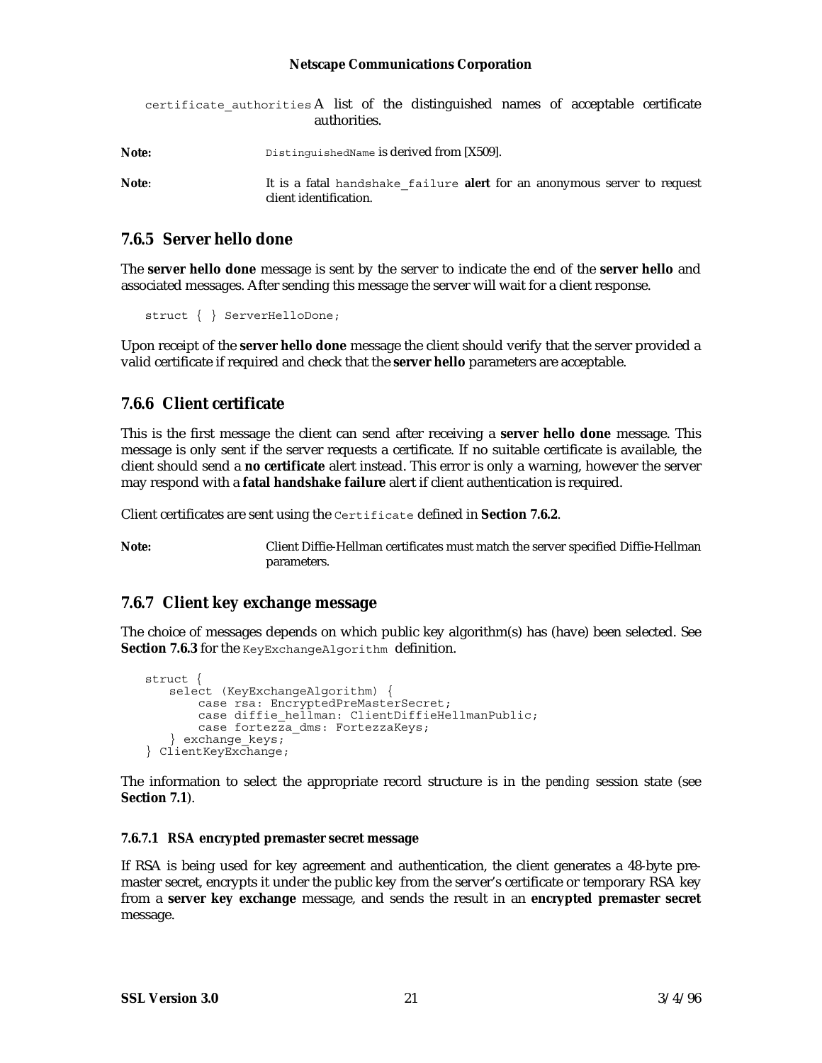`certificate_authorities` A list of the distinguished names of acceptable certificate authorities.

**Note:** `DistinguishedName` is derived from [X509].

**Note**: It is a fatal `handshake_failure` **alert** for an anonymous server to request client identification.

### 7.6.5 Server hello done

The **server hello done** message is sent by the server to indicate the end of the **server hello** and associated messages. After sending this message the server will wait for a client response.

```
struct { } ServerHelloDone;
```

Upon receipt of the **server hello done** message the client should verify that the server provided a valid certificate if required and check that the **server hello** parameters are acceptable.

### 7.6.6 Client certificate

This is the first message the client can send after receiving a **server hello done** message. This message is only sent if the server requests a certificate. If no suitable certificate is available, the client should send a **no certificate** alert instead. This error is only a warning, however the server may respond with a **fatal handshake failure** alert if client authentication is required.

Client certificates are sent using the `Certificate` defined in **Section 7.6.2**.

**Note:** Client Diffie-Hellman certificates must match the server specified Diffie-Hellman parameters.

### 7.6.7 Client key exchange message

The choice of messages depends on which public key algorithm(s) has (have) been selected. See **Section 7.6.3** for the `KeyExchangeAlgorithm` definition.

```
struct {
    select (KeyExchangeAlgorithm) {
        case rsa: EncryptedPreMasterSecret;
        case diffie_hellman: ClientDiffieHellmanPublic;
        case fortezza_dms: FortezzaKeys;
    } exchange_keys;
} ClientKeyExchange;
```

The information to select the appropriate record structure is in the *pending* session state (see **Section 7.1**).

#### 7.6.7.1 RSA encrypted premaster secret message

If RSA is being used for key agreement and authentication, the client generates a 48-byte pre-master secret, encrypts it under the public key from the server's certificate or temporary RSA key from a **server key exchange** message, and sends the result in an **encrypted premaster secret** message.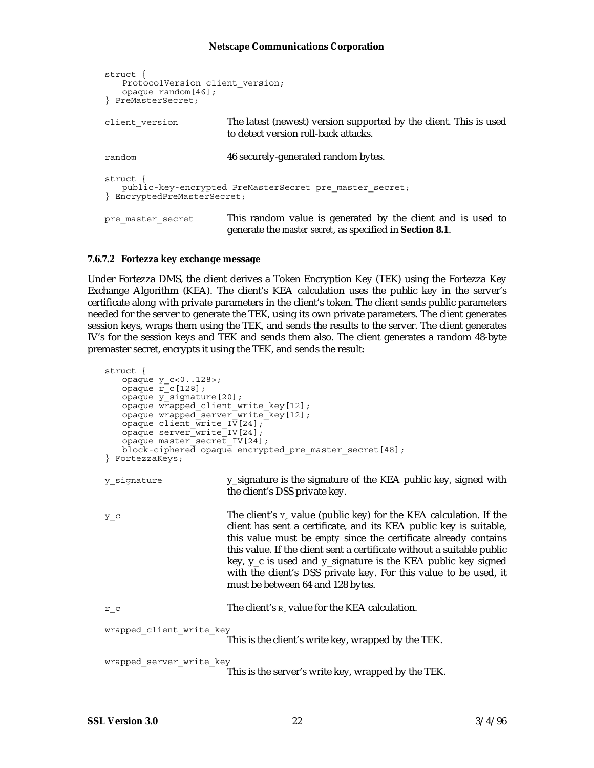```
struct {
    ProtocolVersion client_version;
    opaque random[46];
} PreMasterSecret;
```

client_version — The latest (newest) version supported by the client. This is used to detect version roll-back attacks.

random — 46 securely-generated random bytes.

```
struct {
    public-key-encrypted PreMasterSecret pre_master_secret;
} EncryptedPreMasterSecret;
```

pre_master_secret — This random value is generated by the client and is used to generate the *master secret*, as specified in **Section 8.1**.

#### 7.6.7.2 Fortezza key exchange message

Under Fortezza DMS, the client derives a Token Encryption Key (TEK) using the Fortezza Key Exchange Algorithm (KEA). The client's KEA calculation uses the public key in the server's certificate along with private parameters in the client's token. The client sends public parameters needed for the server to generate the TEK, using its own private parameters. The client generates session keys, wraps them using the TEK, and sends the results to the server. The client generates IV's for the session keys and TEK and sends them also. The client generates a random 48-byte premaster secret, encrypts it using the TEK, and sends the result:

```
struct {
    opaque y_c<0..128>;
    opaque r_c[128];
    opaque y_signature[20];
    opaque wrapped_client_write_key[12];
    opaque wrapped_server_write_key[12];
    opaque client_write_IV[24];
    opaque server_write_IV[24];
    opaque master_secret_IV[24];
    block-ciphered opaque encrypted_pre_master_secret[48];
} FortezzaKeys;
```

y_signature — y_signature is the signature of the KEA public key, signed with the client's DSS private key.

y_c — The client's $Y_c$ value (public key) for the KEA calculation. If the client has sent a certificate, and its KEA public key is suitable, this value must be *empty* since the certificate already contains this value. If the client sent a certificate without a suitable public key, y_c is used and y_signature is the KEA public key signed with the client's DSS private key. For this value to be used, it must be between 64 and 128 bytes.

r_c — The client's $R_c$ value for the KEA calculation.

wrapped_client_write_key — This is the client's write key, wrapped by the TEK.

wrapped_server_write_key — This is the server's write key, wrapped by the TEK.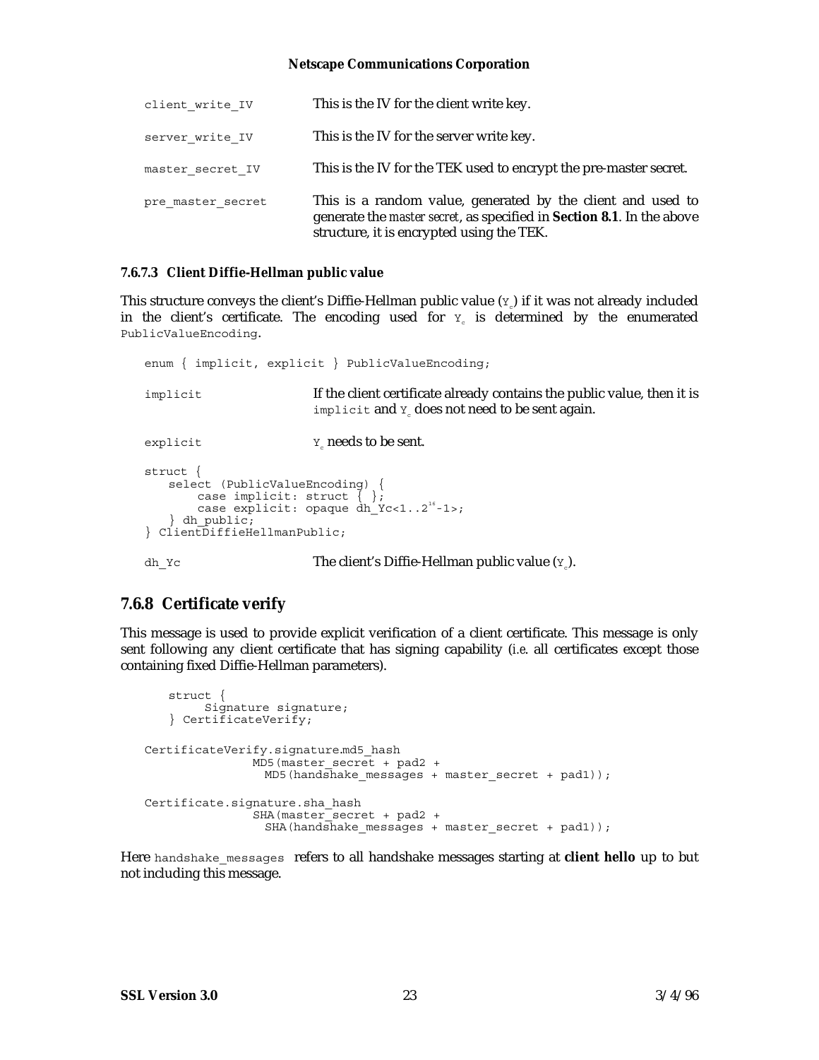| | |
|---|---|
| `client_write_IV` | This is the IV for the client write key. |
| `server_write_IV` | This is the IV for the server write key. |
| `master_secret_IV` | This is the IV for the TEK used to encrypt the pre-master secret. |
| `pre_master_secret` | This is a random value, generated by the client and used to generate the *master secret*, as specified in **Section 8.1**. In the above structure, it is encrypted using the TEK. |

#### 7.6.7.3 Client Diffie-Hellman public value

This structure conveys the client's Diffie-Hellman public value ($Y_c$) if it was not already included in the client's certificate. The encoding used for $Y_c$ is determined by the enumerated `PublicValueEncoding`.

```
enum { implicit, explicit } PublicValueEncoding;
```

| | |
|---|---|
| `implicit` | If the client certificate already contains the public value, then it is `implicit` and $Y_c$ does not need to be sent again. |
| `explicit` | $Y_c$ needs to be sent. |

```
struct {
   select (PublicValueEncoding) {
       case implicit: struct { };
       case explicit: opaque dh_Yc<1..2^16-1>;
   } dh_public;
} ClientDiffieHellmanPublic;
```

| | |
|---|---|
| `dh_Yc` | The client's Diffie-Hellman public value ($Y_c$). |

### 7.6.8 Certificate verify

This message is used to provide explicit verification of a client certificate. This message is only sent following any client certificate that has signing capability (*i.e.* all certificates except those containing fixed Diffie-Hellman parameters).

```
    struct {
         Signature signature;
    } CertificateVerify;

CertificateVerify.signature.md5_hash
               MD5(master_secret + pad2 +
                 MD5(handshake_messages + master_secret + pad1));

Certificate.signature.sha_hash
               SHA(master_secret + pad2 +
                 SHA(handshake_messages + master_secret + pad1));
```

Here `handshake_messages` refers to all handshake messages starting at **client hello** up to but not including this message.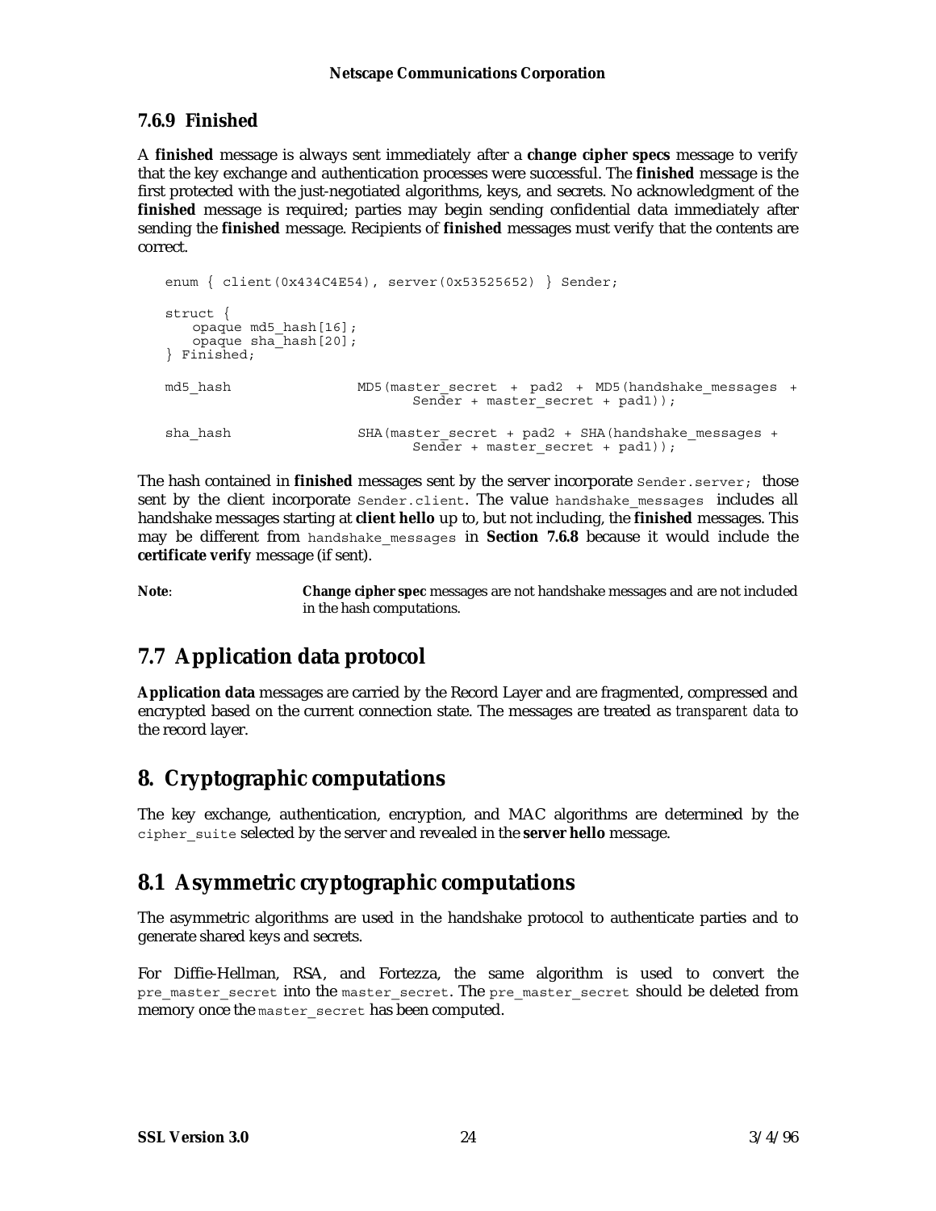### 7.6.9 Finished

A **finished** message is always sent immediately after a **change cipher specs** message to verify that the key exchange and authentication processes were successful. The **finished** message is the first protected with the just-negotiated algorithms, keys, and secrets. No acknowledgment of the **finished** message is required; parties may begin sending confidential data immediately after sending the **finished** message. Recipients of **finished** messages must verify that the contents are correct.

```
enum { client(0x434C4E54), server(0x53525652) } Sender;

struct {
    opaque md5_hash[16];
    opaque sha_hash[20];
} Finished;

md5_hash              MD5(master_secret + pad2 + MD5(handshake_messages +
                             Sender + master_secret + pad1));

sha_hash              SHA(master_secret + pad2 + SHA(handshake_messages +
                             Sender + master_secret + pad1));
```

The hash contained in **finished** messages sent by the server incorporate `Sender.server;` those sent by the client incorporate `Sender.client`. The value `handshake_messages` includes all handshake messages starting at **client hello** up to, but not including, the **finished** messages. This may be different from `handshake_messages` in **Section 7.6.8** because it would include the **certificate verify** message (if sent).

**Note**: **Change cipher spec** messages are not handshake messages and are not included in the hash computations.

## 7.7 Application data protocol

**Application data** messages are carried by the Record Layer and are fragmented, compressed and encrypted based on the current connection state. The messages are treated as *transparent data* to the record layer.

## 8. Cryptographic computations

The key exchange, authentication, encryption, and MAC algorithms are determined by the `cipher_suite` selected by the server and revealed in the **server hello** message.

## 8.1 Asymmetric cryptographic computations

The asymmetric algorithms are used in the handshake protocol to authenticate parties and to generate shared keys and secrets.

For Diffie-Hellman, RSA, and Fortezza, the same algorithm is used to convert the `pre_master_secret` into the `master_secret`. The `pre_master_secret` should be deleted from memory once the `master_secret` has been computed.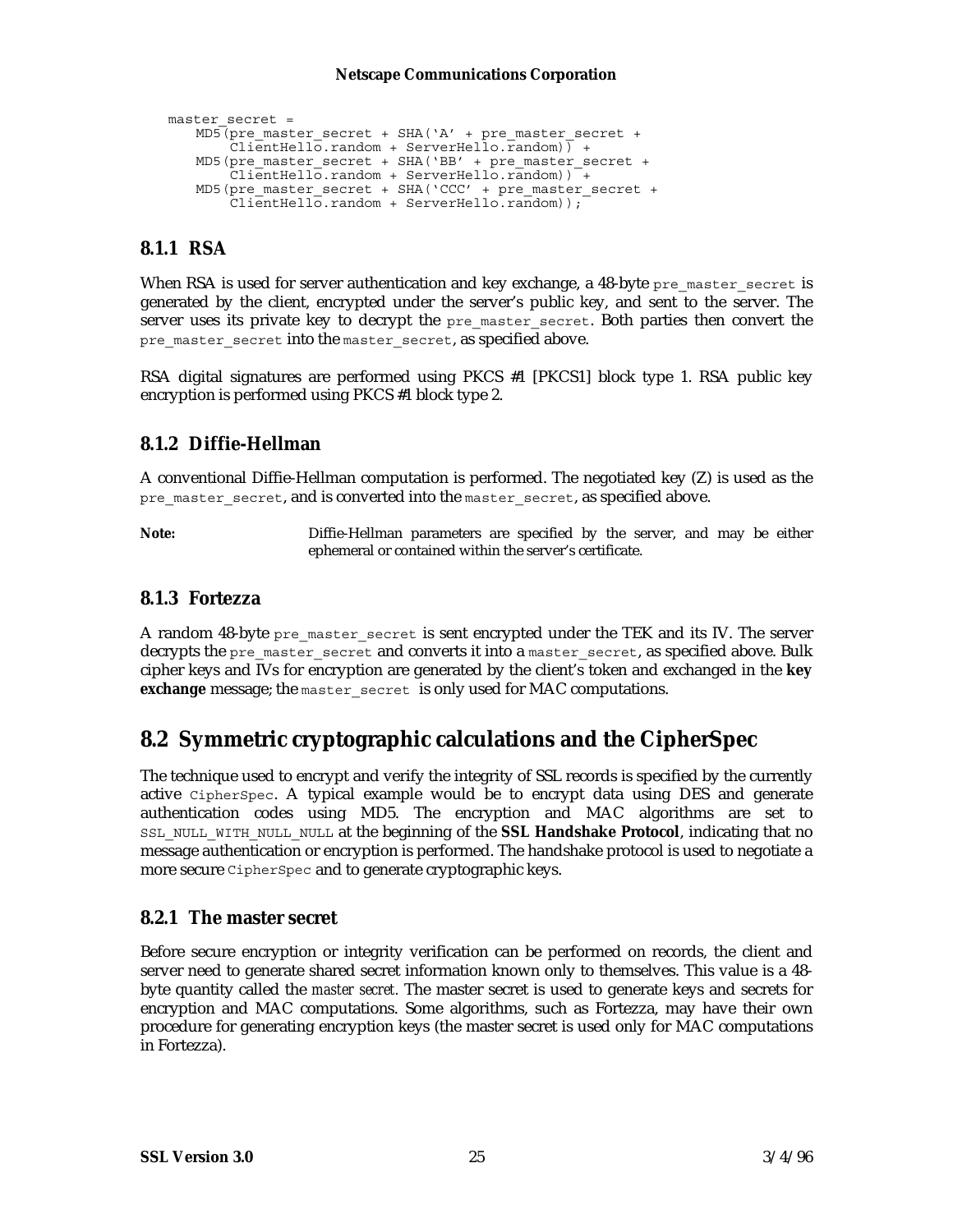```
master_secret =
    MD5(pre_master_secret + SHA('A' + pre_master_secret +
        ClientHello.random + ServerHello.random)) +
    MD5(pre_master_secret + SHA('BB' + pre_master_secret +
        ClientHello.random + ServerHello.random)) +
    MD5(pre_master_secret + SHA('CCC' + pre_master_secret +
        ClientHello.random + ServerHello.random));
```

### 8.1.1 RSA

When RSA is used for server authentication and key exchange, a 48-byte `pre_master_secret` is generated by the client, encrypted under the server's public key, and sent to the server. The server uses its private key to decrypt the `pre_master_secret`. Both parties then convert the `pre_master_secret` into the `master_secret`, as specified above.

RSA digital signatures are performed using PKCS #1 [PKCS1] block type 1. RSA public key encryption is performed using PKCS #1 block type 2.

### 8.1.2 Diffie-Hellman

A conventional Diffie-Hellman computation is performed. The negotiated key (Z) is used as the `pre_master_secret`, and is converted into the `master_secret`, as specified above.

**Note:** Diffie-Hellman parameters are specified by the server, and may be either ephemeral or contained within the server's certificate.

### 8.1.3 Fortezza

A random 48-byte `pre_master_secret` is sent encrypted under the TEK and its IV. The server decrypts the `pre_master_secret` and converts it into a `master_secret`, as specified above. Bulk cipher keys and IVs for encryption are generated by the client's token and exchanged in the **key exchange** message; the `master_secret` is only used for MAC computations.

## 8.2 Symmetric cryptographic calculations and the CipherSpec

The technique used to encrypt and verify the integrity of SSL records is specified by the currently active `CipherSpec`. A typical example would be to encrypt data using DES and generate authentication codes using MD5. The encryption and MAC algorithms are set to `SSL_NULL_WITH_NULL_NULL` at the beginning of the **SSL Handshake Protocol**, indicating that no message authentication or encryption is performed. The handshake protocol is used to negotiate a more secure `CipherSpec` and to generate cryptographic keys.

### 8.2.1 The master secret

Before secure encryption or integrity verification can be performed on records, the client and server need to generate shared secret information known only to themselves. This value is a 48-byte quantity called the *master secret.* The master secret is used to generate keys and secrets for encryption and MAC computations. Some algorithms, such as Fortezza, may have their own procedure for generating encryption keys (the master secret is used only for MAC computations in Fortezza).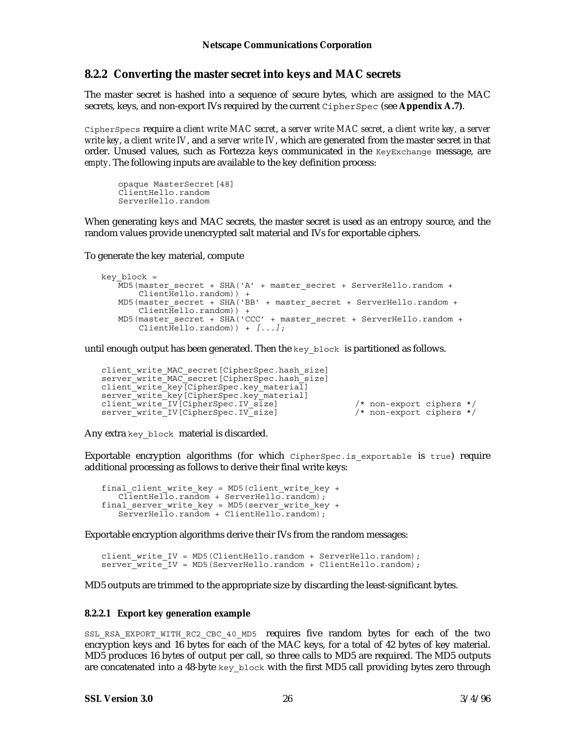### 8.2.2 Converting the master secret into keys and MAC secrets

The master secret is hashed into a sequence of secure bytes, which are assigned to the MAC secrets, keys, and non-export IVs required by the current `CipherSpec` (see **Appendix A.7)**.

`CipherSpecs` require a *client write MAC secret*, a *server write MAC secret*, a *client write key*, a *server write key*, a *client write IV*, and a *server write IV*, which are generated from the master secret in that order. Unused values, such as Fortezza keys communicated in the `KeyExchange` message, are *empty*. The following inputs are available to the key definition process:

```
opaque MasterSecret[48]
ClientHello.random
ServerHello.random
```

When generating keys and MAC secrets, the master secret is used as an entropy source, and the random values provide unencrypted salt material and IVs for exportable ciphers.

To generate the key material, compute

```
key_block =
   MD5(master_secret + SHA('A' + master_secret + ServerHello.random +
       ClientHello.random)) +
   MD5(master_secret + SHA('BB' + master_secret + ServerHello.random +
       ClientHello.random)) +
   MD5(master_secret + SHA('CCC' + master_secret + ServerHello.random +
       ClientHello.random)) + [...];
```

until enough output has been generated. Then the `key_block` is partitioned as follows.

```
client_write_MAC_secret[CipherSpec.hash_size]
server_write_MAC_secret[CipherSpec.hash_size]
client_write_key[CipherSpec.key_material]
server_write_key[CipherSpec.key_material]
client_write_IV[CipherSpec.IV_size]              /* non-export ciphers */
server_write_IV[CipherSpec.IV_size]              /* non-export ciphers */
```

Any extra `key_block` material is discarded.

Exportable encryption algorithms (for which `CipherSpec.is_exportable` is `true`) require additional processing as follows to derive their final write keys:

```
final_client_write_key = MD5(client_write_key +
   ClientHello.random + ServerHello.random);
final_server_write_key = MD5(server_write_key +
   ServerHello.random + ClientHello.random);
```

Exportable encryption algorithms derive their IVs from the random messages:

```
client_write_IV = MD5(ClientHello.random + ServerHello.random);
server_write_IV = MD5(ServerHello.random + ClientHello.random);
```

MD5 outputs are trimmed to the appropriate size by discarding the least-significant bytes.

#### 8.2.2.1 Export key generation example

`SSL_RSA_EXPORT_WITH_RC2_CBC_40_MD5` requires five random bytes for each of the two encryption keys and 16 bytes for each of the MAC keys, for a total of 42 bytes of key material. MD5 produces 16 bytes of output per call, so three calls to MD5 are required. The MD5 outputs are concatenated into a 48-byte `key_block` with the first MD5 call providing bytes zero through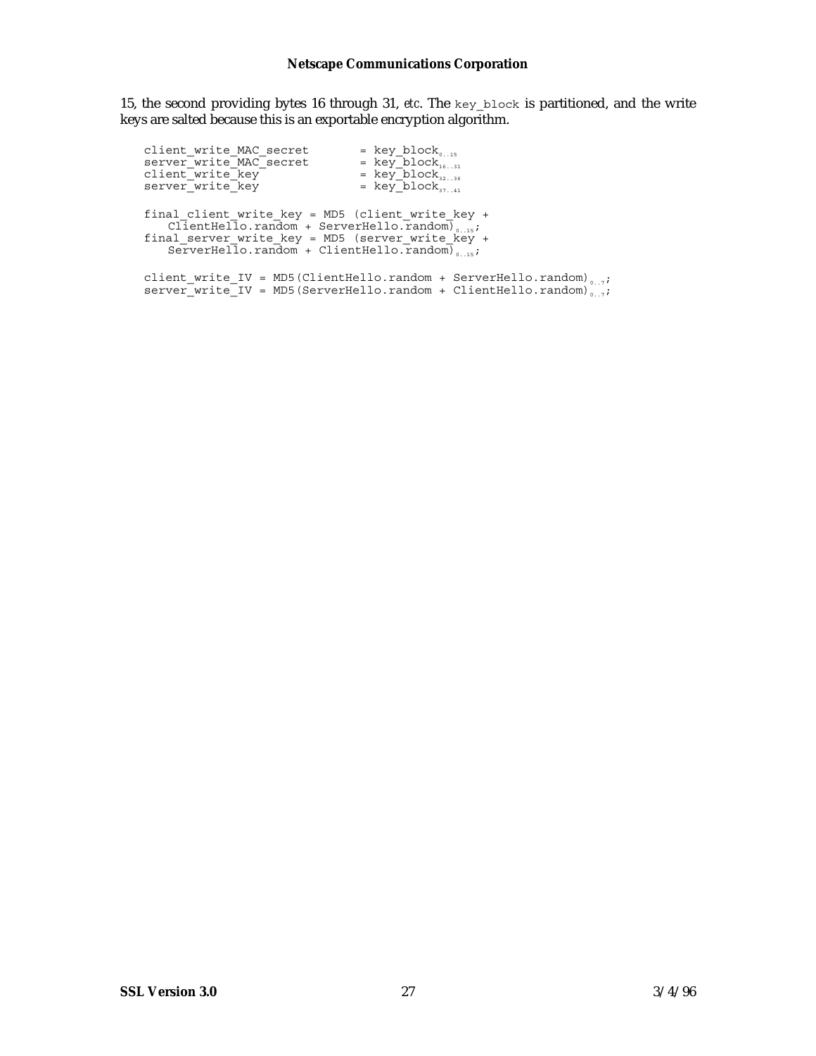15, the second providing bytes 16 through 31, *etc.* The `key_block` is partitioned, and the write keys are salted because this is an exportable encryption algorithm.

```
client_write_MAC_secret       = key_block[0..15]
server_write_MAC_secret       = key_block[16..31]
client_write_key              = key_block[32..36]
server_write_key              = key_block[37..41]

final_client_write_key = MD5 (client_write_key +
    ClientHello.random + ServerHello.random)[0..15];
final_server_write_key = MD5 (server_write_key +
    ServerHello.random + ClientHello.random)[0..15];

client_write_IV = MD5(ClientHello.random + ServerHello.random)[0..7];
server_write_IV = MD5(ServerHello.random + ClientHello.random)[0..7];
```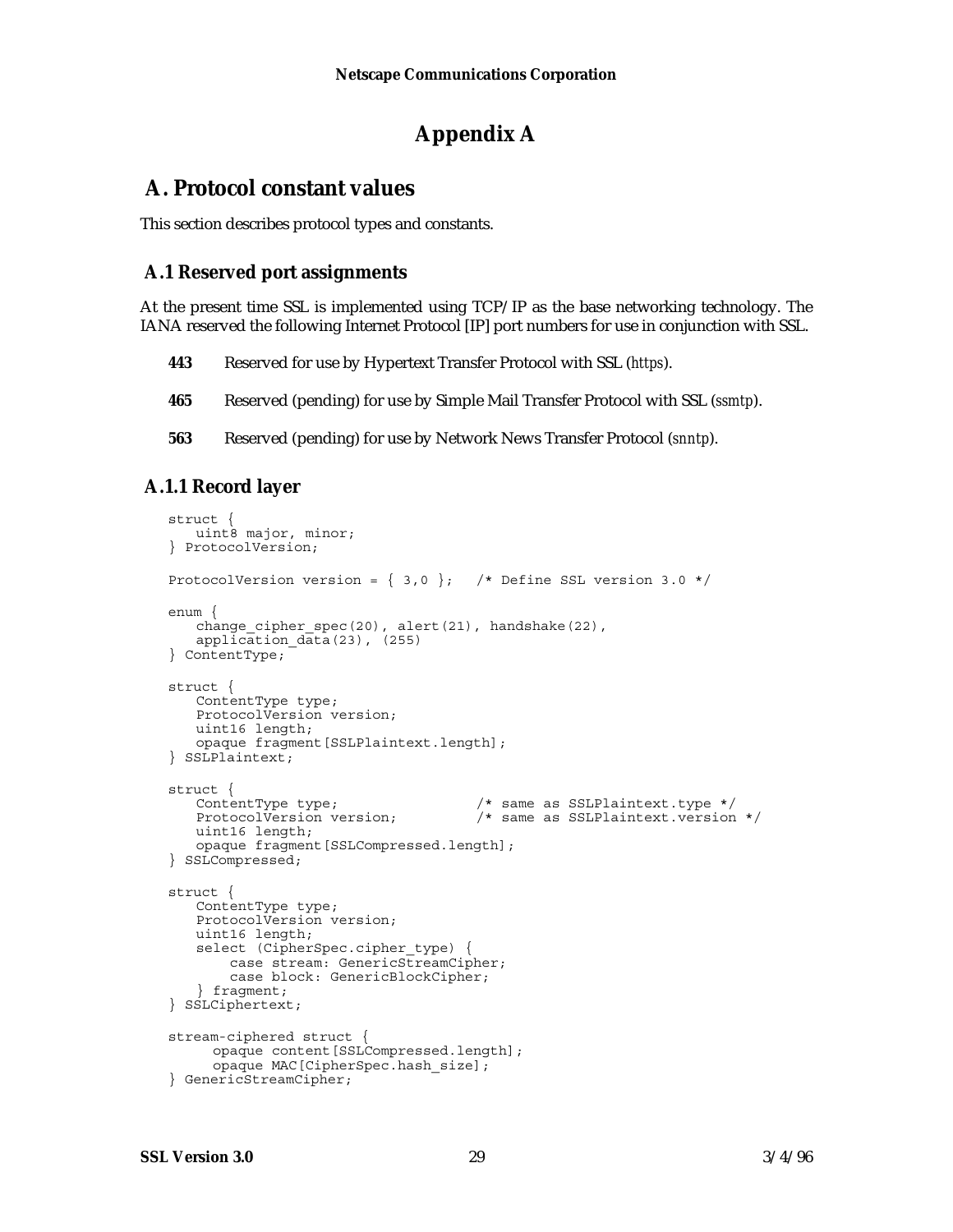# Appendix A

## A. Protocol constant values

This section describes protocol types and constants.

### A.1 Reserved port assignments

At the present time SSL is implemented using TCP/IP as the base networking technology. The IANA reserved the following Internet Protocol [IP] port numbers for use in conjunction with SSL.

**443** Reserved for use by Hypertext Transfer Protocol with SSL (*https*).

**465** Reserved (pending) for use by Simple Mail Transfer Protocol with SSL (*ssmtp*).

**563** Reserved (pending) for use by Network News Transfer Protocol (*snntp*).

### A.1.1 Record layer

```
struct {
   uint8 major, minor;
} ProtocolVersion;

ProtocolVersion version = { 3,0 };   /* Define SSL version 3.0 */

enum {
   change_cipher_spec(20), alert(21), handshake(22),
   application_data(23), (255)
} ContentType;

struct {
   ContentType type;
   ProtocolVersion version;
   uint16 length;
   opaque fragment[SSLPlaintext.length];
} SSLPlaintext;

struct {
   ContentType type;                /* same as SSLPlaintext.type */
   ProtocolVersion version;         /* same as SSLPlaintext.version */
   uint16 length;
   opaque fragment[SSLCompressed.length];
} SSLCompressed;

struct {
   ContentType type;
   ProtocolVersion version;
   uint16 length;
   select (CipherSpec.cipher_type) {
       case stream: GenericStreamCipher;
       case block: GenericBlockCipher;
   } fragment;
} SSLCiphertext;

stream-ciphered struct {
     opaque content[SSLCompressed.length];
     opaque MAC[CipherSpec.hash_size];
} GenericStreamCipher;
```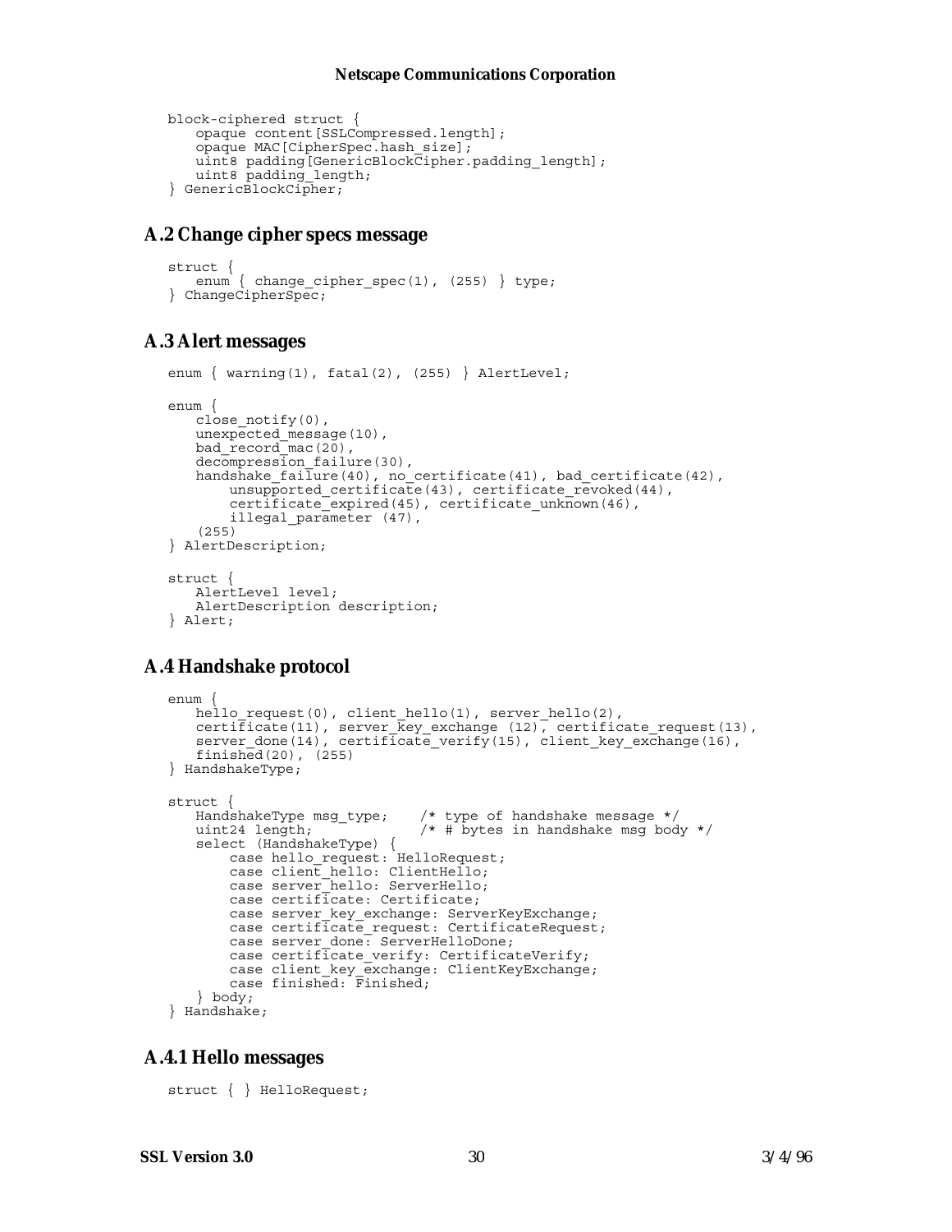```
block-ciphered struct {
    opaque content[SSLCompressed.length];
    opaque MAC[CipherSpec.hash_size];
    uint8 padding[GenericBlockCipher.padding_length];
    uint8 padding_length;
} GenericBlockCipher;
```

## A.2 Change cipher specs message

```
struct {
    enum { change_cipher_spec(1), (255) } type;
} ChangeCipherSpec;
```

## A.3 Alert messages

```
enum { warning(1), fatal(2), (255) } AlertLevel;

enum {
    close_notify(0),
    unexpected_message(10),
    bad_record_mac(20),
    decompression_failure(30),
    handshake_failure(40), no_certificate(41), bad_certificate(42),
        unsupported_certificate(43), certificate_revoked(44),
        certificate_expired(45), certificate_unknown(46),
        illegal_parameter (47),
    (255)
} AlertDescription;

struct {
    AlertLevel level;
    AlertDescription description;
} Alert;
```

## A.4 Handshake protocol

```
enum {
    hello_request(0), client_hello(1), server_hello(2),
    certificate(11), server_key_exchange (12), certificate_request(13),
    server_done(14), certificate_verify(15), client_key_exchange(16),
    finished(20), (255)
} HandshakeType;

struct {
    HandshakeType msg_type;    /* type of handshake message */
    uint24 length;             /* # bytes in handshake msg body */
    select (HandshakeType) {
        case hello_request: HelloRequest;
        case client_hello: ClientHello;
        case server_hello: ServerHello;
        case certificate: Certificate;
        case server_key_exchange: ServerKeyExchange;
        case certificate_request: CertificateRequest;
        case server_done: ServerHelloDone;
        case certificate_verify: CertificateVerify;
        case client_key_exchange: ClientKeyExchange;
        case finished: Finished;
    } body;
} Handshake;
```

### A.4.1 Hello messages

```
struct { } HelloRequest;
```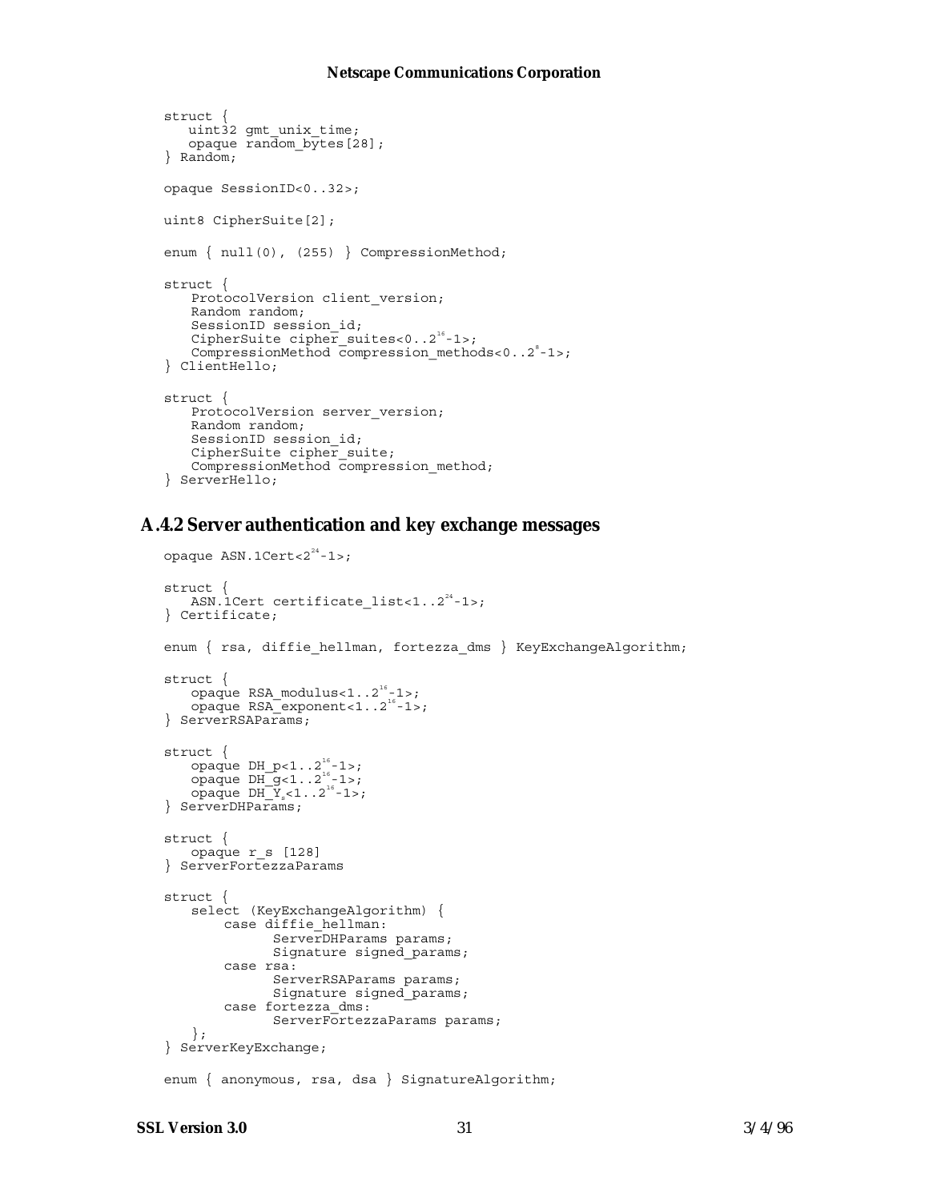```
struct {
   uint32 gmt_unix_time;
   opaque random_bytes[28];
} Random;

opaque SessionID<0..32>;

uint8 CipherSuite[2];

enum { null(0), (255) } CompressionMethod;

struct {
    ProtocolVersion client_version;
    Random random;
    SessionID session_id;
    CipherSuite cipher_suites<0..2^16-1>;
    CompressionMethod compression_methods<0..2^8-1>;
} ClientHello;

struct {
    ProtocolVersion server_version;
    Random random;
    SessionID session_id;
    CipherSuite cipher_suite;
    CompressionMethod compression_method;
} ServerHello;
```

## A.4.2 Server authentication and key exchange messages

```
opaque ASN.1Cert<2^24-1>;

struct {
    ASN.1Cert certificate_list<1..2^24-1>;
} Certificate;

enum { rsa, diffie_hellman, fortezza_dms } KeyExchangeAlgorithm;

struct {
    opaque RSA_modulus<1..2^16-1>;
    opaque RSA_exponent<1..2^16-1>;
} ServerRSAParams;

struct {
    opaque DH_p<1..2^16-1>;
    opaque DH_g<1..2^16-1>;
    opaque DH_Ys<1..2^16-1>;
} ServerDHParams;

struct {
    opaque r_s [128]
} ServerFortezzaParams

struct {
    select (KeyExchangeAlgorithm) {
        case diffie_hellman:
              ServerDHParams params;
              Signature signed_params;
        case rsa:
              ServerRSAParams params;
              Signature signed_params;
        case fortezza_dms:
              ServerFortezzaParams params;
    };
} ServerKeyExchange;

enum { anonymous, rsa, dsa } SignatureAlgorithm;
```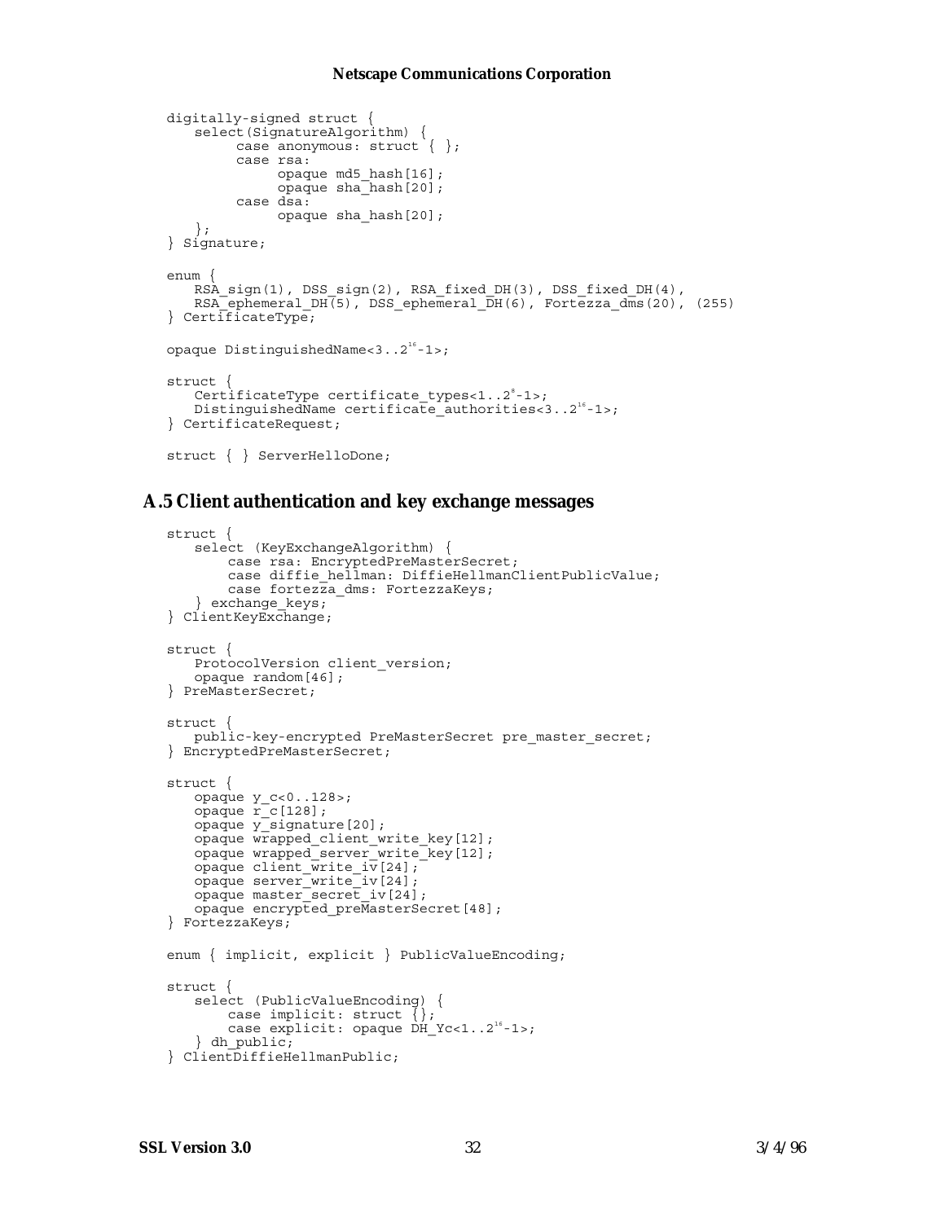```
digitally-signed struct {
   select(SignatureAlgorithm) {
         case anonymous: struct { };
         case rsa:
               opaque md5_hash[16];
               opaque sha_hash[20];
         case dsa:
               opaque sha_hash[20];
   };
} Signature;

enum {
   RSA_sign(1), DSS_sign(2), RSA_fixed_DH(3), DSS_fixed_DH(4),
   RSA_ephemeral_DH(5), DSS_ephemeral_DH(6), Fortezza_dms(20), (255)
} CertificateType;

opaque DistinguishedName<3..2^16-1>;

struct {
   CertificateType certificate_types<1..2^8-1>;
   DistinguishedName certificate_authorities<3..2^16-1>;
} CertificateRequest;

struct { } ServerHelloDone;
```

## A.5 Client authentication and key exchange messages

```
struct {
   select (KeyExchangeAlgorithm) {
        case rsa: EncryptedPreMasterSecret;
        case diffie_hellman: DiffieHellmanClientPublicValue;
        case fortezza_dms: FortezzaKeys;
   } exchange_keys;
} ClientKeyExchange;

struct {
   ProtocolVersion client_version;
   opaque random[46];
} PreMasterSecret;

struct {
   public-key-encrypted PreMasterSecret pre_master_secret;
} EncryptedPreMasterSecret;

struct {
   opaque y_c<0..128>;
   opaque r_c[128];
   opaque y_signature[20];
   opaque wrapped_client_write_key[12];
   opaque wrapped_server_write_key[12];
   opaque client_write_iv[24];
   opaque server_write_iv[24];
   opaque master_secret_iv[24];
   opaque encrypted_preMasterSecret[48];
} FortezzaKeys;

enum { implicit, explicit } PublicValueEncoding;

struct {
   select (PublicValueEncoding) {
        case implicit: struct {};
        case explicit: opaque DH_Yc<1..2^16-1>;
   } dh_public;
} ClientDiffieHellmanPublic;
```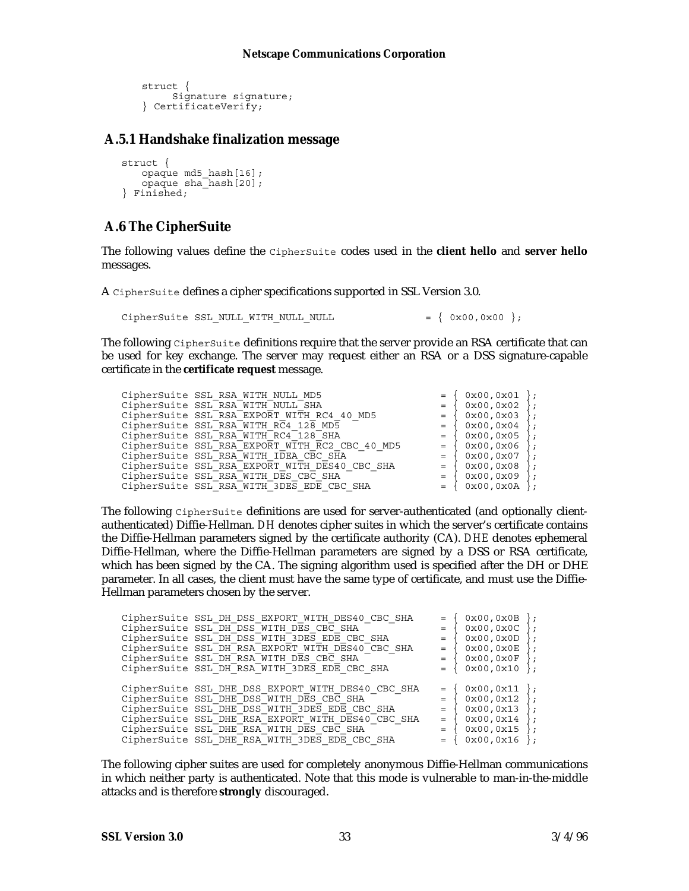```
struct {
    Signature signature;
} CertificateVerify;
```

## A.5.1 Handshake finalization message

```
struct {
    opaque md5_hash[16];
    opaque sha_hash[20];
} Finished;
```

## A.6 The CipherSuite

The following values define the `CipherSuite` codes used in the **client hello** and **server hello** messages.

A `CipherSuite` defines a cipher specifications supported in SSL Version 3.0.

```
CipherSuite SSL_NULL_WITH_NULL_NULL              = { 0x00,0x00 };
```

The following `CipherSuite` definitions require that the server provide an RSA certificate that can be used for key exchange. The server may request either an RSA or a DSS signature-capable certificate in the **certificate request** message.

```
CipherSuite SSL_RSA_WITH_NULL_MD5                = { 0x00,0x01 };
CipherSuite SSL_RSA_WITH_NULL_SHA                = { 0x00,0x02 };
CipherSuite SSL_RSA_EXPORT_WITH_RC4_40_MD5       = { 0x00,0x03 };
CipherSuite SSL_RSA_WITH_RC4_128_MD5             = { 0x00,0x04 };
CipherSuite SSL_RSA_WITH_RC4_128_SHA             = { 0x00,0x05 };
CipherSuite SSL_RSA_EXPORT_WITH_RC2_CBC_40_MD5   = { 0x00,0x06 };
CipherSuite SSL_RSA_WITH_IDEA_CBC_SHA            = { 0x00,0x07 };
CipherSuite SSL_RSA_EXPORT_WITH_DES40_CBC_SHA    = { 0x00,0x08 };
CipherSuite SSL_RSA_WITH_DES_CBC_SHA             = { 0x00,0x09 };
CipherSuite SSL_RSA_WITH_3DES_EDE_CBC_SHA        = { 0x00,0x0A };
```

The following `CipherSuite` definitions are used for server-authenticated (and optionally client-authenticated) Diffie-Hellman. *DH* denotes cipher suites in which the server's certificate contains the Diffie-Hellman parameters signed by the certificate authority (CA). *DHE* denotes ephemeral Diffie-Hellman, where the Diffie-Hellman parameters are signed by a DSS or RSA certificate, which has been signed by the CA. The signing algorithm used is specified after the DH or DHE parameter. In all cases, the client must have the same type of certificate, and must use the Diffie-Hellman parameters chosen by the server.

```
CipherSuite SSL_DH_DSS_EXPORT_WITH_DES40_CBC_SHA    = { 0x00,0x0B };
CipherSuite SSL_DH_DSS_WITH_DES_CBC_SHA             = { 0x00,0x0C };
CipherSuite SSL_DH_DSS_WITH_3DES_EDE_CBC_SHA        = { 0x00,0x0D };
CipherSuite SSL_DH_RSA_EXPORT_WITH_DES40_CBC_SHA    = { 0x00,0x0E };
CipherSuite SSL_DH_RSA_WITH_DES_CBC_SHA             = { 0x00,0x0F };
CipherSuite SSL_DH_RSA_WITH_3DES_EDE_CBC_SHA        = { 0x00,0x10 };

CipherSuite SSL_DHE_DSS_EXPORT_WITH_DES40_CBC_SHA   = { 0x00,0x11 };
CipherSuite SSL_DHE_DSS_WITH_DES_CBC_SHA            = { 0x00,0x12 };
CipherSuite SSL_DHE_DSS_WITH_3DES_EDE_CBC_SHA       = { 0x00,0x13 };
CipherSuite SSL_DHE_RSA_EXPORT_WITH_DES40_CBC_SHA   = { 0x00,0x14 };
CipherSuite SSL_DHE_RSA_WITH_DES_CBC_SHA            = { 0x00,0x15 };
CipherSuite SSL_DHE_RSA_WITH_3DES_EDE_CBC_SHA       = { 0x00,0x16 };
```

The following cipher suites are used for completely anonymous Diffie-Hellman communications in which neither party is authenticated. Note that this mode is vulnerable to man-in-the-middle attacks and is therefore **strongly** discouraged.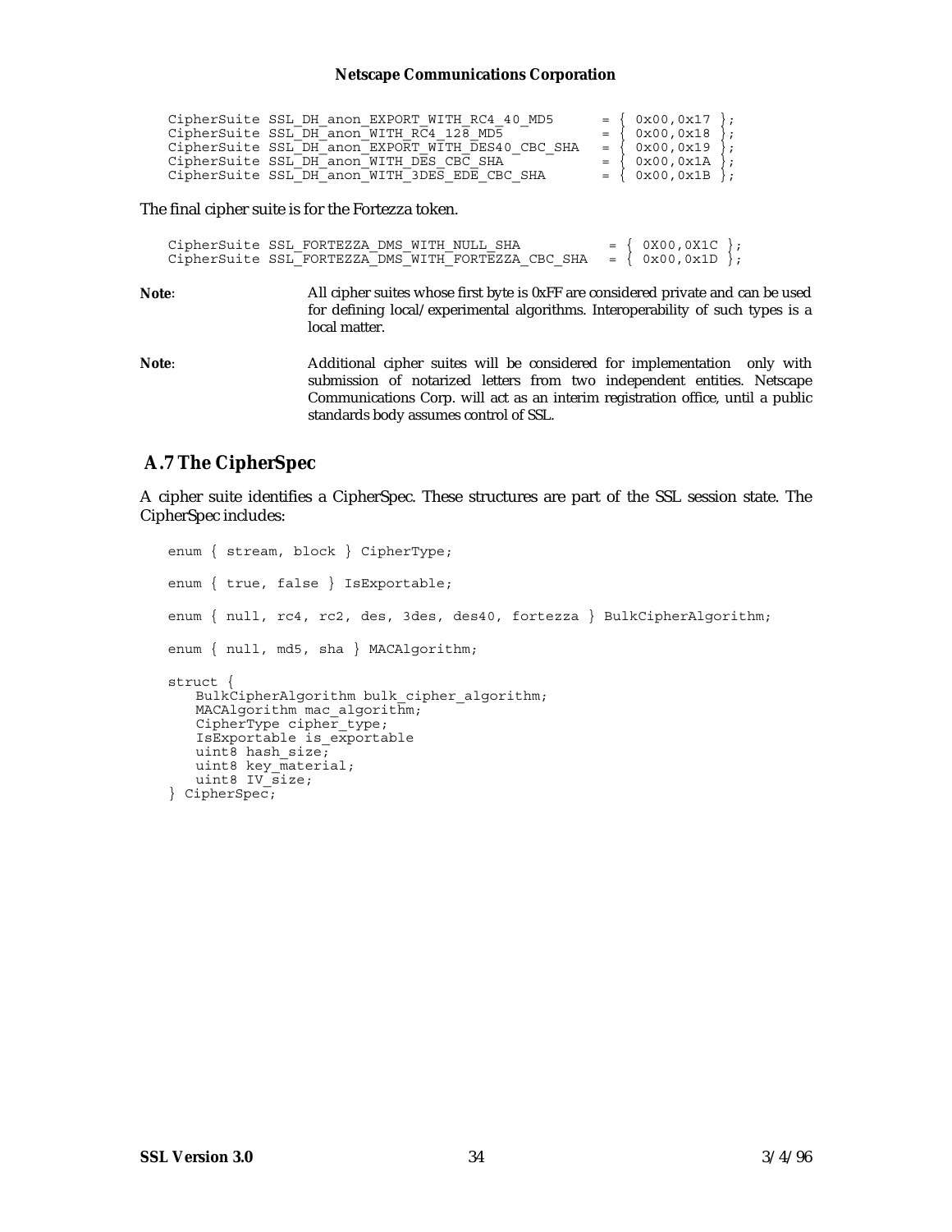```
CipherSuite SSL_DH_anon_EXPORT_WITH_RC4_40_MD5      = { 0x00,0x17 };
CipherSuite SSL_DH_anon_WITH_RC4_128_MD5            = { 0x00,0x18 };
CipherSuite SSL_DH_anon_EXPORT_WITH_DES40_CBC_SHA   = { 0x00,0x19 };
CipherSuite SSL_DH_anon_WITH_DES_CBC_SHA            = { 0x00,0x1A };
CipherSuite SSL_DH_anon_WITH_3DES_EDE_CBC_SHA       = { 0x00,0x1B };
```

The final cipher suite is for the Fortezza token.

```
CipherSuite SSL_FORTEZZA_DMS_WITH_NULL_SHA           = { 0X00,0X1C };
CipherSuite SSL_FORTEZZA_DMS_WITH_FORTEZZA_CBC_SHA   = { 0x00,0x1D };
```

**Note**: All cipher suites whose first byte is 0xFF are considered private and can be used for defining local/experimental algorithms. Interoperability of such types is a local matter.

**Note**: Additional cipher suites will be considered for implementation only with submission of notarized letters from two independent entities. Netscape Communications Corp. will act as an interim registration office, until a public standards body assumes control of SSL.

## A.7 The CipherSpec

A cipher suite identifies a CipherSpec. These structures are part of the SSL session state. The CipherSpec includes:

```
enum { stream, block } CipherType;

enum { true, false } IsExportable;

enum { null, rc4, rc2, des, 3des, des40, fortezza } BulkCipherAlgorithm;

enum { null, md5, sha } MACAlgorithm;

struct {
   BulkCipherAlgorithm bulk_cipher_algorithm;
   MACAlgorithm mac_algorithm;
   CipherType cipher_type;
   IsExportable is_exportable
   uint8 hash_size;
   uint8 key_material;
   uint8 IV_size;
} CipherSpec;
```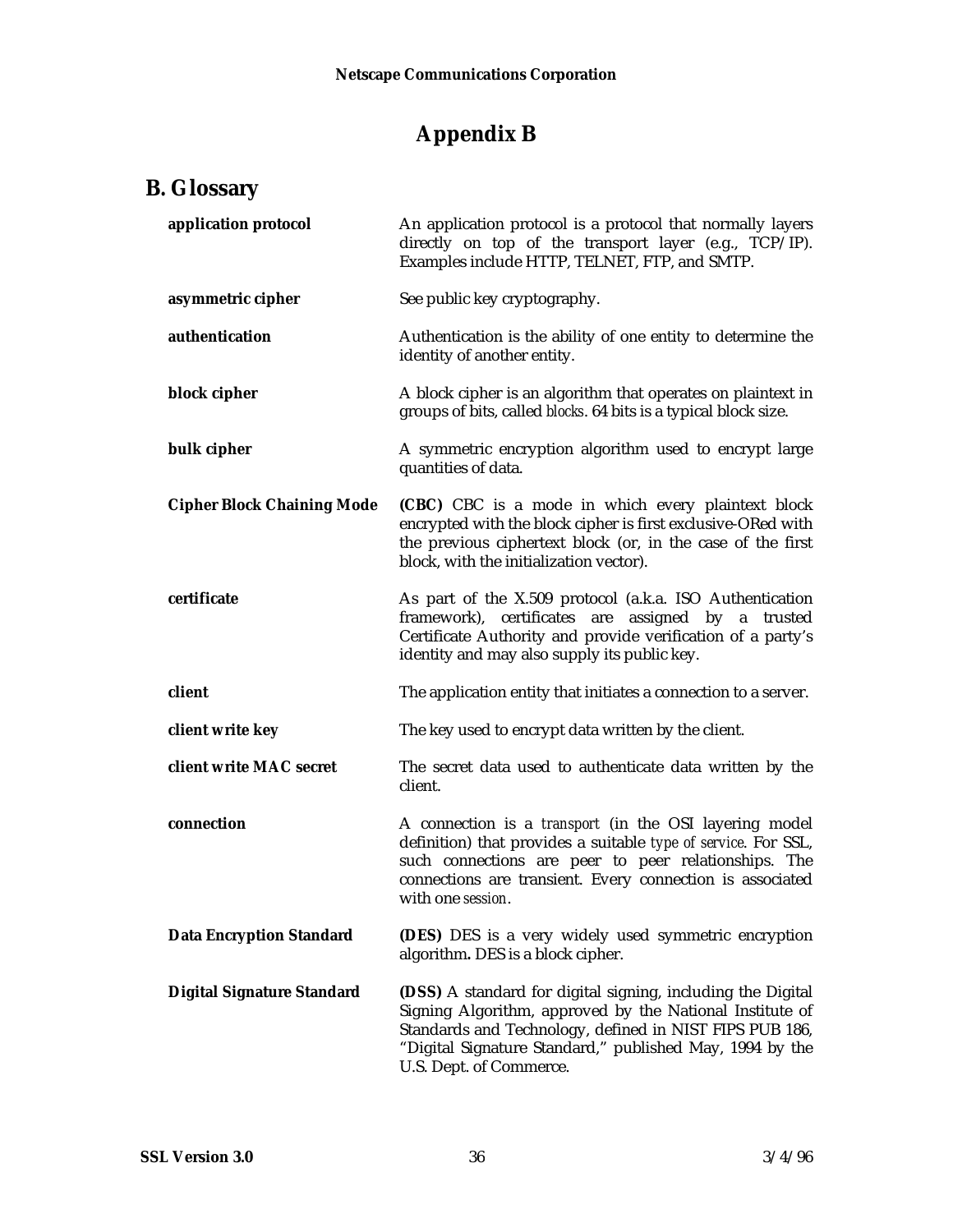# Appendix B

## B. Glossary

**application protocol** — An application protocol is a protocol that normally layers directly on top of the transport layer (e.g., TCP/IP). Examples include HTTP, TELNET, FTP, and SMTP.

**asymmetric cipher** — See public key cryptography.

**authentication** — Authentication is the ability of one entity to determine the identity of another entity.

**block cipher** — A block cipher is an algorithm that operates on plaintext in groups of bits, called *blocks*. 64 bits is a typical block size.

**bulk cipher** — A symmetric encryption algorithm used to encrypt large quantities of data.

**Cipher Block Chaining Mode** — **(CBC)** CBC is a mode in which every plaintext block encrypted with the block cipher is first exclusive-ORed with the previous ciphertext block (or, in the case of the first block, with the initialization vector).

**certificate** — As part of the X.509 protocol (a.k.a. ISO Authentication framework), certificates are assigned by a trusted Certificate Authority and provide verification of a party's identity and may also supply its public key.

**client** — The application entity that initiates a connection to a server.

**client write key** — The key used to encrypt data written by the client.

**client write MAC secret** — The secret data used to authenticate data written by the client.

**connection** — A connection is a *transport* (in the OSI layering model definition) that provides a suitable *type of service*. For SSL, such connections are peer to peer relationships. The connections are transient. Every connection is associated with one *session*.

**Data Encryption Standard** — **(DES)** DES is a very widely used symmetric encryption algorithm**.** DES is a block cipher.

**Digital Signature Standard** — **(DSS)** A standard for digital signing, including the Digital Signing Algorithm, approved by the National Institute of Standards and Technology, defined in NIST FIPS PUB 186, "Digital Signature Standard," published May, 1994 by the U.S. Dept. of Commerce.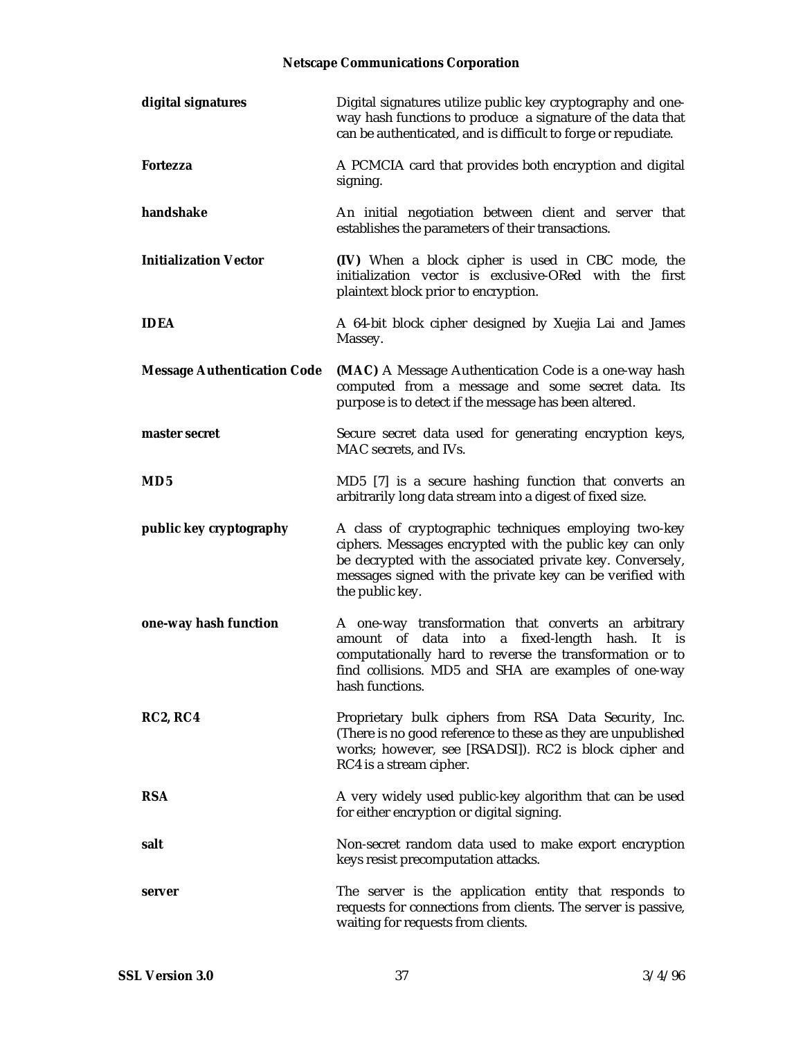**digital signatures** Digital signatures utilize public key cryptography and one-way hash functions to produce a signature of the data that can be authenticated, and is difficult to forge or repudiate.

**Fortezza** A PCMCIA card that provides both encryption and digital signing.

**handshake** An initial negotiation between client and server that establishes the parameters of their transactions.

**Initialization Vector** **(IV)** When a block cipher is used in CBC mode, the initialization vector is exclusive-ORed with the first plaintext block prior to encryption.

**IDEA** A 64-bit block cipher designed by Xuejia Lai and James Massey.

**Message Authentication Code** **(MAC)** A Message Authentication Code is a one-way hash computed from a message and some secret data. Its purpose is to detect if the message has been altered.

**master secret** Secure secret data used for generating encryption keys, MAC secrets, and IVs.

**MD5** MD5 [7] is a secure hashing function that converts an arbitrarily long data stream into a digest of fixed size.

**public key cryptography** A class of cryptographic techniques employing two-key ciphers. Messages encrypted with the public key can only be decrypted with the associated private key. Conversely, messages signed with the private key can be verified with the public key.

**one-way hash function** A one-way transformation that converts an arbitrary amount of data into a fixed-length hash. It is computationally hard to reverse the transformation or to find collisions. MD5 and SHA are examples of one-way hash functions.

**RC2, RC4** Proprietary bulk ciphers from RSA Data Security, Inc. (There is no good reference to these as they are unpublished works; however, see [RSADSI]). RC2 is block cipher and RC4 is a stream cipher.

**RSA** A very widely used public-key algorithm that can be used for either encryption or digital signing.

**salt** Non-secret random data used to make export encryption keys resist precomputation attacks.

**server** The server is the application entity that responds to requests for connections from clients. The server is passive, waiting for requests from clients.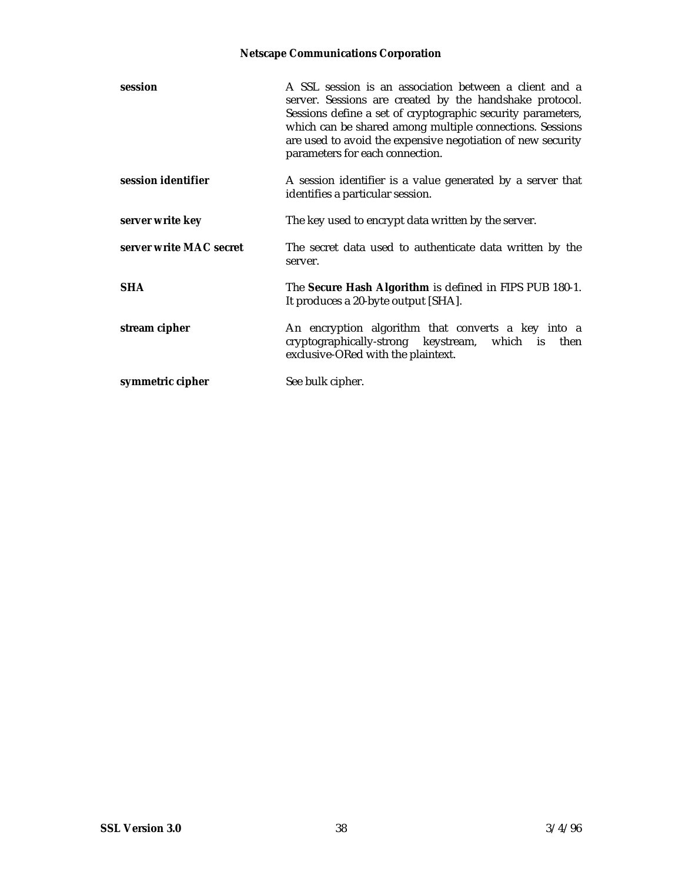**session**
A SSL session is an association between a client and a server. Sessions are created by the handshake protocol. Sessions define a set of cryptographic security parameters, which can be shared among multiple connections. Sessions are used to avoid the expensive negotiation of new security parameters for each connection.

**session identifier**
A session identifier is a value generated by a server that identifies a particular session.

**server write key**
The key used to encrypt data written by the server.

**server write MAC secret**
The secret data used to authenticate data written by the server.

**SHA**
The **Secure Hash Algorithm** is defined in FIPS PUB 180-1. It produces a 20-byte output [SHA].

**stream cipher**
An encryption algorithm that converts a key into a cryptographically-strong keystream, which is then exclusive-ORed with the plaintext.

**symmetric cipher**
See bulk cipher.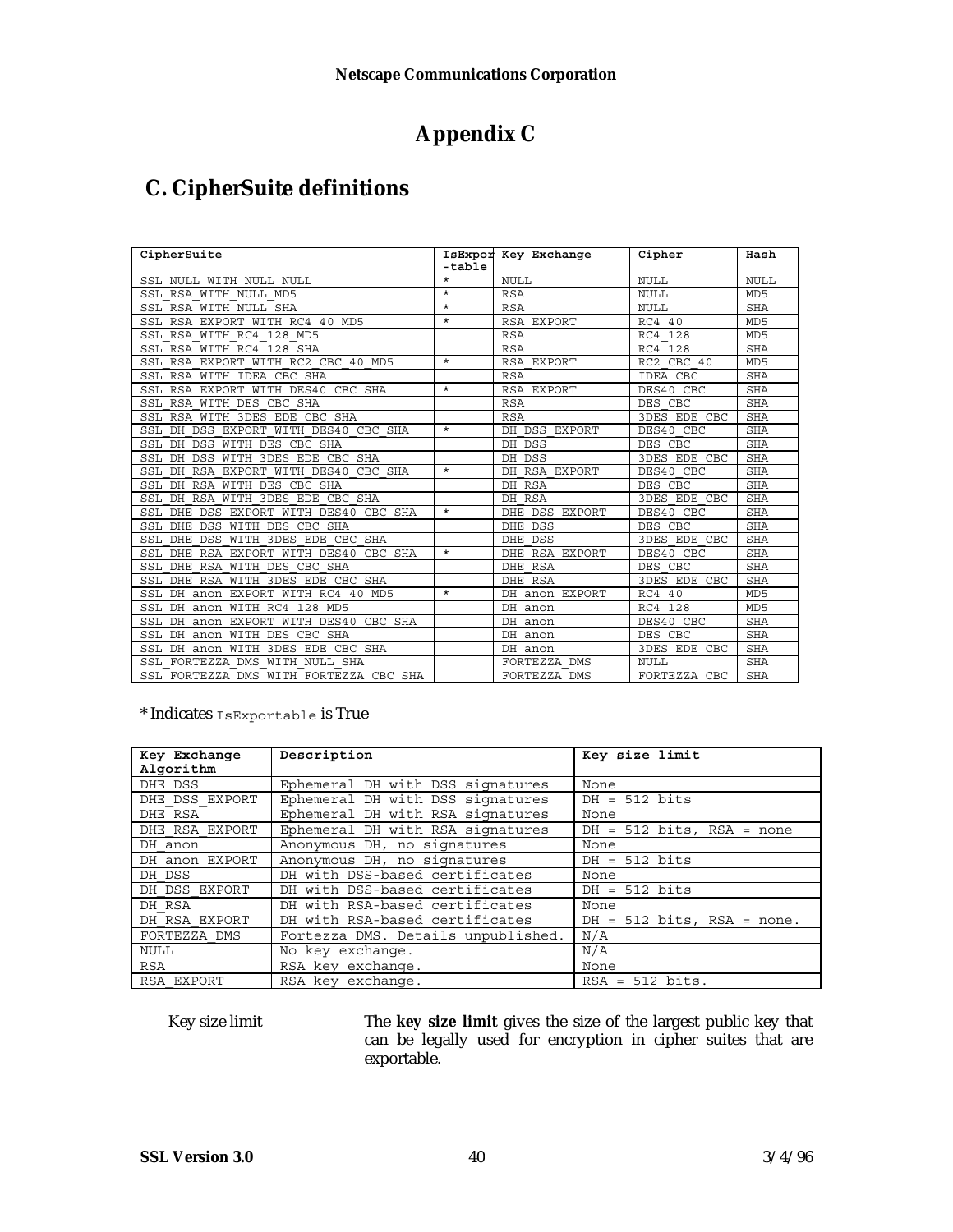# Appendix C

## C. CipherSuite definitions

| CipherSuite | IsExportable | Key Exchange | Cipher | Hash |
|---|---|---|---|---|
| SSL_NULL_WITH_NULL_NULL | * | NULL | NULL | NULL |
| SSL_RSA_WITH_NULL_MD5 | * | RSA | NULL | MD5 |
| SSL_RSA_WITH_NULL_SHA | * | RSA | NULL | SHA |
| SSL_RSA_EXPORT_WITH_RC4_40_MD5 | * | RSA_EXPORT | RC4_40 | MD5 |
| SSL_RSA_WITH_RC4_128_MD5 | | RSA | RC4_128 | MD5 |
| SSL_RSA_WITH_RC4_128_SHA | | RSA | RC4_128 | SHA |
| SSL_RSA_EXPORT_WITH_RC2_CBC_40_MD5 | * | RSA_EXPORT | RC2_CBC_40 | MD5 |
| SSL_RSA_WITH_IDEA_CBC_SHA | | RSA | IDEA_CBC | SHA |
| SSL_RSA_EXPORT_WITH_DES40_CBC_SHA | * | RSA_EXPORT | DES40_CBC | SHA |
| SSL_RSA_WITH_DES_CBC_SHA | | RSA | DES_CBC | SHA |
| SSL_RSA_WITH_3DES_EDE_CBC_SHA | | RSA | 3DES_EDE_CBC | SHA |
| SSL_DH_DSS_EXPORT_WITH_DES40_CBC_SHA | * | DH_DSS_EXPORT | DES40_CBC | SHA |
| SSL_DH_DSS_WITH_DES_CBC_SHA | | DH_DSS | DES_CBC | SHA |
| SSL_DH_DSS_WITH_3DES_EDE_CBC_SHA | | DH_DSS | 3DES_EDE_CBC | SHA |
| SSL_DH_RSA_EXPORT_WITH_DES40_CBC_SHA | * | DH_RSA_EXPORT | DES40_CBC | SHA |
| SSL_DH_RSA_WITH_DES_CBC_SHA | | DH_RSA | DES_CBC | SHA |
| SSL_DH_RSA_WITH_3DES_EDE_CBC_SHA | | DH_RSA | 3DES_EDE_CBC | SHA |
| SSL_DHE_DSS_EXPORT_WITH_DES40_CBC_SHA | * | DHE_DSS_EXPORT | DES40_CBC | SHA |
| SSL_DHE_DSS_WITH_DES_CBC_SHA | | DHE_DSS | DES_CBC | SHA |
| SSL_DHE_DSS_WITH_3DES_EDE_CBC_SHA | | DHE_DSS | 3DES_EDE_CBC | SHA |
| SSL_DHE_RSA_EXPORT_WITH_DES40_CBC_SHA | * | DHE_RSA_EXPORT | DES40_CBC | SHA |
| SSL_DHE_RSA_WITH_DES_CBC_SHA | | DHE_RSA | DES_CBC | SHA |
| SSL_DHE_RSA_WITH_3DES_EDE_CBC_SHA | | DHE_RSA | 3DES_EDE_CBC | SHA |
| SSL_DH_anon_EXPORT_WITH_RC4_40_MD5 | * | DH_anon_EXPORT | RC4_40 | MD5 |
| SSL_DH_anon_WITH_RC4_128_MD5 | | DH_anon | RC4_128 | MD5 |
| SSL_DH_anon_EXPORT_WITH_DES40_CBC_SHA | | DH_anon | DES40_CBC | SHA |
| SSL_DH_anon_WITH_DES_CBC_SHA | | DH_anon | DES_CBC | SHA |
| SSL_DH_anon_WITH_3DES_EDE_CBC_SHA | | DH_anon | 3DES_EDE_CBC | SHA |
| SSL_FORTEZZA_DMS_WITH_NULL_SHA | | FORTEZZA_DMS | NULL | SHA |
| SSL_FORTEZZA_DMS_WITH_FORTEZZA_CBC_SHA | | FORTEZZA_DMS | FORTEZZA_CBC | SHA |

* Indicates `IsExportable` is True

| Key Exchange Algorithm | Description | Key size limit |
|---|---|---|
| DHE_DSS | Ephemeral DH with DSS signatures | None |
| DHE_DSS_EXPORT | Ephemeral DH with DSS signatures | DH = 512 bits |
| DHE_RSA | Ephemeral DH with RSA signatures | None |
| DHE_RSA_EXPORT | Ephemeral DH with RSA signatures | DH = 512 bits, RSA = none |
| DH_anon | Anonymous DH, no signatures | None |
| DH_anon_EXPORT | Anonymous DH, no signatures | DH = 512 bits |
| DH_DSS | DH with DSS-based certificates | None |
| DH_DSS_EXPORT | DH with DSS-based certificates | DH = 512 bits |
| DH_RSA | DH with RSA-based certificates | None |
| DH_RSA_EXPORT | DH with RSA-based certificates | DH = 512 bits, RSA = none. |
| FORTEZZA_DMS | Fortezza DMS. Details unpublished. | N/A |
| NULL | No key exchange. | N/A |
| RSA | RSA key exchange. | None |
| RSA_EXPORT | RSA key exchange. | RSA = 512 bits. |

Key size limit
: The **key size limit** gives the size of the largest public key that can be legally used for encryption in cipher suites that are exportable.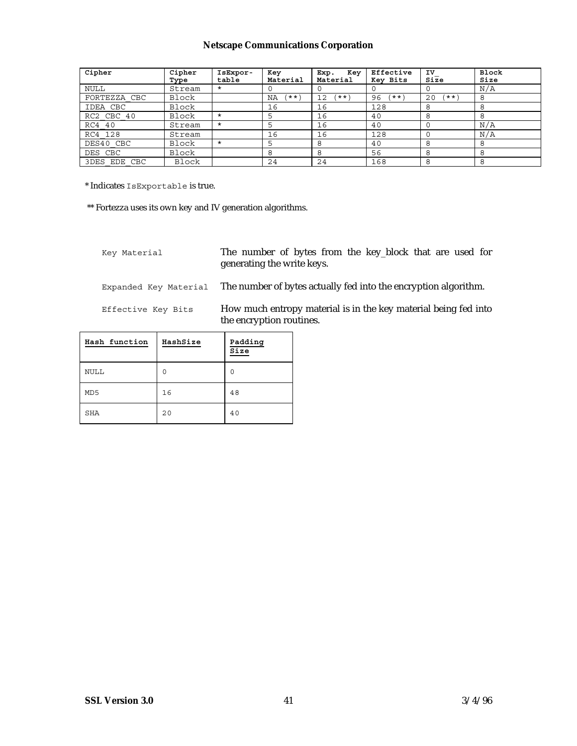| Cipher | Cipher Type | IsExportable | Key Material | Exp. Key Material | Effective Key Bits | IV Size | Block Size |
|---|---|---|---|---|---|---|---|
| NULL | Stream | * | 0 | 0 | 0 | 0 | N/A |
| FORTEZZA_CBC | Block | | NA (**) | 12 (**) | 96 (**) | 20 (**) | 8 |
| IDEA_CBC | Block | | 16 | 16 | 128 | 8 | 8 |
| RC2_CBC_40 | Block | * | 5 | 16 | 40 | 8 | 8 |
| RC4_40 | Stream | * | 5 | 16 | 40 | 0 | N/A |
| RC4_128 | Stream | | 16 | 16 | 128 | 0 | N/A |
| DES40_CBC | Block | * | 5 | 8 | 40 | 8 | 8 |
| DES_CBC | Block | | 8 | 8 | 56 | 8 | 8 |
| 3DES_EDE_CBC | Block | | 24 | 24 | 168 | 8 | 8 |

* Indicates `IsExportable` is true.

** Fortezza uses its own key and IV generation algorithms.

`Key Material` — The number of bytes from the key_block that are used for generating the write keys.

`Expanded Key Material` — The number of bytes actually fed into the encryption algorithm.

`Effective Key Bits` — How much entropy material is in the key material being fed into the encryption routines.

| Hash function | HashSize | Padding Size |
|---|---|---|
| NULL | 0 | 0 |
| MD5 | 16 | 48 |
| SHA | 20 | 40 |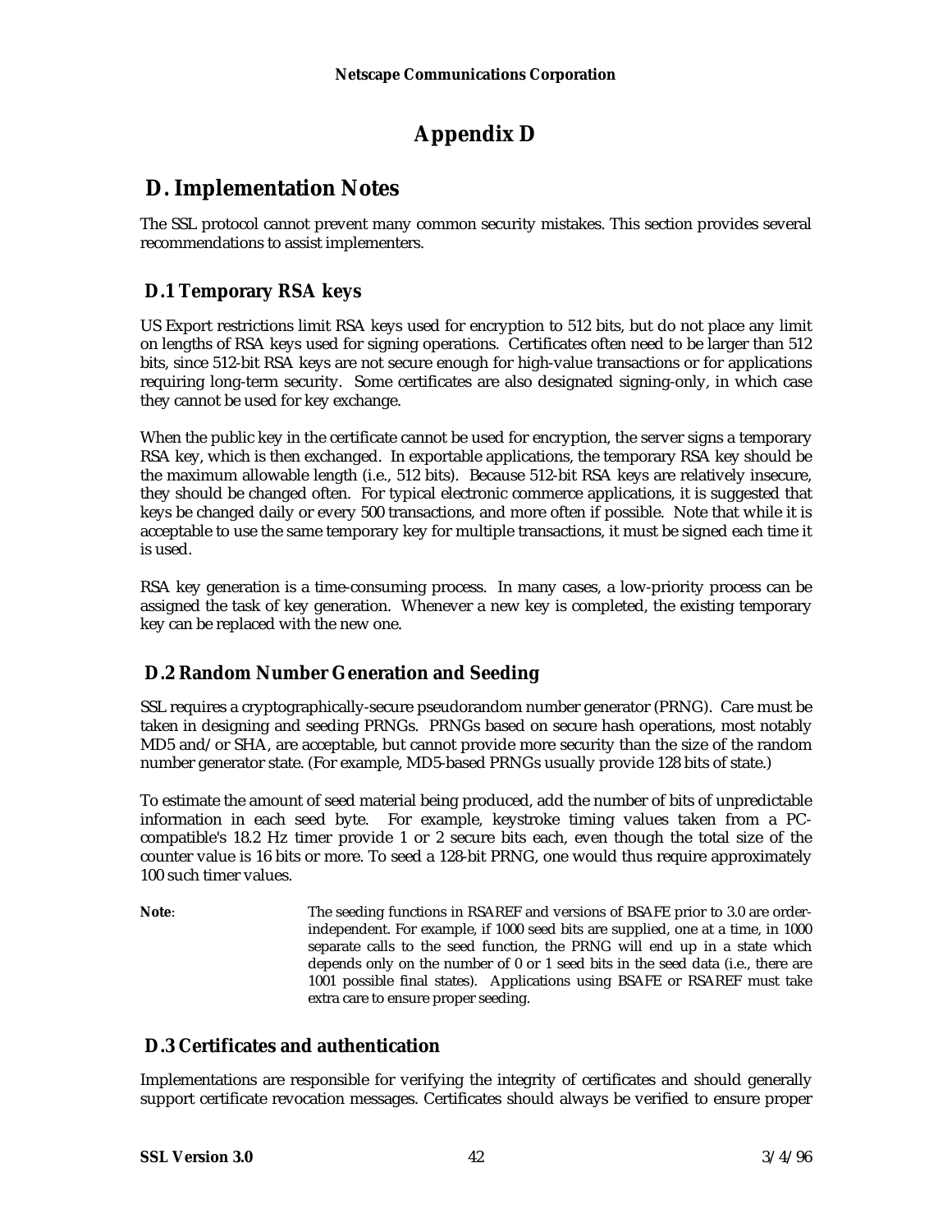# Appendix D

## D. Implementation Notes

The SSL protocol cannot prevent many common security mistakes. This section provides several recommendations to assist implementers.

### D.1 Temporary RSA keys

US Export restrictions limit RSA keys used for encryption to 512 bits, but do not place any limit on lengths of RSA keys used for signing operations. Certificates often need to be larger than 512 bits, since 512-bit RSA keys are not secure enough for high-value transactions or for applications requiring long-term security. Some certificates are also designated signing-only, in which case they cannot be used for key exchange.

When the public key in the certificate cannot be used for encryption, the server signs a temporary RSA key, which is then exchanged. In exportable applications, the temporary RSA key should be the maximum allowable length (i.e., 512 bits). Because 512-bit RSA keys are relatively insecure, they should be changed often. For typical electronic commerce applications, it is suggested that keys be changed daily or every 500 transactions, and more often if possible. Note that while it is acceptable to use the same temporary key for multiple transactions, it must be signed each time it is used.

RSA key generation is a time-consuming process. In many cases, a low-priority process can be assigned the task of key generation. Whenever a new key is completed, the existing temporary key can be replaced with the new one.

### D.2 Random Number Generation and Seeding

SSL requires a cryptographically-secure pseudorandom number generator (PRNG). Care must be taken in designing and seeding PRNGs. PRNGs based on secure hash operations, most notably MD5 and/or SHA, are acceptable, but cannot provide more security than the size of the random number generator state. (For example, MD5-based PRNGs usually provide 128 bits of state.)

To estimate the amount of seed material being produced, add the number of bits of unpredictable information in each seed byte. For example, keystroke timing values taken from a PC-compatible's 18.2 Hz timer provide 1 or 2 secure bits each, even though the total size of the counter value is 16 bits or more. To seed a 128-bit PRNG, one would thus require approximately 100 such timer values.

**Note**: The seeding functions in RSAREF and versions of BSAFE prior to 3.0 are order-independent. For example, if 1000 seed bits are supplied, one at a time, in 1000 separate calls to the seed function, the PRNG will end up in a state which depends only on the number of 0 or 1 seed bits in the seed data (i.e., there are 1001 possible final states). Applications using BSAFE or RSAREF must take extra care to ensure proper seeding.

### D.3 Certificates and authentication

Implementations are responsible for verifying the integrity of certificates and should generally support certificate revocation messages. Certificates should always be verified to ensure proper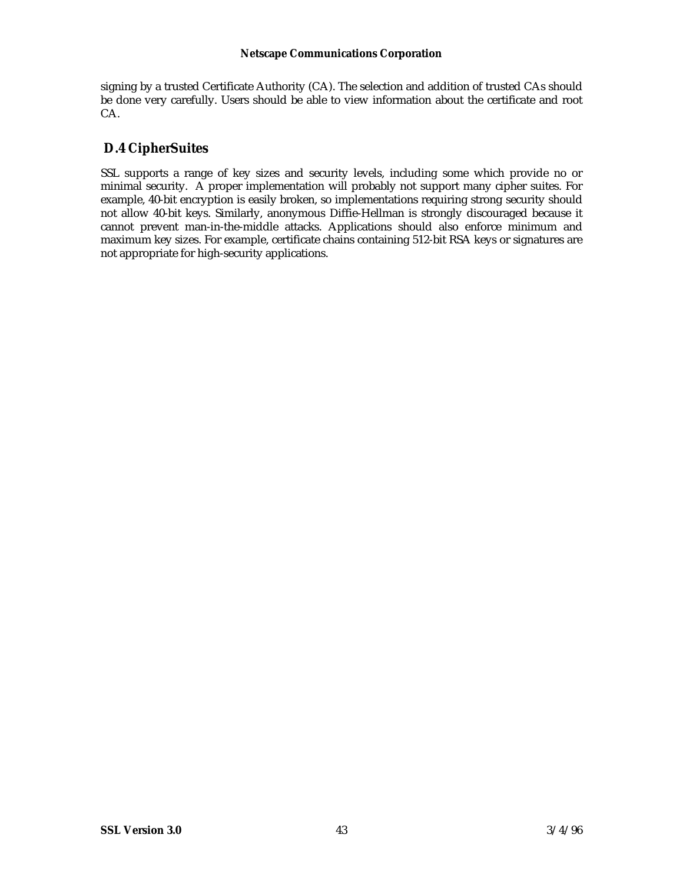signing by a trusted Certificate Authority (CA). The selection and addition of trusted CAs should be done very carefully. Users should be able to view information about the certificate and root CA.

## D.4 CipherSuites

SSL supports a range of key sizes and security levels, including some which provide no or minimal security. A proper implementation will probably not support many cipher suites. For example, 40-bit encryption is easily broken, so implementations requiring strong security should not allow 40-bit keys. Similarly, anonymous Diffie-Hellman is strongly discouraged because it cannot prevent man-in-the-middle attacks. Applications should also enforce minimum and maximum key sizes. For example, certificate chains containing 512-bit RSA keys or signatures are not appropriate for high-security applications.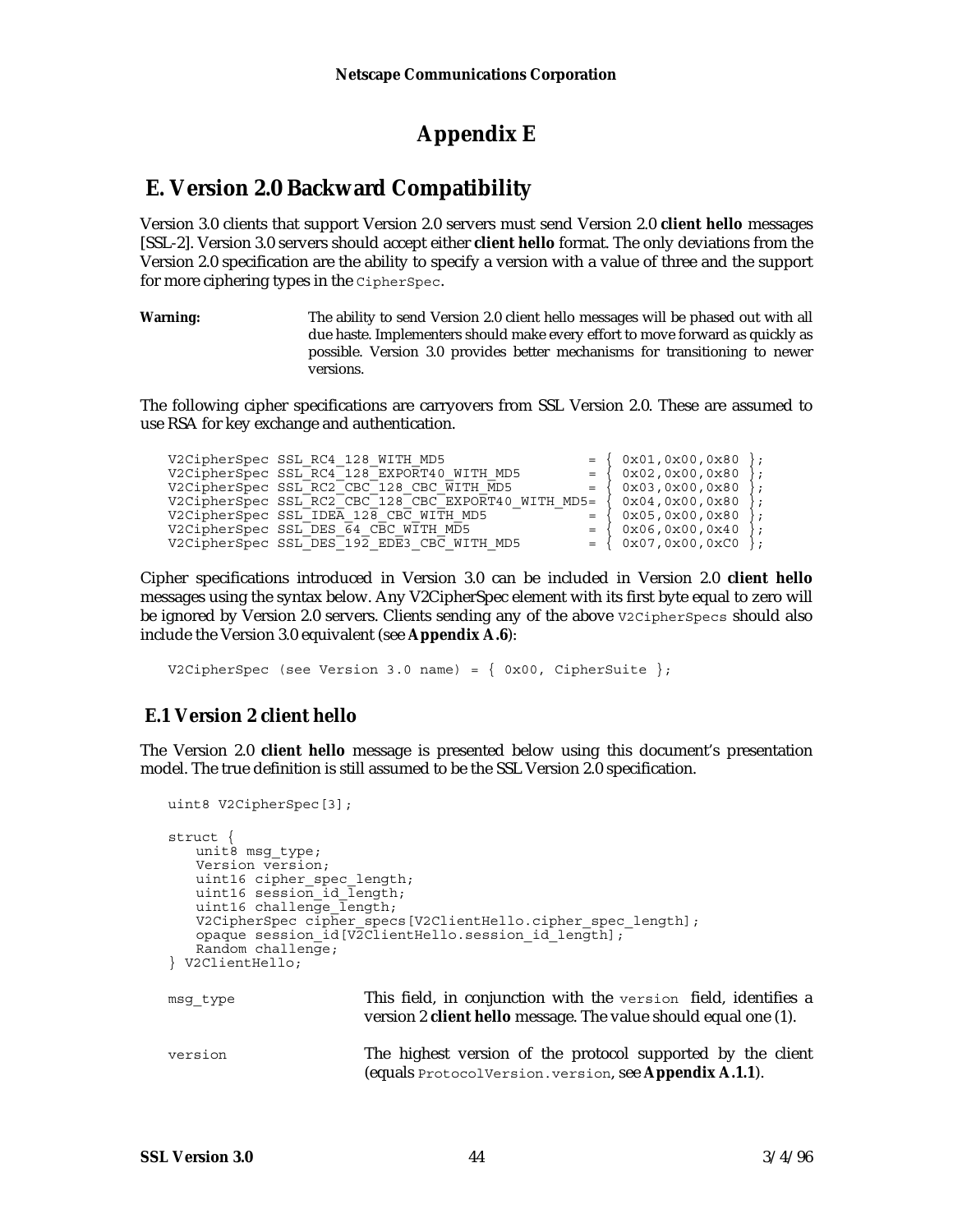# Appendix E

## E. Version 2.0 Backward Compatibility

Version 3.0 clients that support Version 2.0 servers must send Version 2.0 **client hello** messages [SSL-2]. Version 3.0 servers should accept either **client hello** format. The only deviations from the Version 2.0 specification are the ability to specify a version with a value of three and the support for more ciphering types in the `CipherSpec`.

**Warning:** The ability to send Version 2.0 client hello messages will be phased out with all due haste. Implementers should make every effort to move forward as quickly as possible. Version 3.0 provides better mechanisms for transitioning to newer versions.

The following cipher specifications are carryovers from SSL Version 2.0. These are assumed to use RSA for key exchange and authentication.

```
V2CipherSpec SSL_RC4_128_WITH_MD5                   = { 0x01,0x00,0x80 };
V2CipherSpec SSL_RC4_128_EXPORT40_WITH_MD5          = { 0x02,0x00,0x80 };
V2CipherSpec SSL_RC2_CBC_128_CBC_WITH_MD5           = { 0x03,0x00,0x80 };
V2CipherSpec SSL_RC2_CBC_128_CBC_EXPORT40_WITH_MD5= { 0x04,0x00,0x80 };
V2CipherSpec SSL_IDEA_128_CBC_WITH_MD5              = { 0x05,0x00,0x80 };
V2CipherSpec SSL_DES_64_CBC_WITH_MD5                = { 0x06,0x00,0x40 };
V2CipherSpec SSL_DES_192_EDE3_CBC_WITH_MD5          = { 0x07,0x00,0xC0 };
```

Cipher specifications introduced in Version 3.0 can be included in Version 2.0 **client hello** messages using the syntax below. Any V2CipherSpec element with its first byte equal to zero will be ignored by Version 2.0 servers. Clients sending any of the above `V2CipherSpecs` should also include the Version 3.0 equivalent (see **Appendix A.6**):

```
V2CipherSpec (see Version 3.0 name) = { 0x00, CipherSuite };
```

### E.1 Version 2 client hello

The Version 2.0 **client hello** message is presented below using this document's presentation model. The true definition is still assumed to be the SSL Version 2.0 specification.

```
uint8 V2CipherSpec[3];

struct {
   unit8 msg_type;
   Version version;
   uint16 cipher_spec_length;
   uint16 session_id_length;
   uint16 challenge_length;
   V2CipherSpec cipher_specs[V2ClientHello.cipher_spec_length];
   opaque session_id[V2ClientHello.session_id_length];
   Random challenge;
} V2ClientHello;
```

`msg_type` — This field, in conjunction with the `version` field, identifies a version 2 **client hello** message. The value should equal one (1).

`version` — The highest version of the protocol supported by the client (equals `ProtocolVersion.version`, see **Appendix A.1.1**).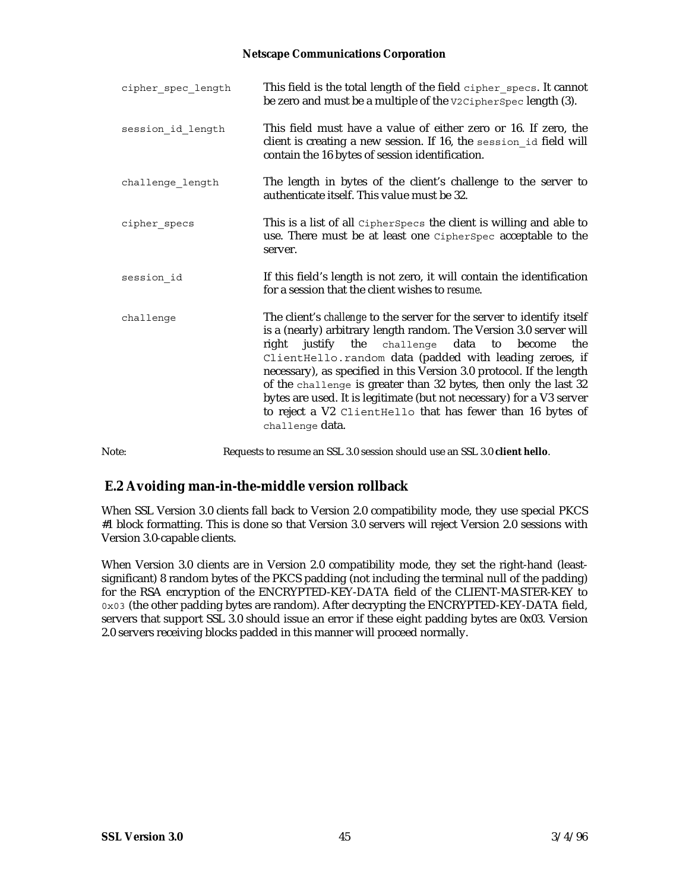| | |
|---|---|
| cipher_spec_length | This field is the total length of the field `cipher_specs`. It cannot be zero and must be a multiple of the `V2CipherSpec` length (3). |
| session_id_length | This field must have a value of either zero or 16. If zero, the client is creating a new session. If 16, the `session_id` field will contain the 16 bytes of session identification. |
| challenge_length | The length in bytes of the client's challenge to the server to authenticate itself. This value must be 32. |
| cipher_specs | This is a list of all `CipherSpecs` the client is willing and able to use. There must be at least one `CipherSpec` acceptable to the server. |
| session_id | If this field's length is not zero, it will contain the identification for a session that the client wishes to *resume*. |
| challenge | The client's *challenge* to the server for the server to identify itself is a (nearly) arbitrary length random. The Version 3.0 server will right justify the `challenge` data to become the `ClientHello.random` data (padded with leading zeroes, if necessary), as specified in this Version 3.0 protocol. If the length of the `challenge` is greater than 32 bytes, then only the last 32 bytes are used. It is legitimate (but not necessary) for a V3 server to reject a V2 `ClientHello` that has fewer than 16 bytes of `challenge` data. |

Note: Requests to resume an SSL 3.0 session should use an SSL 3.0 **client hello**.

## E.2 Avoiding man-in-the-middle version rollback

When SSL Version 3.0 clients fall back to Version 2.0 compatibility mode, they use special PKCS #1 block formatting. This is done so that Version 3.0 servers will reject Version 2.0 sessions with Version 3.0-capable clients.

When Version 3.0 clients are in Version 2.0 compatibility mode, they set the right-hand (least-significant) 8 random bytes of the PKCS padding (not including the terminal null of the padding) for the RSA encryption of the ENCRYPTED-KEY-DATA field of the CLIENT-MASTER-KEY to `0x03` (the other padding bytes are random). After decrypting the ENCRYPTED-KEY-DATA field, servers that support SSL 3.0 should issue an error if these eight padding bytes are 0x03. Version 2.0 servers receiving blocks padded in this manner will proceed normally.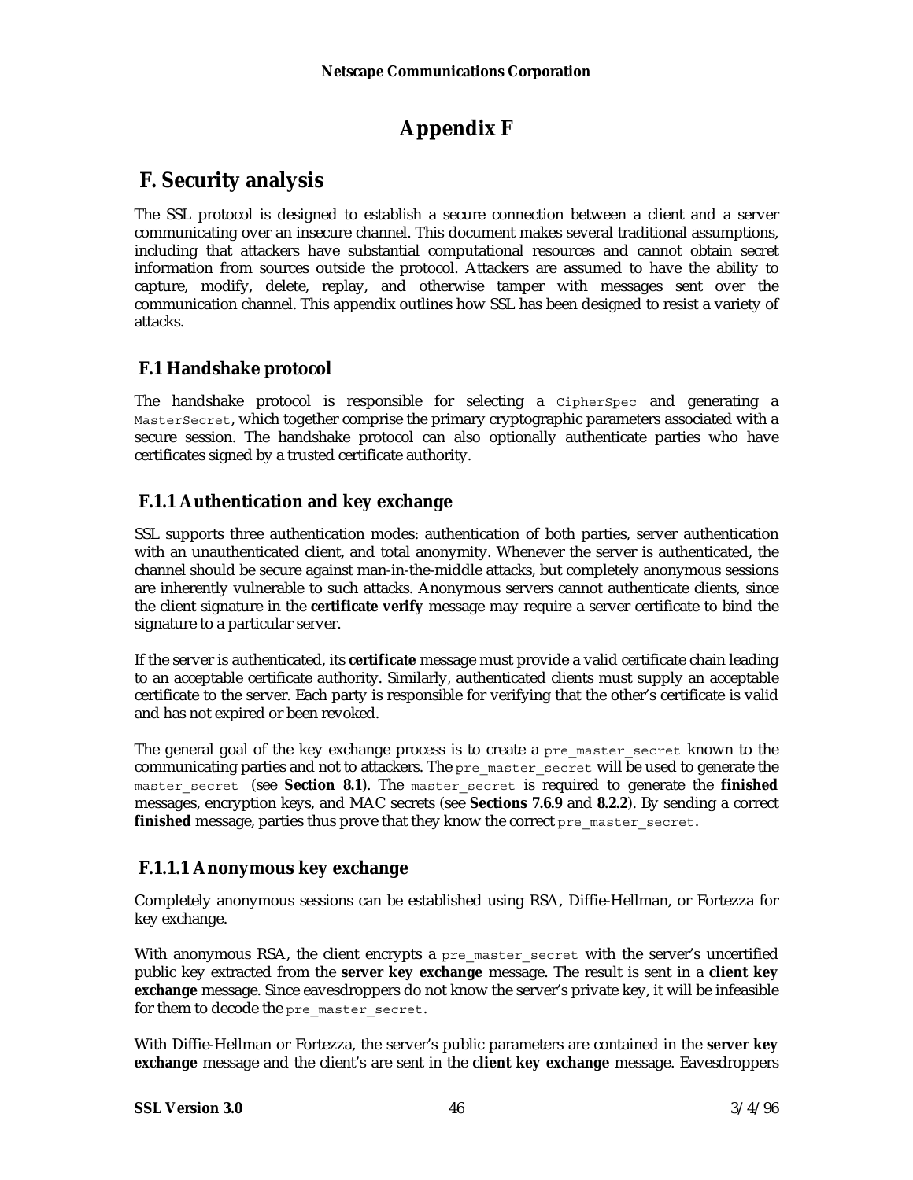# Appendix F

## F. Security analysis

The SSL protocol is designed to establish a secure connection between a client and a server communicating over an insecure channel. This document makes several traditional assumptions, including that attackers have substantial computational resources and cannot obtain secret information from sources outside the protocol. Attackers are assumed to have the ability to capture, modify, delete, replay, and otherwise tamper with messages sent over the communication channel. This appendix outlines how SSL has been designed to resist a variety of attacks.

### F.1 Handshake protocol

The handshake protocol is responsible for selecting a `CipherSpec` and generating a `MasterSecret`, which together comprise the primary cryptographic parameters associated with a secure session. The handshake protocol can also optionally authenticate parties who have certificates signed by a trusted certificate authority.

### F.1.1 Authentication and key exchange

SSL supports three authentication modes: authentication of both parties, server authentication with an unauthenticated client, and total anonymity. Whenever the server is authenticated, the channel should be secure against man-in-the-middle attacks, but completely anonymous sessions are inherently vulnerable to such attacks. Anonymous servers cannot authenticate clients, since the client signature in the **certificate verify** message may require a server certificate to bind the signature to a particular server.

If the server is authenticated, its **certificate** message must provide a valid certificate chain leading to an acceptable certificate authority. Similarly, authenticated clients must supply an acceptable certificate to the server. Each party is responsible for verifying that the other's certificate is valid and has not expired or been revoked.

The general goal of the key exchange process is to create a `pre_master_secret` known to the communicating parties and not to attackers. The `pre_master_secret` will be used to generate the `master_secret` (see **Section 8.1**). The `master_secret` is required to generate the **finished** messages, encryption keys, and MAC secrets (see **Sections 7.6.9** and **8.2.2**). By sending a correct **finished** message, parties thus prove that they know the correct `pre_master_secret`.

### F.1.1.1 Anonymous key exchange

Completely anonymous sessions can be established using RSA, Diffie-Hellman, or Fortezza for key exchange.

With anonymous RSA, the client encrypts a `pre_master_secret` with the server's uncertified public key extracted from the **server key exchange** message. The result is sent in a **client key exchange** message. Since eavesdroppers do not know the server's private key, it will be infeasible for them to decode the `pre_master_secret`.

With Diffie-Hellman or Fortezza, the server's public parameters are contained in the **server key exchange** message and the client's are sent in the **client key exchange** message. Eavesdroppers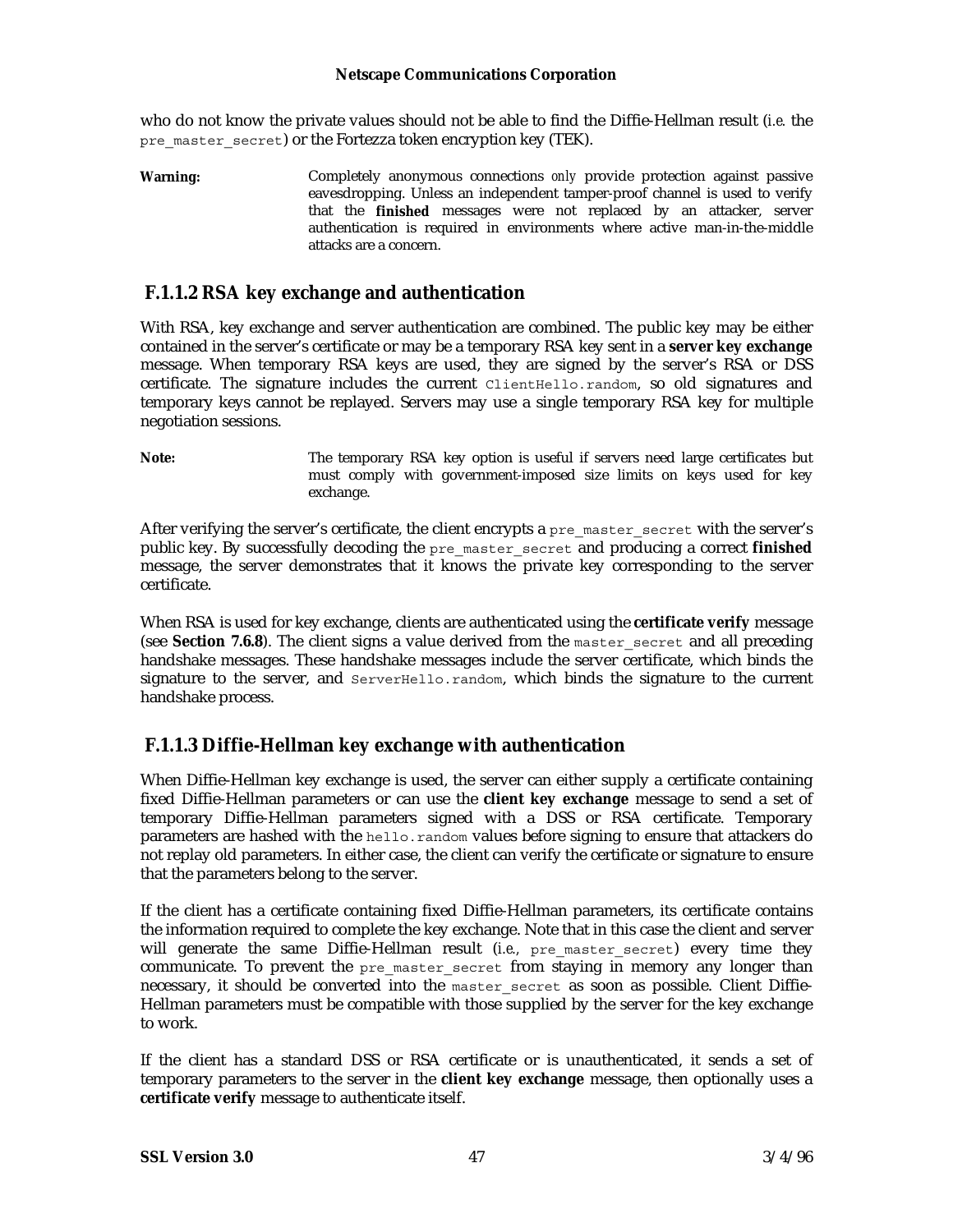who do not know the private values should not be able to find the Diffie-Hellman result (*i.e.* the `pre_master_secret`) or the Fortezza token encryption key (TEK).

**Warning:** Completely anonymous connections *only* provide protection against passive eavesdropping. Unless an independent tamper-proof channel is used to verify that the **finished** messages were not replaced by an attacker, server authentication is required in environments where active man-in-the-middle attacks are a concern.

### F.1.1.2 RSA key exchange and authentication

With RSA, key exchange and server authentication are combined. The public key may be either contained in the server's certificate or may be a temporary RSA key sent in a **server key exchange** message. When temporary RSA keys are used, they are signed by the server's RSA or DSS certificate. The signature includes the current `ClientHello.random`, so old signatures and temporary keys cannot be replayed. Servers may use a single temporary RSA key for multiple negotiation sessions.

**Note:** The temporary RSA key option is useful if servers need large certificates but must comply with government-imposed size limits on keys used for key exchange.

After verifying the server's certificate, the client encrypts a `pre_master_secret` with the server's public key. By successfully decoding the `pre_master_secret` and producing a correct **finished** message, the server demonstrates that it knows the private key corresponding to the server certificate.

When RSA is used for key exchange, clients are authenticated using the **certificate verify** message (see **Section 7.6.8**). The client signs a value derived from the `master_secret` and all preceding handshake messages. These handshake messages include the server certificate, which binds the signature to the server, and `ServerHello.random`, which binds the signature to the current handshake process.

### F.1.1.3 Diffie-Hellman key exchange with authentication

When Diffie-Hellman key exchange is used, the server can either supply a certificate containing fixed Diffie-Hellman parameters or can use the **client key exchange** message to send a set of temporary Diffie-Hellman parameters signed with a DSS or RSA certificate. Temporary parameters are hashed with the `hello.random` values before signing to ensure that attackers do not replay old parameters. In either case, the client can verify the certificate or signature to ensure that the parameters belong to the server.

If the client has a certificate containing fixed Diffie-Hellman parameters, its certificate contains the information required to complete the key exchange. Note that in this case the client and server will generate the same Diffie-Hellman result (*i.e.*, `pre_master_secret`) every time they communicate. To prevent the `pre_master_secret` from staying in memory any longer than necessary, it should be converted into the `master_secret` as soon as possible. Client Diffie-Hellman parameters must be compatible with those supplied by the server for the key exchange to work.

If the client has a standard DSS or RSA certificate or is unauthenticated, it sends a set of temporary parameters to the server in the **client key exchange** message, then optionally uses a **certificate verify** message to authenticate itself.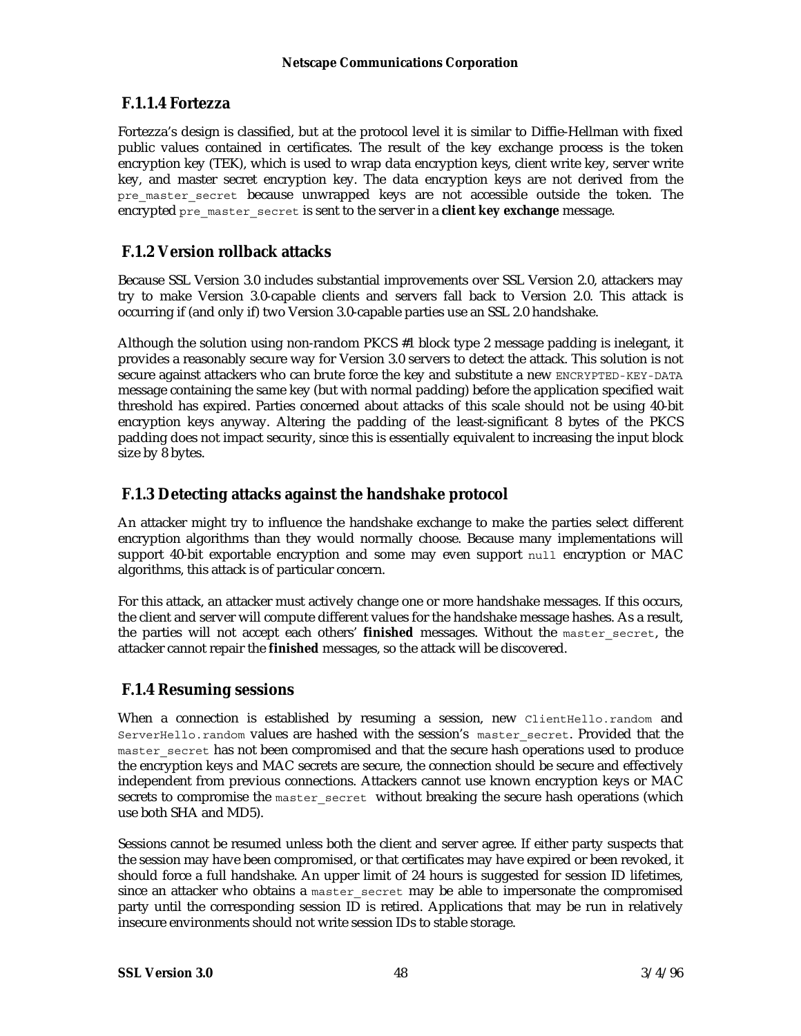### F.1.1.4 Fortezza

Fortezza's design is classified, but at the protocol level it is similar to Diffie-Hellman with fixed public values contained in certificates. The result of the key exchange process is the token encryption key (TEK), which is used to wrap data encryption keys, client write key, server write key, and master secret encryption key. The data encryption keys are not derived from the `pre_master_secret` because unwrapped keys are not accessible outside the token. The encrypted `pre_master_secret` is sent to the server in a **client key exchange** message.

## F.1.2 Version rollback attacks

Because SSL Version 3.0 includes substantial improvements over SSL Version 2.0, attackers may try to make Version 3.0-capable clients and servers fall back to Version 2.0. This attack is occurring if (and only if) two Version 3.0-capable parties use an SSL 2.0 handshake.

Although the solution using non-random PKCS #1 block type 2 message padding is inelegant, it provides a reasonably secure way for Version 3.0 servers to detect the attack. This solution is not secure against attackers who can brute force the key and substitute a new `ENCRYPTED-KEY-DATA` message containing the same key (but with normal padding) before the application specified wait threshold has expired. Parties concerned about attacks of this scale should not be using 40-bit encryption keys anyway. Altering the padding of the least-significant 8 bytes of the PKCS padding does not impact security, since this is essentially equivalent to increasing the input block size by 8 bytes.

## F.1.3 Detecting attacks against the handshake protocol

An attacker might try to influence the handshake exchange to make the parties select different encryption algorithms than they would normally choose. Because many implementations will support 40-bit exportable encryption and some may even support `null` encryption or MAC algorithms, this attack is of particular concern.

For this attack, an attacker must actively change one or more handshake messages. If this occurs, the client and server will compute different values for the handshake message hashes. As a result, the parties will not accept each others' **finished** messages. Without the `master_secret`, the attacker cannot repair the **finished** messages, so the attack will be discovered.

## F.1.4 Resuming sessions

When a connection is established by resuming a session, new `ClientHello.random` and `ServerHello.random` values are hashed with the session's `master_secret`. Provided that the `master_secret` has not been compromised and that the secure hash operations used to produce the encryption keys and MAC secrets are secure, the connection should be secure and effectively independent from previous connections. Attackers cannot use known encryption keys or MAC secrets to compromise the `master_secret` without breaking the secure hash operations (which use both SHA and MD5).

Sessions cannot be resumed unless both the client and server agree. If either party suspects that the session may have been compromised, or that certificates may have expired or been revoked, it should force a full handshake. An upper limit of 24 hours is suggested for session ID lifetimes, since an attacker who obtains a `master_secret` may be able to impersonate the compromised party until the corresponding session ID is retired. Applications that may be run in relatively insecure environments should not write session IDs to stable storage.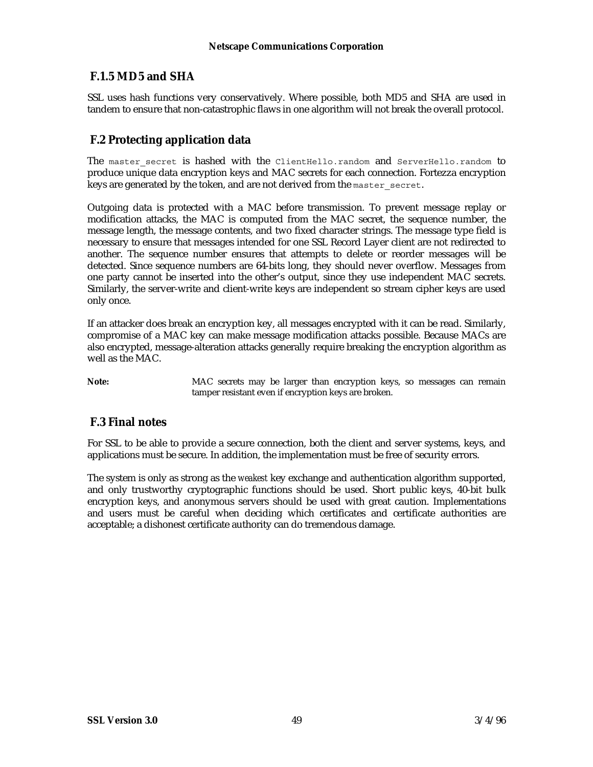### F.1.5 MD5 and SHA

SSL uses hash functions very conservatively. Where possible, both MD5 and SHA are used in tandem to ensure that non-catastrophic flaws in one algorithm will not break the overall protocol.

## F.2 Protecting application data

The `master_secret` is hashed with the `ClientHello.random` and `ServerHello.random` to produce unique data encryption keys and MAC secrets for each connection. Fortezza encryption keys are generated by the token, and are not derived from the `master_secret`.

Outgoing data is protected with a MAC before transmission. To prevent message replay or modification attacks, the MAC is computed from the MAC secret, the sequence number, the message length, the message contents, and two fixed character strings. The message type field is necessary to ensure that messages intended for one SSL Record Layer client are not redirected to another. The sequence number ensures that attempts to delete or reorder messages will be detected. Since sequence numbers are 64-bits long, they should never overflow. Messages from one party cannot be inserted into the other's output, since they use independent MAC secrets. Similarly, the server-write and client-write keys are independent so stream cipher keys are used only once.

If an attacker does break an encryption key, all messages encrypted with it can be read. Similarly, compromise of a MAC key can make message modification attacks possible. Because MACs are also encrypted, message-alteration attacks generally require breaking the encryption algorithm as well as the MAC.

**Note:** MAC secrets may be larger than encryption keys, so messages can remain tamper resistant even if encryption keys are broken.

## F.3 Final notes

For SSL to be able to provide a secure connection, both the client and server systems, keys, and applications must be secure. In addition, the implementation must be free of security errors.

The system is only as strong as the *weakest* key exchange and authentication algorithm supported, and only trustworthy cryptographic functions should be used. Short public keys, 40-bit bulk encryption keys, and anonymous servers should be used with great caution. Implementations and users must be careful when deciding which certificates and certificate authorities are acceptable; a dishonest certificate authority can do tremendous damage.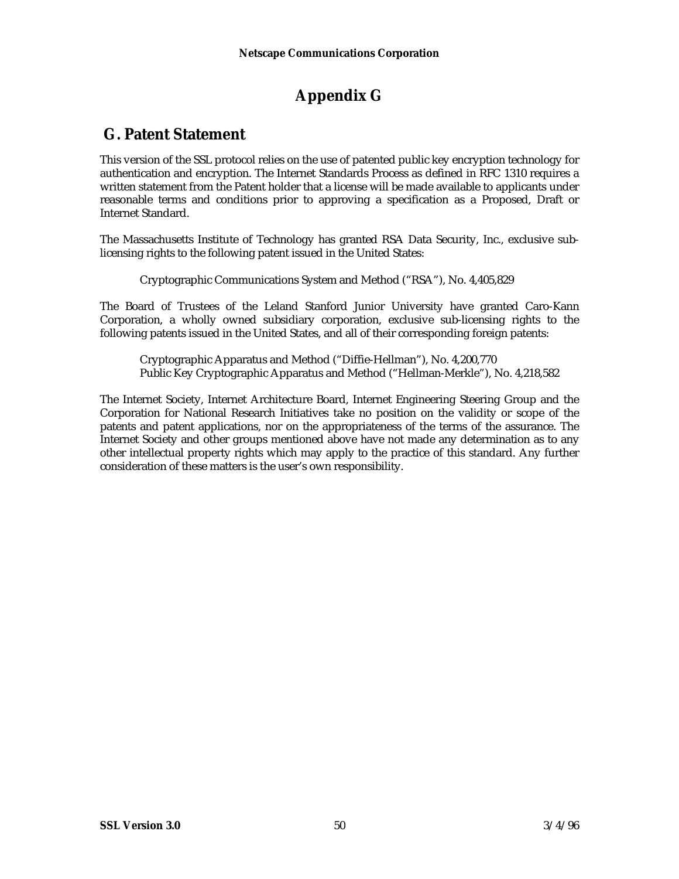# Appendix G

## G. Patent Statement

This version of the SSL protocol relies on the use of patented public key encryption technology for authentication and encryption. The Internet Standards Process as defined in RFC 1310 requires a written statement from the Patent holder that a license will be made available to applicants under reasonable terms and conditions prior to approving a specification as a Proposed, Draft or Internet Standard.

The Massachusetts Institute of Technology has granted RSA Data Security, Inc., exclusive sub-licensing rights to the following patent issued in the United States:

> Cryptographic Communications System and Method ("RSA"), No. 4,405,829

The Board of Trustees of the Leland Stanford Junior University have granted Caro-Kann Corporation, a wholly owned subsidiary corporation, exclusive sub-licensing rights to the following patents issued in the United States, and all of their corresponding foreign patents:

> Cryptographic Apparatus and Method ("Diffie-Hellman"), No. 4,200,770
> Public Key Cryptographic Apparatus and Method ("Hellman-Merkle"), No. 4,218,582

The Internet Society, Internet Architecture Board, Internet Engineering Steering Group and the Corporation for National Research Initiatives take no position on the validity or scope of the patents and patent applications, nor on the appropriateness of the terms of the assurance. The Internet Society and other groups mentioned above have not made any determination as to any other intellectual property rights which may apply to the practice of this standard. Any further consideration of these matters is the user's own responsibility.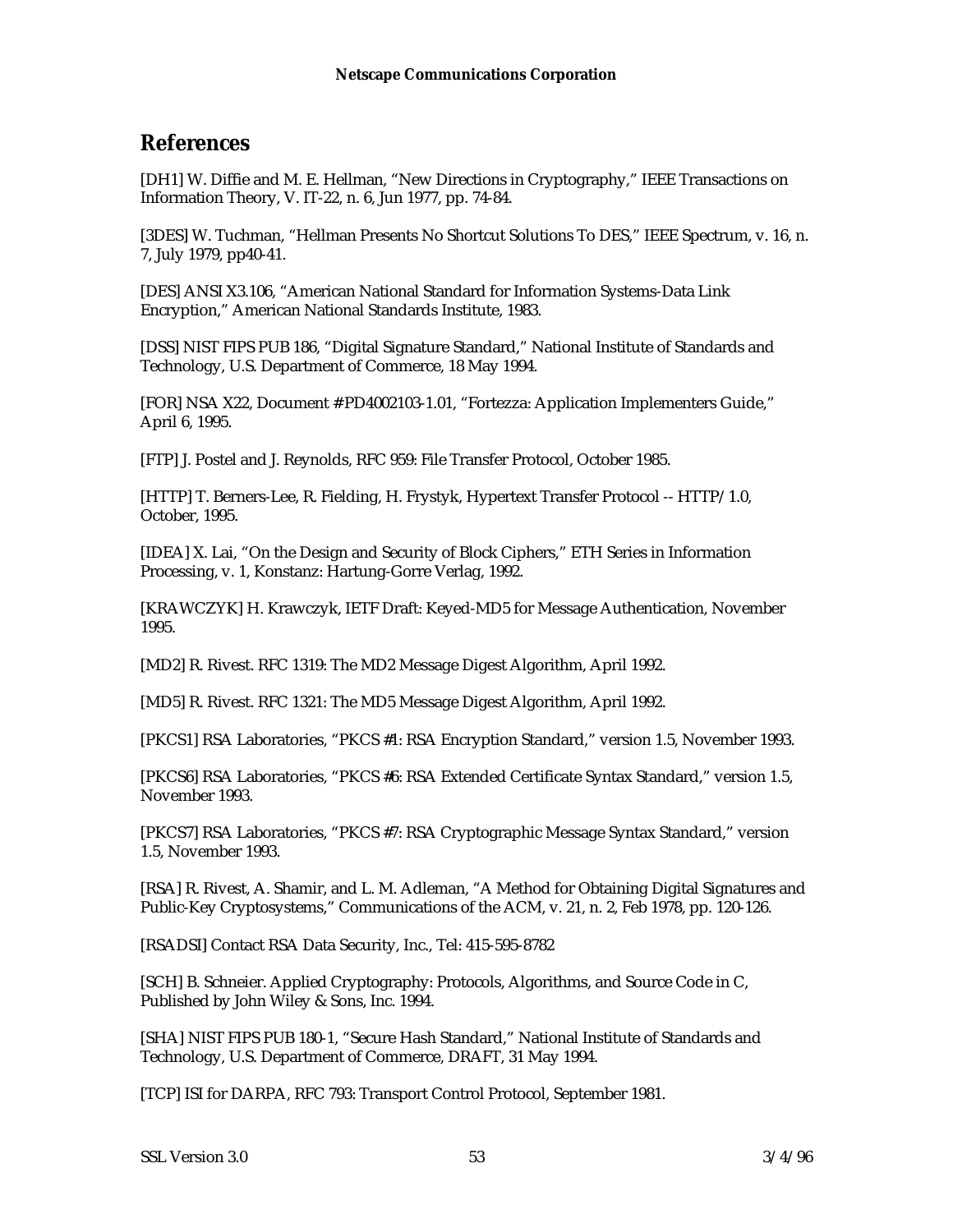## References

[DH1] W. Diffie and M. E. Hellman, "New Directions in Cryptography," IEEE Transactions on Information Theory, V. IT-22, n. 6, Jun 1977, pp. 74-84.

[3DES] W. Tuchman, "Hellman Presents No Shortcut Solutions To DES," IEEE Spectrum, v. 16, n. 7, July 1979, pp40-41.

[DES] ANSI X3.106, "American National Standard for Information Systems-Data Link Encryption," American National Standards Institute, 1983.

[DSS] NIST FIPS PUB 186, "Digital Signature Standard," National Institute of Standards and Technology, U.S. Department of Commerce, 18 May 1994.

[FOR] NSA X22, Document # PD4002103-1.01, "Fortezza: Application Implementers Guide," April 6, 1995.

[FTP] J. Postel and J. Reynolds, RFC 959: File Transfer Protocol, October 1985.

[HTTP] T. Berners-Lee, R. Fielding, H. Frystyk, Hypertext Transfer Protocol -- HTTP/1.0, October, 1995.

[IDEA] X. Lai, "On the Design and Security of Block Ciphers," ETH Series in Information Processing, v. 1, Konstanz: Hartung-Gorre Verlag, 1992.

[KRAWCZYK] H. Krawczyk, IETF Draft: Keyed-MD5 for Message Authentication, November 1995.

[MD2] R. Rivest. RFC 1319: The MD2 Message Digest Algorithm, April 1992.

[MD5] R. Rivest. RFC 1321: The MD5 Message Digest Algorithm, April 1992.

[PKCS1] RSA Laboratories, "PKCS #1: RSA Encryption Standard," version 1.5, November 1993.

[PKCS6] RSA Laboratories, "PKCS #6: RSA Extended Certificate Syntax Standard," version 1.5, November 1993.

[PKCS7] RSA Laboratories, "PKCS #7: RSA Cryptographic Message Syntax Standard," version 1.5, November 1993.

[RSA] R. Rivest, A. Shamir, and L. M. Adleman, "A Method for Obtaining Digital Signatures and Public-Key Cryptosystems," Communications of the ACM, v. 21, n. 2, Feb 1978, pp. 120-126.

[RSADSI] Contact RSA Data Security, Inc., Tel: 415-595-8782

[SCH] B. Schneier. Applied Cryptography: Protocols, Algorithms, and Source Code in C, Published by John Wiley & Sons, Inc. 1994.

[SHA] NIST FIPS PUB 180-1, "Secure Hash Standard," National Institute of Standards and Technology, U.S. Department of Commerce, DRAFT, 31 May 1994.

[TCP] ISI for DARPA, RFC 793: Transport Control Protocol, September 1981.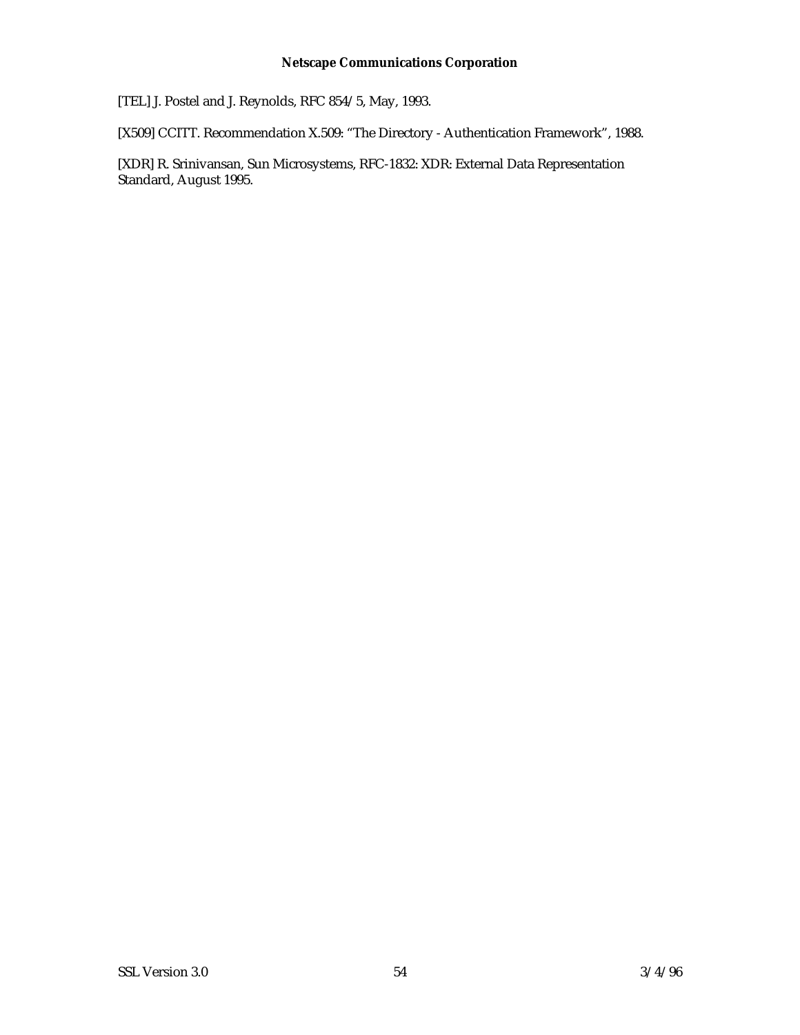[TEL] J. Postel and J. Reynolds, RFC 854/5, May, 1993.

[X509] CCITT. Recommendation X.509: "The Directory - Authentication Framework", 1988.

[XDR] R. Srinivansan, Sun Microsystems, RFC-1832: XDR: External Data Representation Standard, August 1995.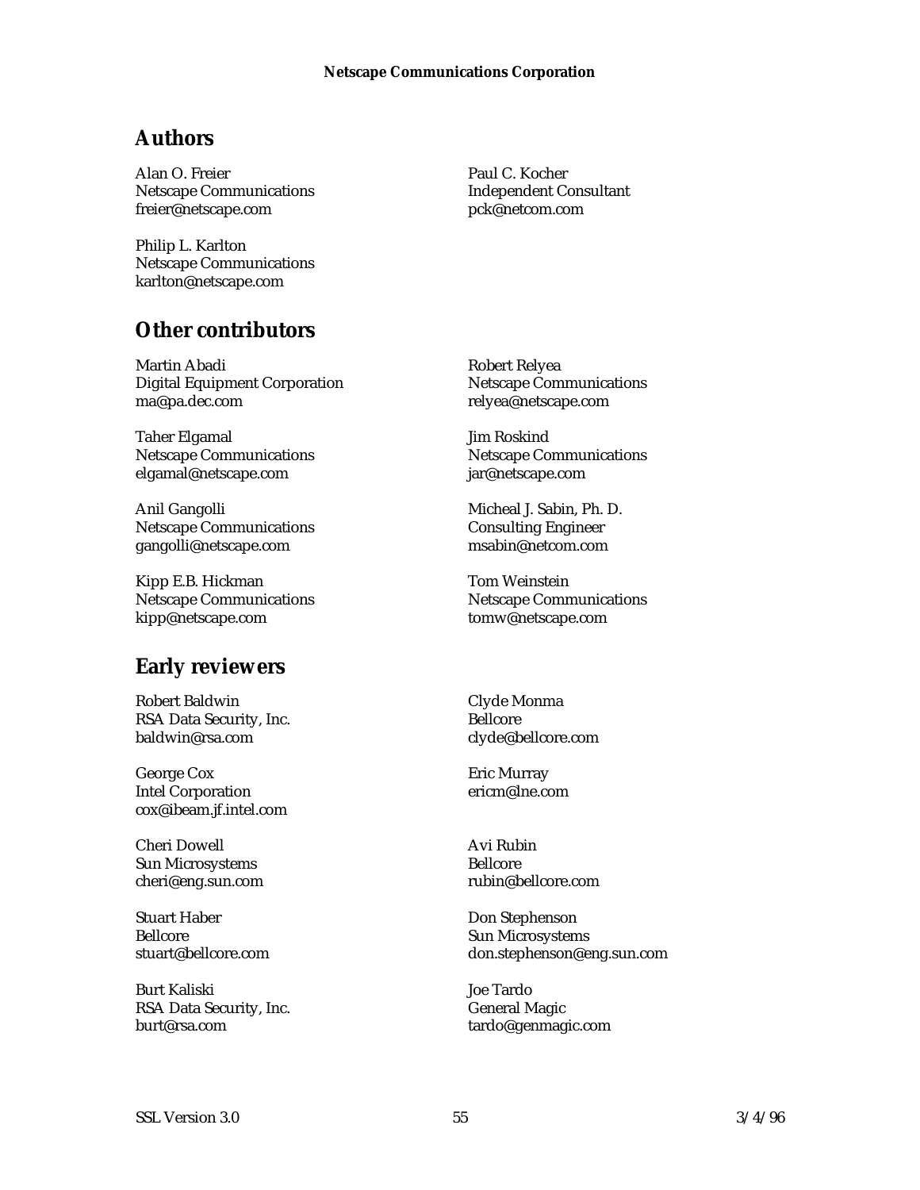## Authors

Alan O. Freier
Netscape Communications
freier@netscape.com

Paul C. Kocher
Independent Consultant
pck@netcom.com

Philip L. Karlton
Netscape Communications
karlton@netscape.com

## Other contributors

Martin Abadi
Digital Equipment Corporation
ma@pa.dec.com

Robert Relyea
Netscape Communications
relyea@netscape.com

Taher Elgamal
Netscape Communications
elgamal@netscape.com

Jim Roskind
Netscape Communications
jar@netscape.com

Anil Gangolli
Netscape Communications
gangolli@netscape.com

Micheal J. Sabin, Ph. D.
Consulting Engineer
msabin@netcom.com

Kipp E.B. Hickman
Netscape Communications
kipp@netscape.com

Tom Weinstein
Netscape Communications
tomw@netscape.com

## Early reviewers

Robert Baldwin
RSA Data Security, Inc.
baldwin@rsa.com

Clyde Monma
Bellcore
clyde@bellcore.com

George Cox
Intel Corporation
cox@ibeam.jf.intel.com

Eric Murray
ericm@lne.com

Cheri Dowell
Sun Microsystems
cheri@eng.sun.com

Avi Rubin
Bellcore
rubin@bellcore.com

Stuart Haber
Bellcore
stuart@bellcore.com

Don Stephenson
Sun Microsystems
don.stephenson@eng.sun.com

Burt Kaliski
RSA Data Security, Inc.
burt@rsa.com

Joe Tardo
General Magic
tardo@genmagic.com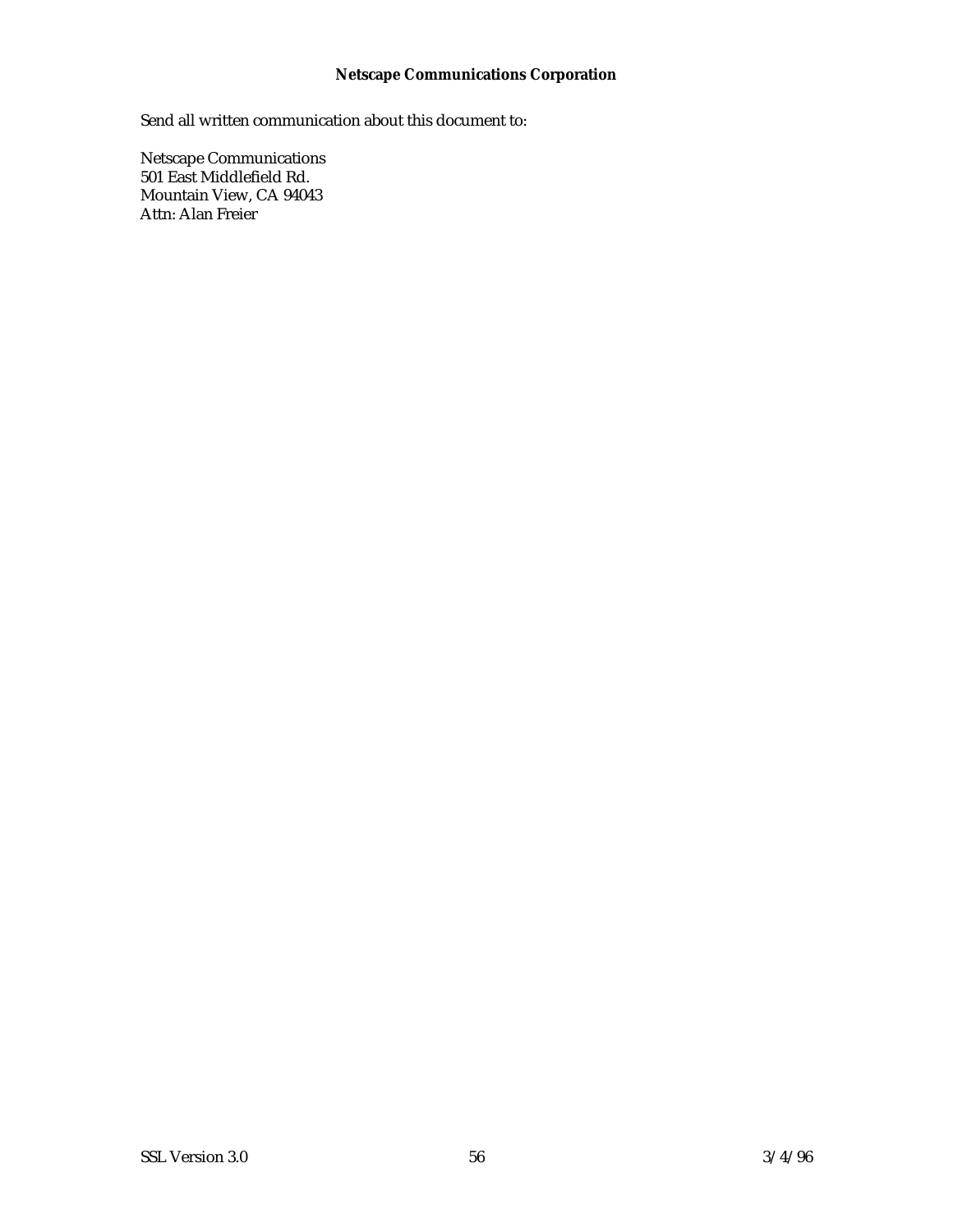**Netscape Communications Corporation**

Send all written communication about this document to:

Netscape Communications  
501 East Middlefield Rd.  
Mountain View, CA 94043  
Attn: Alan Freier